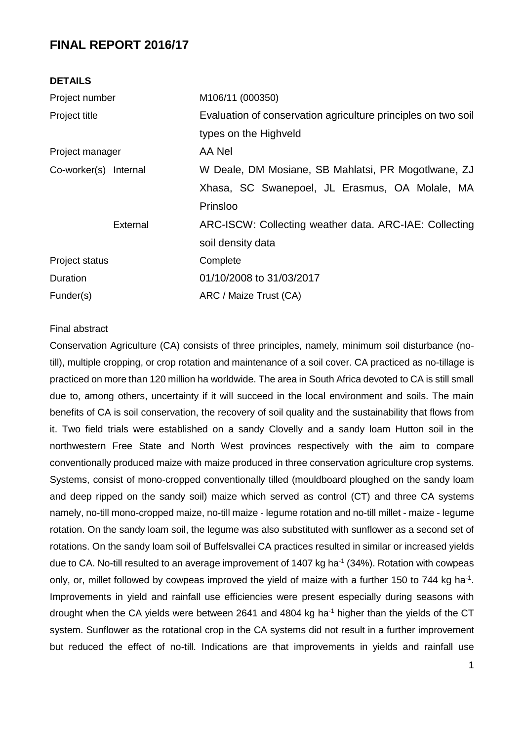# FINAL REPORT 2016/17

**DETAILS**

| | |
|---|---|
| Project number | M106/11 (000350) |
| Project title | Evaluation of conservation agriculture principles on two soil types on the Highveld |
| Project manager | AA Nel |
| Co-worker(s) Internal | W Deale, DM Mosiane, SB Mahlatsi, PR Mogotlwane, ZJ Xhasa, SC Swanepoel, JL Erasmus, OA Molale, MA Prinsloo |
| External | ARC-ISCW: Collecting weather data. ARC-IAE: Collecting soil density data |
| Project status | Complete |
| Duration | 01/10/2008 to 31/03/2017 |
| Funder(s) | ARC / Maize Trust (CA) |

Final abstract

Conservation Agriculture (CA) consists of three principles, namely, minimum soil disturbance (no-till), multiple cropping, or crop rotation and maintenance of a soil cover. CA practiced as no-tillage is practiced on more than 120 million ha worldwide. The area in South Africa devoted to CA is still small due to, among others, uncertainty if it will succeed in the local environment and soils. The main benefits of CA is soil conservation, the recovery of soil quality and the sustainability that flows from it. Two field trials were established on a sandy Clovelly and a sandy loam Hutton soil in the northwestern Free State and North West provinces respectively with the aim to compare conventionally produced maize with maize produced in three conservation agriculture crop systems. Systems, consist of mono-cropped conventionally tilled (mouldboard ploughed on the sandy loam and deep ripped on the sandy soil) maize which served as control (CT) and three CA systems namely, no-till mono-cropped maize, no-till maize - legume rotation and no-till millet - maize - legume rotation. On the sandy loam soil, the legume was also substituted with sunflower as a second set of rotations. On the sandy loam soil of Buffelsvallei CA practices resulted in similar or increased yields due to CA. No-till resulted to an average improvement of 1407 kg ha$^{-1}$ (34%). Rotation with cowpeas only, or, millet followed by cowpeas improved the yield of maize with a further 150 to 744 kg ha$^{-1}$. Improvements in yield and rainfall use efficiencies were present especially during seasons with drought when the CA yields were between 2641 and 4804 kg ha$^{-1}$ higher than the yields of the CT system. Sunflower as the rotational crop in the CA systems did not result in a further improvement but reduced the effect of no-till. Indications are that improvements in yields and rainfall use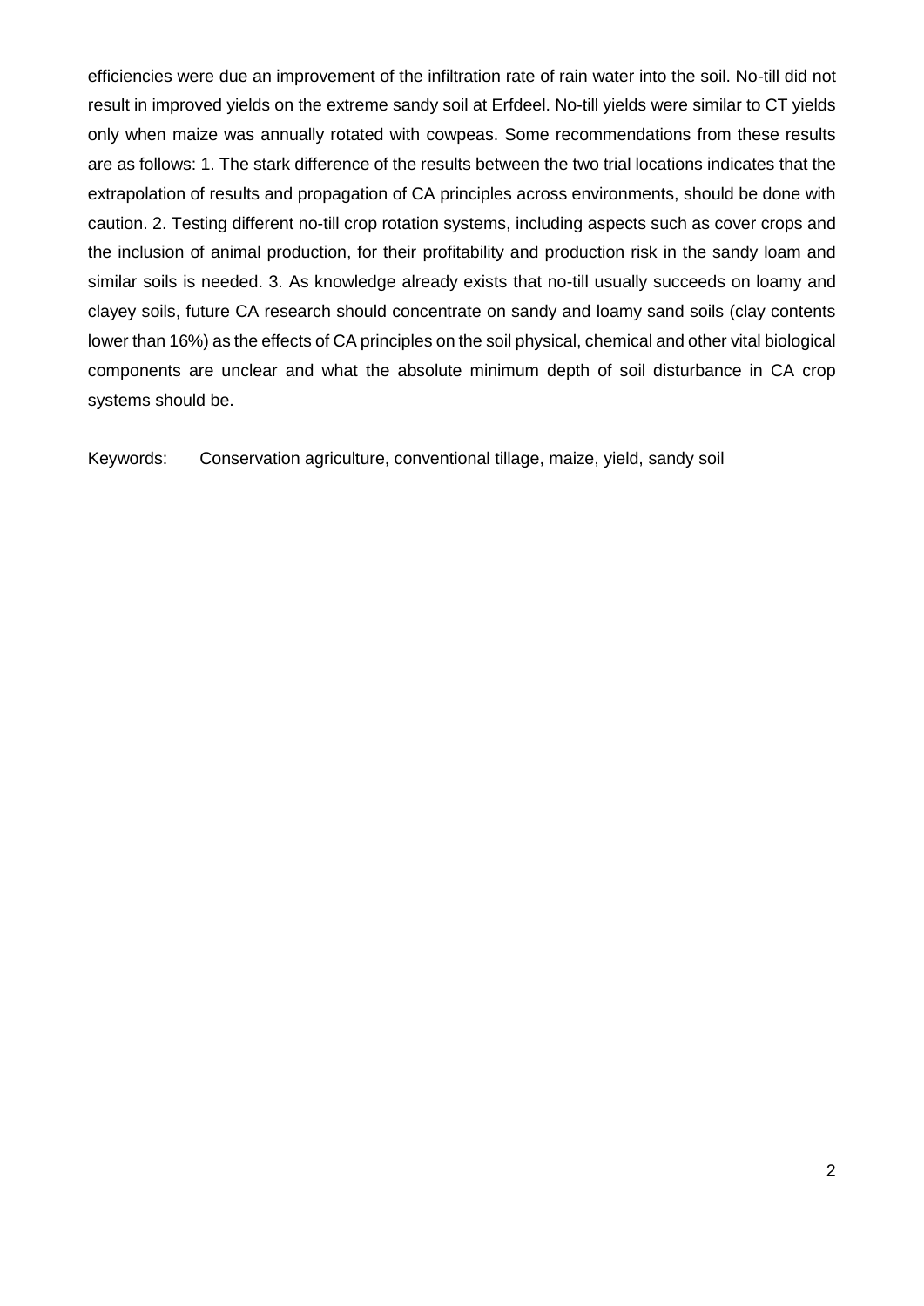efficiencies were due an improvement of the infiltration rate of rain water into the soil. No-till did not result in improved yields on the extreme sandy soil at Erfdeel. No-till yields were similar to CT yields only when maize was annually rotated with cowpeas. Some recommendations from these results are as follows: 1. The stark difference of the results between the two trial locations indicates that the extrapolation of results and propagation of CA principles across environments, should be done with caution. 2. Testing different no-till crop rotation systems, including aspects such as cover crops and the inclusion of animal production, for their profitability and production risk in the sandy loam and similar soils is needed. 3. As knowledge already exists that no-till usually succeeds on loamy and clayey soils, future CA research should concentrate on sandy and loamy sand soils (clay contents lower than 16%) as the effects of CA principles on the soil physical, chemical and other vital biological components are unclear and what the absolute minimum depth of soil disturbance in CA crop systems should be.

Keywords: Conservation agriculture, conventional tillage, maize, yield, sandy soil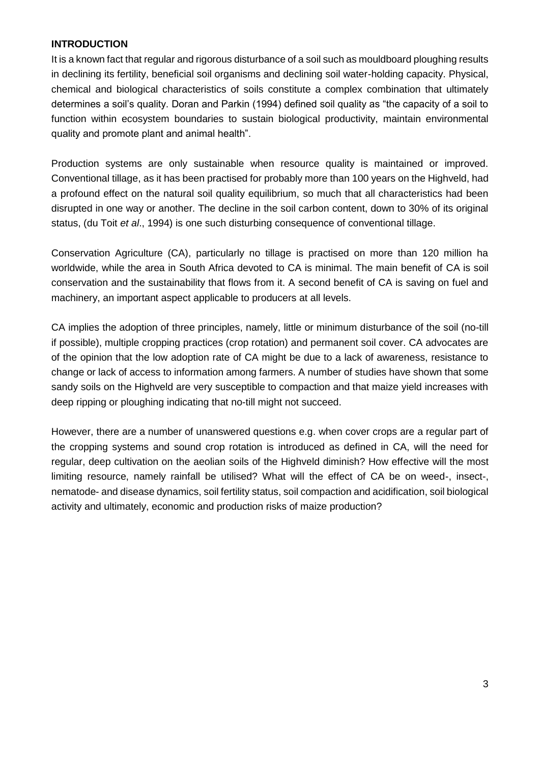## INTRODUCTION

It is a known fact that regular and rigorous disturbance of a soil such as mouldboard ploughing results in declining its fertility, beneficial soil organisms and declining soil water-holding capacity. Physical, chemical and biological characteristics of soils constitute a complex combination that ultimately determines a soil's quality. Doran and Parkin (1994) defined soil quality as "the capacity of a soil to function within ecosystem boundaries to sustain biological productivity, maintain environmental quality and promote plant and animal health".

Production systems are only sustainable when resource quality is maintained or improved. Conventional tillage, as it has been practised for probably more than 100 years on the Highveld, had a profound effect on the natural soil quality equilibrium, so much that all characteristics had been disrupted in one way or another. The decline in the soil carbon content, down to 30% of its original status, (du Toit *et al*., 1994) is one such disturbing consequence of conventional tillage.

Conservation Agriculture (CA), particularly no tillage is practised on more than 120 million ha worldwide, while the area in South Africa devoted to CA is minimal. The main benefit of CA is soil conservation and the sustainability that flows from it. A second benefit of CA is saving on fuel and machinery, an important aspect applicable to producers at all levels.

CA implies the adoption of three principles, namely, little or minimum disturbance of the soil (no-till if possible), multiple cropping practices (crop rotation) and permanent soil cover. CA advocates are of the opinion that the low adoption rate of CA might be due to a lack of awareness, resistance to change or lack of access to information among farmers. A number of studies have shown that some sandy soils on the Highveld are very susceptible to compaction and that maize yield increases with deep ripping or ploughing indicating that no-till might not succeed.

However, there are a number of unanswered questions e.g. when cover crops are a regular part of the cropping systems and sound crop rotation is introduced as defined in CA, will the need for regular, deep cultivation on the aeolian soils of the Highveld diminish? How effective will the most limiting resource, namely rainfall be utilised? What will the effect of CA be on weed-, insect-, nematode- and disease dynamics, soil fertility status, soil compaction and acidification, soil biological activity and ultimately, economic and production risks of maize production?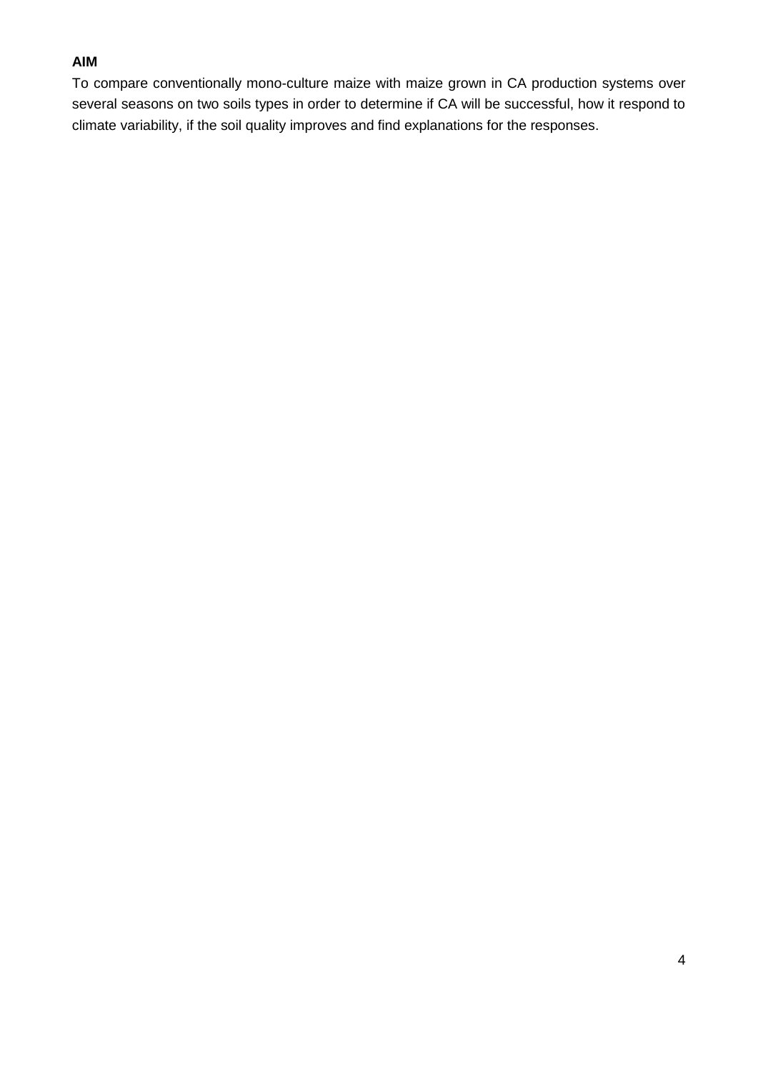**AIM**

To compare conventionally mono-culture maize with maize grown in CA production systems over several seasons on two soils types in order to determine if CA will be successful, how it respond to climate variability, if the soil quality improves and find explanations for the responses.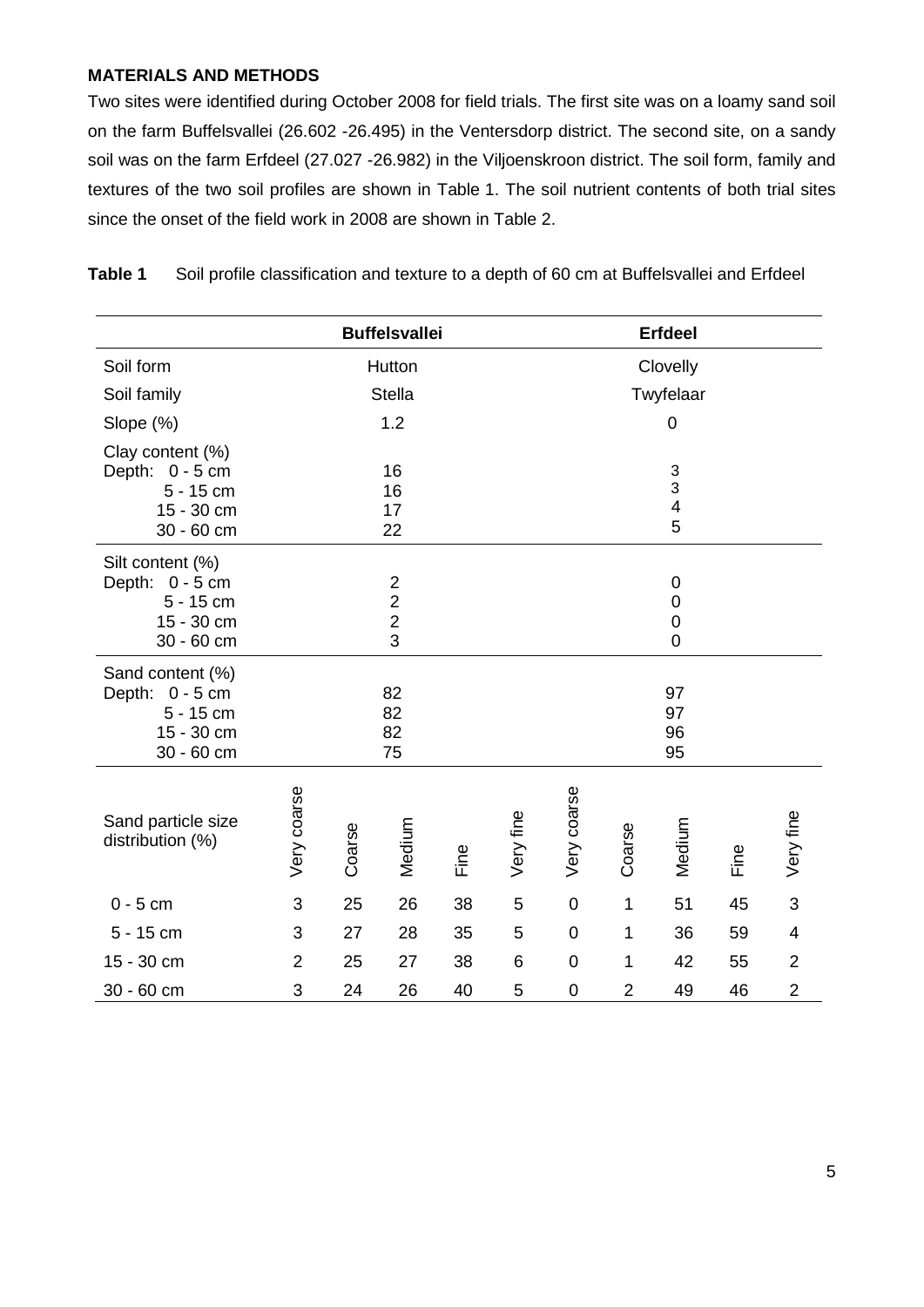**MATERIALS AND METHODS**

Two sites were identified during October 2008 for field trials. The first site was on a loamy sand soil on the farm Buffelsvallei (26.602 -26.495) in the Ventersdorp district. The second site, on a sandy soil was on the farm Erfdeel (27.027 -26.982) in the Viljoenskroon district. The soil form, family and textures of the two soil profiles are shown in Table 1. The soil nutrient contents of both trial sites since the onset of the field work in 2008 are shown in Table 2.

**Table 1** Soil profile classification and texture to a depth of 60 cm at Buffelsvallei and Erfdeel

| | Buffelsvallei | | | | | Erfdeel | | | | |
|---|---|---|---|---|---|---|---|---|---|---|
| Soil form | Hutton | | | | | Clovelly | | | | |
| Soil family | Stella | | | | | Twyfelaar | | | | |
| Slope (%) | 1.2 | | | | | 0 | | | | |
| Clay content (%) | | | | | | | | | | |
| Depth: 0 - 5 cm | 16 | | | | | 3 | | | | |
| 5 - 15 cm | 16 | | | | | 3 | | | | |
| 15 - 30 cm | 17 | | | | | 4 | | | | |
| 30 - 60 cm | 22 | | | | | 5 | | | | |
| Silt content (%) | | | | | | | | | | |
| Depth: 0 - 5 cm | 2 | | | | | 0 | | | | |
| 5 - 15 cm | 2 | | | | | 0 | | | | |
| 15 - 30 cm | 2 | | | | | 0 | | | | |
| 30 - 60 cm | 3 | | | | | 0 | | | | |
| Sand content (%) | | | | | | | | | | |
| Depth: 0 - 5 cm | 82 | | | | | 97 | | | | |
| 5 - 15 cm | 82 | | | | | 97 | | | | |
| 15 - 30 cm | 82 | | | | | 96 | | | | |
| 30 - 60 cm | 75 | | | | | 95 | | | | |
| Sand particle size distribution (%) | Very coarse | Coarse | Medium | Fine | Very fine | Very coarse | Coarse | Medium | Fine | Very fine |
| 0 - 5 cm | 3 | 25 | 26 | 38 | 5 | 0 | 1 | 51 | 45 | 3 |
| 5 - 15 cm | 3 | 27 | 28 | 35 | 5 | 0 | 1 | 36 | 59 | 4 |
| 15 - 30 cm | 2 | 25 | 27 | 38 | 6 | 0 | 1 | 42 | 55 | 2 |
| 30 - 60 cm | 3 | 24 | 26 | 40 | 5 | 0 | 2 | 49 | 46 | 2 |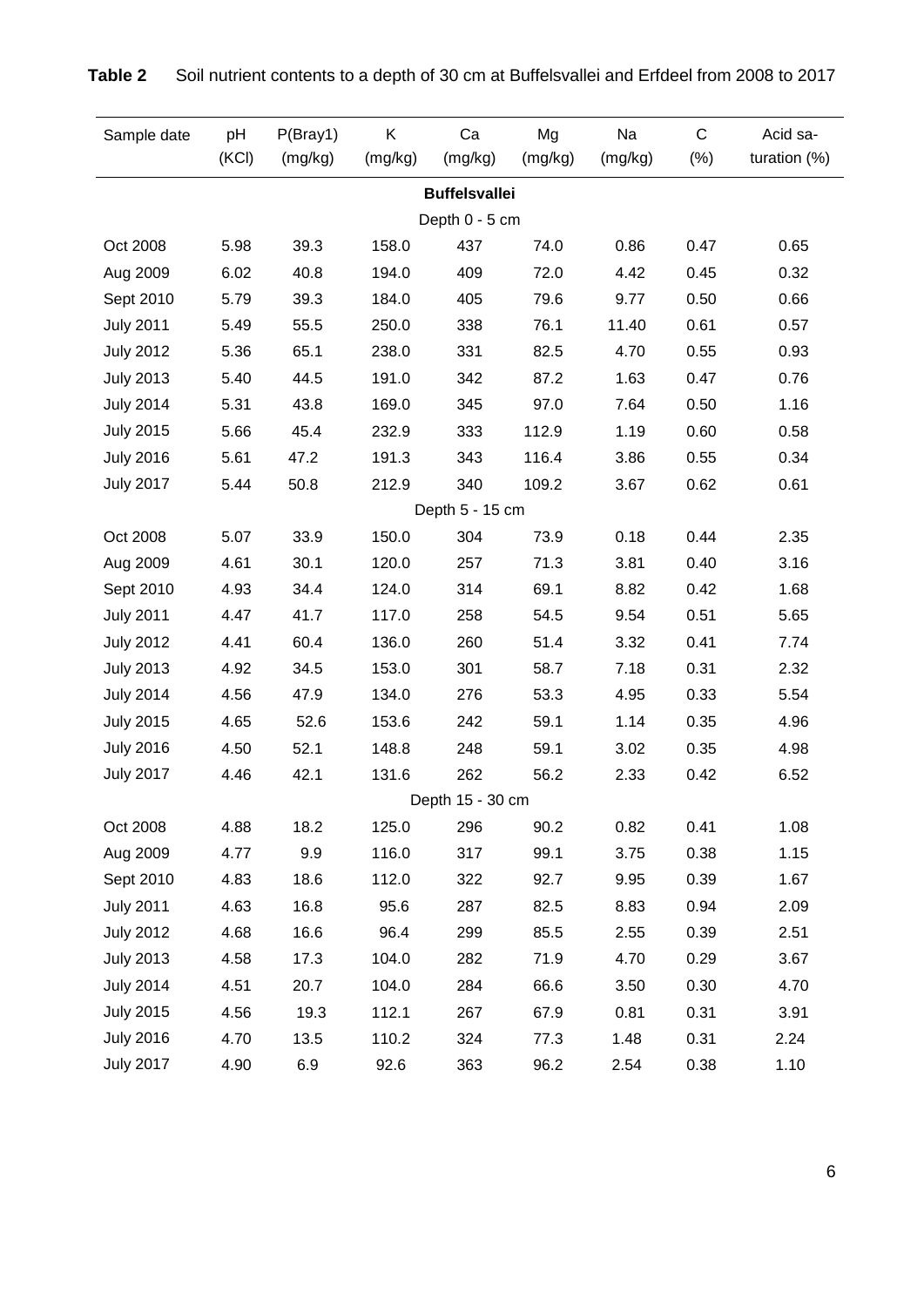**Table 2** Soil nutrient contents to a depth of 30 cm at Buffelsvallei and Erfdeel from 2008 to 2017

| Sample date | pH (KCl) | P(Bray1) (mg/kg) | K (mg/kg) | Ca (mg/kg) | Mg (mg/kg) | Na (mg/kg) | C (%) | Acid saturation (%) |
|---|---|---|---|---|---|---|---|---|
| **Buffelsvallei** | | | | | | | | |
| Depth 0 - 5 cm | | | | | | | | |
| Oct 2008 | 5.98 | 39.3 | 158.0 | 437 | 74.0 | 0.86 | 0.47 | 0.65 |
| Aug 2009 | 6.02 | 40.8 | 194.0 | 409 | 72.0 | 4.42 | 0.45 | 0.32 |
| Sept 2010 | 5.79 | 39.3 | 184.0 | 405 | 79.6 | 9.77 | 0.50 | 0.66 |
| July 2011 | 5.49 | 55.5 | 250.0 | 338 | 76.1 | 11.40 | 0.61 | 0.57 |
| July 2012 | 5.36 | 65.1 | 238.0 | 331 | 82.5 | 4.70 | 0.55 | 0.93 |
| July 2013 | 5.40 | 44.5 | 191.0 | 342 | 87.2 | 1.63 | 0.47 | 0.76 |
| July 2014 | 5.31 | 43.8 | 169.0 | 345 | 97.0 | 7.64 | 0.50 | 1.16 |
| July 2015 | 5.66 | 45.4 | 232.9 | 333 | 112.9 | 1.19 | 0.60 | 0.58 |
| July 2016 | 5.61 | 47.2 | 191.3 | 343 | 116.4 | 3.86 | 0.55 | 0.34 |
| July 2017 | 5.44 | 50.8 | 212.9 | 340 | 109.2 | 3.67 | 0.62 | 0.61 |
| Depth 5 - 15 cm | | | | | | | | |
| Oct 2008 | 5.07 | 33.9 | 150.0 | 304 | 73.9 | 0.18 | 0.44 | 2.35 |
| Aug 2009 | 4.61 | 30.1 | 120.0 | 257 | 71.3 | 3.81 | 0.40 | 3.16 |
| Sept 2010 | 4.93 | 34.4 | 124.0 | 314 | 69.1 | 8.82 | 0.42 | 1.68 |
| July 2011 | 4.47 | 41.7 | 117.0 | 258 | 54.5 | 9.54 | 0.51 | 5.65 |
| July 2012 | 4.41 | 60.4 | 136.0 | 260 | 51.4 | 3.32 | 0.41 | 7.74 |
| July 2013 | 4.92 | 34.5 | 153.0 | 301 | 58.7 | 7.18 | 0.31 | 2.32 |
| July 2014 | 4.56 | 47.9 | 134.0 | 276 | 53.3 | 4.95 | 0.33 | 5.54 |
| July 2015 | 4.65 | 52.6 | 153.6 | 242 | 59.1 | 1.14 | 0.35 | 4.96 |
| July 2016 | 4.50 | 52.1 | 148.8 | 248 | 59.1 | 3.02 | 0.35 | 4.98 |
| July 2017 | 4.46 | 42.1 | 131.6 | 262 | 56.2 | 2.33 | 0.42 | 6.52 |
| Depth 15 - 30 cm | | | | | | | | |
| Oct 2008 | 4.88 | 18.2 | 125.0 | 296 | 90.2 | 0.82 | 0.41 | 1.08 |
| Aug 2009 | 4.77 | 9.9 | 116.0 | 317 | 99.1 | 3.75 | 0.38 | 1.15 |
| Sept 2010 | 4.83 | 18.6 | 112.0 | 322 | 92.7 | 9.95 | 0.39 | 1.67 |
| July 2011 | 4.63 | 16.8 | 95.6 | 287 | 82.5 | 8.83 | 0.94 | 2.09 |
| July 2012 | 4.68 | 16.6 | 96.4 | 299 | 85.5 | 2.55 | 0.39 | 2.51 |
| July 2013 | 4.58 | 17.3 | 104.0 | 282 | 71.9 | 4.70 | 0.29 | 3.67 |
| July 2014 | 4.51 | 20.7 | 104.0 | 284 | 66.6 | 3.50 | 0.30 | 4.70 |
| July 2015 | 4.56 | 19.3 | 112.1 | 267 | 67.9 | 0.81 | 0.31 | 3.91 |
| July 2016 | 4.70 | 13.5 | 110.2 | 324 | 77.3 | 1.48 | 0.31 | 2.24 |
| July 2017 | 4.90 | 6.9 | 92.6 | 363 | 96.2 | 2.54 | 0.38 | 1.10 |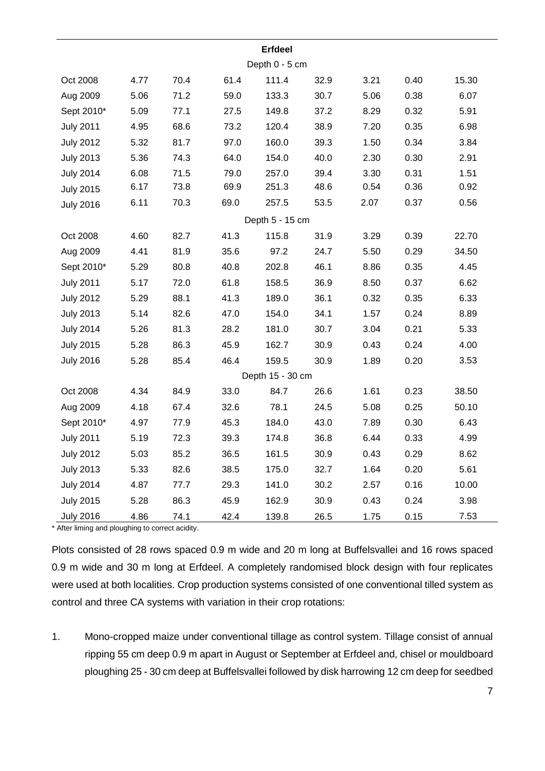| | | | | | | | | |
|---|---|---|---|---|---|---|---|---|
| **Erfdeel** | | | | | | | | |
| Depth 0 - 5 cm | | | | | | | | |
| Oct 2008 | 4.77 | 70.4 | 61.4 | 111.4 | 32.9 | 3.21 | 0.40 | 15.30 |
| Aug 2009 | 5.06 | 71.2 | 59.0 | 133.3 | 30.7 | 5.06 | 0.38 | 6.07 |
| Sept 2010* | 5.09 | 77.1 | 27.5 | 149.8 | 37.2 | 8.29 | 0.32 | 5.91 |
| July 2011 | 4.95 | 68.6 | 73.2 | 120.4 | 38.9 | 7.20 | 0.35 | 6.98 |
| July 2012 | 5.32 | 81.7 | 97.0 | 160.0 | 39.3 | 1.50 | 0.34 | 3.84 |
| July 2013 | 5.36 | 74.3 | 64.0 | 154.0 | 40.0 | 2.30 | 0.30 | 2.91 |
| July 2014 | 6.08 | 71.5 | 79.0 | 257.0 | 39.4 | 3.30 | 0.31 | 1.51 |
| July 2015 | 6.17 | 73.8 | 69.9 | 251.3 | 48.6 | 0.54 | 0.36 | 0.92 |
| July 2016 | 6.11 | 70.3 | 69.0 | 257.5 | 53.5 | 2.07 | 0.37 | 0.56 |
| Depth 5 - 15 cm | | | | | | | | |
| Oct 2008 | 4.60 | 82.7 | 41.3 | 115.8 | 31.9 | 3.29 | 0.39 | 22.70 |
| Aug 2009 | 4.41 | 81.9 | 35.6 | 97.2 | 24.7 | 5.50 | 0.29 | 34.50 |
| Sept 2010* | 5.29 | 80.8 | 40.8 | 202.8 | 46.1 | 8.86 | 0.35 | 4.45 |
| July 2011 | 5.17 | 72.0 | 61.8 | 158.5 | 36.9 | 8.50 | 0.37 | 6.62 |
| July 2012 | 5.29 | 88.1 | 41.3 | 189.0 | 36.1 | 0.32 | 0.35 | 6.33 |
| July 2013 | 5.14 | 82.6 | 47.0 | 154.0 | 34.1 | 1.57 | 0.24 | 8.89 |
| July 2014 | 5.26 | 81.3 | 28.2 | 181.0 | 30.7 | 3.04 | 0.21 | 5.33 |
| July 2015 | 5.28 | 86.3 | 45.9 | 162.7 | 30.9 | 0.43 | 0.24 | 4.00 |
| July 2016 | 5.28 | 85.4 | 46.4 | 159.5 | 30.9 | 1.89 | 0.20 | 3.53 |
| Depth 15 - 30 cm | | | | | | | | |
| Oct 2008 | 4.34 | 84.9 | 33.0 | 84.7 | 26.6 | 1.61 | 0.23 | 38.50 |
| Aug 2009 | 4.18 | 67.4 | 32.6 | 78.1 | 24.5 | 5.08 | 0.25 | 50.10 |
| Sept 2010* | 4.97 | 77.9 | 45.3 | 184.0 | 43.0 | 7.89 | 0.30 | 6.43 |
| July 2011 | 5.19 | 72.3 | 39.3 | 174.8 | 36.8 | 6.44 | 0.33 | 4.99 |
| July 2012 | 5.03 | 85.2 | 36.5 | 161.5 | 30.9 | 0.43 | 0.29 | 8.62 |
| July 2013 | 5.33 | 82.6 | 38.5 | 175.0 | 32.7 | 1.64 | 0.20 | 5.61 |
| July 2014 | 4.87 | 77.7 | 29.3 | 141.0 | 30.2 | 2.57 | 0.16 | 10.00 |
| July 2015 | 5.28 | 86.3 | 45.9 | 162.9 | 30.9 | 0.43 | 0.24 | 3.98 |
| July 2016 | 4.86 | 74.1 | 42.4 | 139.8 | 26.5 | 1.75 | 0.15 | 7.53 |

* After liming and ploughing to correct acidity.

Plots consisted of 28 rows spaced 0.9 m wide and 20 m long at Buffelsvallei and 16 rows spaced 0.9 m wide and 30 m long at Erfdeel. A completely randomised block design with four replicates were used at both localities. Crop production systems consisted of one conventional tilled system as control and three CA systems with variation in their crop rotations:

1. Mono-cropped maize under conventional tillage as control system. Tillage consist of annual ripping 55 cm deep 0.9 m apart in August or September at Erfdeel and, chisel or mouldboard ploughing 25 - 30 cm deep at Buffelsvallei followed by disk harrowing 12 cm deep for seedbed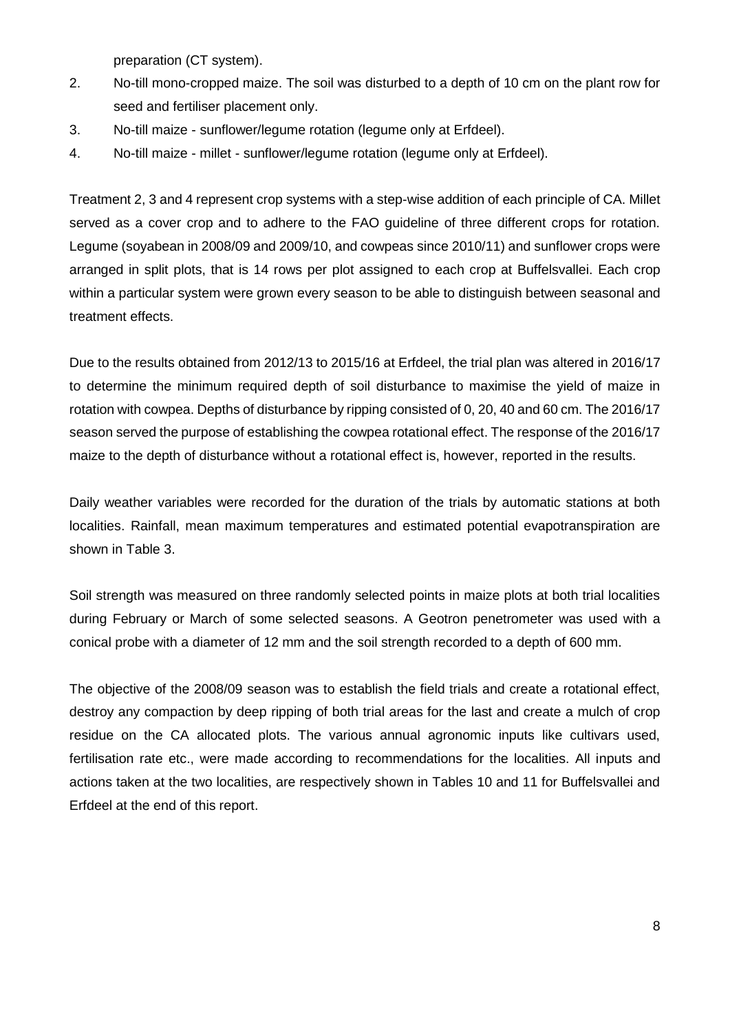preparation (CT system).

2. No-till mono-cropped maize. The soil was disturbed to a depth of 10 cm on the plant row for seed and fertiliser placement only.
3. No-till maize - sunflower/legume rotation (legume only at Erfdeel).
4. No-till maize - millet - sunflower/legume rotation (legume only at Erfdeel).

Treatment 2, 3 and 4 represent crop systems with a step-wise addition of each principle of CA. Millet served as a cover crop and to adhere to the FAO guideline of three different crops for rotation. Legume (soyabean in 2008/09 and 2009/10, and cowpeas since 2010/11) and sunflower crops were arranged in split plots, that is 14 rows per plot assigned to each crop at Buffelsvallei. Each crop within a particular system were grown every season to be able to distinguish between seasonal and treatment effects.

Due to the results obtained from 2012/13 to 2015/16 at Erfdeel, the trial plan was altered in 2016/17 to determine the minimum required depth of soil disturbance to maximise the yield of maize in rotation with cowpea. Depths of disturbance by ripping consisted of 0, 20, 40 and 60 cm. The 2016/17 season served the purpose of establishing the cowpea rotational effect. The response of the 2016/17 maize to the depth of disturbance without a rotational effect is, however, reported in the results.

Daily weather variables were recorded for the duration of the trials by automatic stations at both localities. Rainfall, mean maximum temperatures and estimated potential evapotranspiration are shown in Table 3.

Soil strength was measured on three randomly selected points in maize plots at both trial localities during February or March of some selected seasons. A Geotron penetrometer was used with a conical probe with a diameter of 12 mm and the soil strength recorded to a depth of 600 mm.

The objective of the 2008/09 season was to establish the field trials and create a rotational effect, destroy any compaction by deep ripping of both trial areas for the last and create a mulch of crop residue on the CA allocated plots. The various annual agronomic inputs like cultivars used, fertilisation rate etc., were made according to recommendations for the localities. All inputs and actions taken at the two localities, are respectively shown in Tables 10 and 11 for Buffelsvallei and Erfdeel at the end of this report.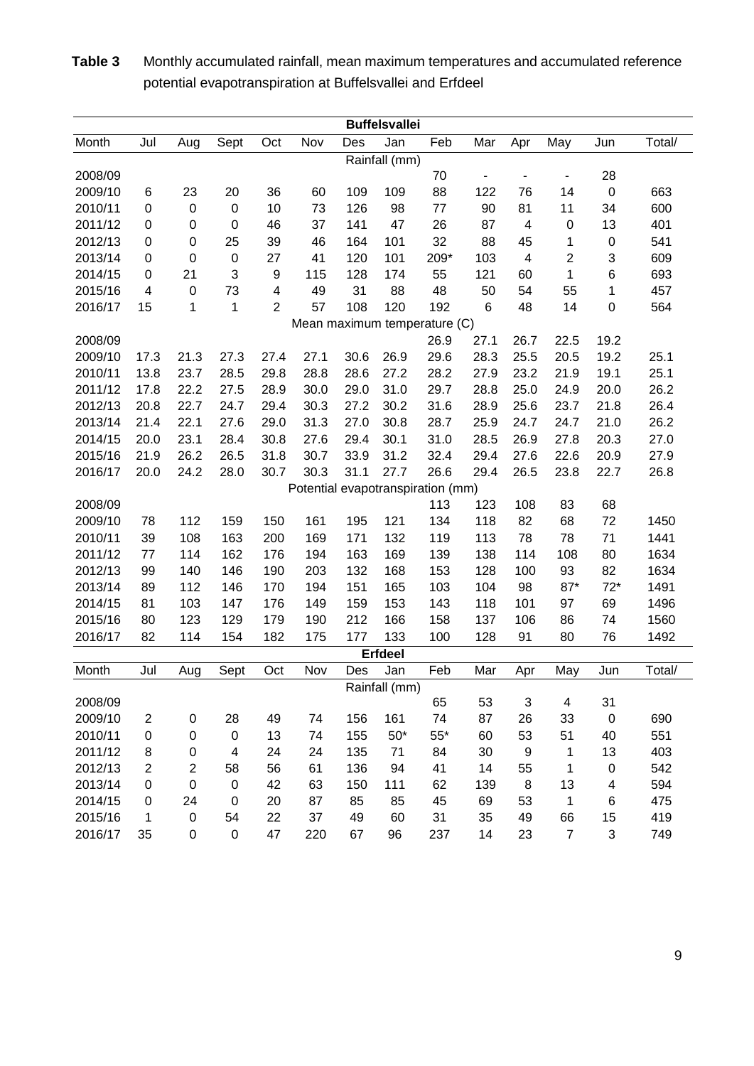**Table 3** Monthly accumulated rainfall, mean maximum temperatures and accumulated reference potential evapotranspiration at Buffelsvallei and Erfdeel

| | | | | | | **Buffelsvallei** | | | | | | | |
|---|---|---|---|---|---|---|---|---|---|---|---|---|---|
| Month | Jul | Aug | Sept | Oct | Nov | Des | Jan | Feb | Mar | Apr | May | Jun | Total/ |
| | | | | | | Rainfall (mm) | | | | | | | |
| 2008/09 | | | | | | | | 70 | - | - | - | 28 | |
| 2009/10 | 6 | 23 | 20 | 36 | 60 | 109 | 109 | 88 | 122 | 76 | 14 | 0 | 663 |
| 2010/11 | 0 | 0 | 0 | 10 | 73 | 126 | 98 | 77 | 90 | 81 | 11 | 34 | 600 |
| 2011/12 | 0 | 0 | 0 | 46 | 37 | 141 | 47 | 26 | 87 | 4 | 0 | 13 | 401 |
| 2012/13 | 0 | 0 | 25 | 39 | 46 | 164 | 101 | 32 | 88 | 45 | 1 | 0 | 541 |
| 2013/14 | 0 | 0 | 0 | 27 | 41 | 120 | 101 | 209* | 103 | 4 | 2 | 3 | 609 |
| 2014/15 | 0 | 21 | 3 | 9 | 115 | 128 | 174 | 55 | 121 | 60 | 1 | 6 | 693 |
| 2015/16 | 4 | 0 | 73 | 4 | 49 | 31 | 88 | 48 | 50 | 54 | 55 | 1 | 457 |
| 2016/17 | 15 | 1 | 1 | 2 | 57 | 108 | 120 | 192 | 6 | 48 | 14 | 0 | 564 |
| | | | | | | Mean maximum temperature (C) | | | | | | | |
| 2008/09 | | | | | | | | 26.9 | 27.1 | 26.7 | 22.5 | 19.2 | |
| 2009/10 | 17.3 | 21.3 | 27.3 | 27.4 | 27.1 | 30.6 | 26.9 | 29.6 | 28.3 | 25.5 | 20.5 | 19.2 | 25.1 |
| 2010/11 | 13.8 | 23.7 | 28.5 | 29.8 | 28.8 | 28.6 | 27.2 | 28.2 | 27.9 | 23.2 | 21.9 | 19.1 | 25.1 |
| 2011/12 | 17.8 | 22.2 | 27.5 | 28.9 | 30.0 | 29.0 | 31.0 | 29.7 | 28.8 | 25.0 | 24.9 | 20.0 | 26.2 |
| 2012/13 | 20.8 | 22.7 | 24.7 | 29.4 | 30.3 | 27.2 | 30.2 | 31.6 | 28.9 | 25.6 | 23.7 | 21.8 | 26.4 |
| 2013/14 | 21.4 | 22.1 | 27.6 | 29.0 | 31.3 | 27.0 | 30.8 | 28.7 | 25.9 | 24.7 | 24.7 | 21.0 | 26.2 |
| 2014/15 | 20.0 | 23.1 | 28.4 | 30.8 | 27.6 | 29.4 | 30.1 | 31.0 | 28.5 | 26.9 | 27.8 | 20.3 | 27.0 |
| 2015/16 | 21.9 | 26.2 | 26.5 | 31.8 | 30.7 | 33.9 | 31.2 | 32.4 | 29.4 | 27.6 | 22.6 | 20.9 | 27.9 |
| 2016/17 | 20.0 | 24.2 | 28.0 | 30.7 | 30.3 | 31.1 | 27.7 | 26.6 | 29.4 | 26.5 | 23.8 | 22.7 | 26.8 |
| | | | | | | Potential evapotranspiration (mm) | | | | | | | |
| 2008/09 | | | | | | | | 113 | 123 | 108 | 83 | 68 | |
| 2009/10 | 78 | 112 | 159 | 150 | 161 | 195 | 121 | 134 | 118 | 82 | 68 | 72 | 1450 |
| 2010/11 | 39 | 108 | 163 | 200 | 169 | 171 | 132 | 119 | 113 | 78 | 78 | 71 | 1441 |
| 2011/12 | 77 | 114 | 162 | 176 | 194 | 163 | 169 | 139 | 138 | 114 | 108 | 80 | 1634 |
| 2012/13 | 99 | 140 | 146 | 190 | 203 | 132 | 168 | 153 | 128 | 100 | 93 | 82 | 1634 |
| 2013/14 | 89 | 112 | 146 | 170 | 194 | 151 | 165 | 103 | 104 | 98 | 87* | 72* | 1491 |
| 2014/15 | 81 | 103 | 147 | 176 | 149 | 159 | 153 | 143 | 118 | 101 | 97 | 69 | 1496 |
| 2015/16 | 80 | 123 | 129 | 179 | 190 | 212 | 166 | 158 | 137 | 106 | 86 | 74 | 1560 |
| 2016/17 | 82 | 114 | 154 | 182 | 175 | 177 | 133 | 100 | 128 | 91 | 80 | 76 | 1492 |
| | | | | | | **Erfdeel** | | | | | | | |
| Month | Jul | Aug | Sept | Oct | Nov | Des | Jan | Feb | Mar | Apr | May | Jun | Total/ |
| | | | | | | Rainfall (mm) | | | | | | | |
| 2008/09 | | | | | | | | 65 | 53 | 3 | 4 | 31 | |
| 2009/10 | 2 | 0 | 28 | 49 | 74 | 156 | 161 | 74 | 87 | 26 | 33 | 0 | 690 |
| 2010/11 | 0 | 0 | 0 | 13 | 74 | 155 | 50* | 55* | 60 | 53 | 51 | 40 | 551 |
| 2011/12 | 8 | 0 | 4 | 24 | 24 | 135 | 71 | 84 | 30 | 9 | 1 | 13 | 403 |
| 2012/13 | 2 | 2 | 58 | 56 | 61 | 136 | 94 | 41 | 14 | 55 | 1 | 0 | 542 |
| 2013/14 | 0 | 0 | 0 | 42 | 63 | 150 | 111 | 62 | 139 | 8 | 13 | 4 | 594 |
| 2014/15 | 0 | 24 | 0 | 20 | 87 | 85 | 85 | 45 | 69 | 53 | 1 | 6 | 475 |
| 2015/16 | 1 | 0 | 54 | 22 | 37 | 49 | 60 | 31 | 35 | 49 | 66 | 15 | 419 |
| 2016/17 | 35 | 0 | 0 | 47 | 220 | 67 | 96 | 237 | 14 | 23 | 7 | 3 | 749 |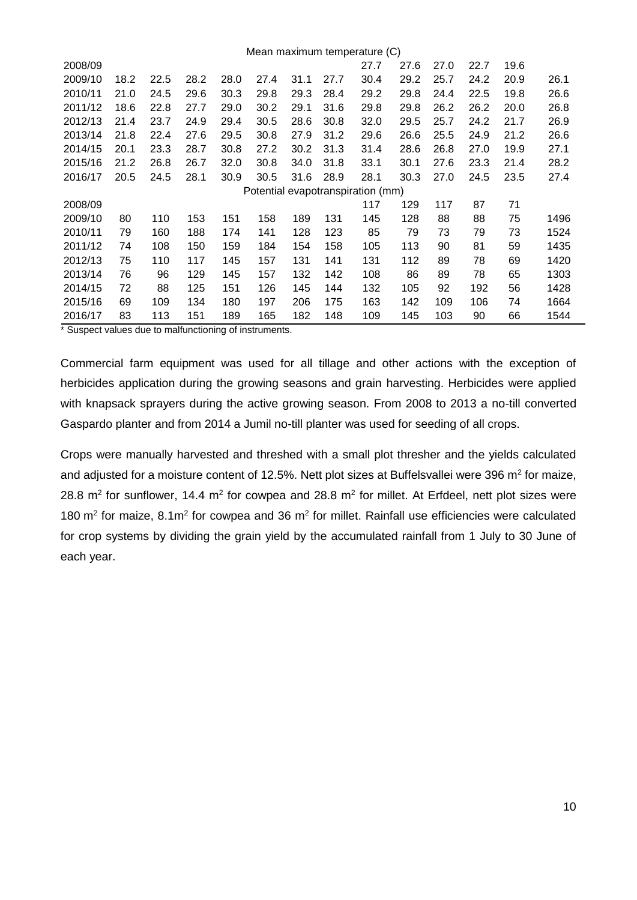| | | | | | | | | | | | | | |
|---|---|---|---|---|---|---|---|---|---|---|---|---|---|
| Mean maximum temperature (C) | | | | | | | | | | | | | |
| 2008/09 | | | | | | | | 27.7 | 27.6 | 27.0 | 22.7 | 19.6 | |
| 2009/10 | 18.2 | 22.5 | 28.2 | 28.0 | 27.4 | 31.1 | 27.7 | 30.4 | 29.2 | 25.7 | 24.2 | 20.9 | 26.1 |
| 2010/11 | 21.0 | 24.5 | 29.6 | 30.3 | 29.8 | 29.3 | 28.4 | 29.2 | 29.8 | 24.4 | 22.5 | 19.8 | 26.6 |
| 2011/12 | 18.6 | 22.8 | 27.7 | 29.0 | 30.2 | 29.1 | 31.6 | 29.8 | 29.8 | 26.2 | 26.2 | 20.0 | 26.8 |
| 2012/13 | 21.4 | 23.7 | 24.9 | 29.4 | 30.5 | 28.6 | 30.8 | 32.0 | 29.5 | 25.7 | 24.2 | 21.7 | 26.9 |
| 2013/14 | 21.8 | 22.4 | 27.6 | 29.5 | 30.8 | 27.9 | 31.2 | 29.6 | 26.6 | 25.5 | 24.9 | 21.2 | 26.6 |
| 2014/15 | 20.1 | 23.3 | 28.7 | 30.8 | 27.2 | 30.2 | 31.3 | 31.4 | 28.6 | 26.8 | 27.0 | 19.9 | 27.1 |
| 2015/16 | 21.2 | 26.8 | 26.7 | 32.0 | 30.8 | 34.0 | 31.8 | 33.1 | 30.1 | 27.6 | 23.3 | 21.4 | 28.2 |
| 2016/17 | 20.5 | 24.5 | 28.1 | 30.9 | 30.5 | 31.6 | 28.9 | 28.1 | 30.3 | 27.0 | 24.5 | 23.5 | 27.4 |
| Potential evapotranspiration (mm) | | | | | | | | | | | | | |
| 2008/09 | | | | | | | | 117 | 129 | 117 | 87 | 71 | |
| 2009/10 | 80 | 110 | 153 | 151 | 158 | 189 | 131 | 145 | 128 | 88 | 88 | 75 | 1496 |
| 2010/11 | 79 | 160 | 188 | 174 | 141 | 128 | 123 | 85 | 79 | 73 | 79 | 73 | 1524 |
| 2011/12 | 74 | 108 | 150 | 159 | 184 | 154 | 158 | 105 | 113 | 90 | 81 | 59 | 1435 |
| 2012/13 | 75 | 110 | 117 | 145 | 157 | 131 | 141 | 131 | 112 | 89 | 78 | 69 | 1420 |
| 2013/14 | 76 | 96 | 129 | 145 | 157 | 132 | 142 | 108 | 86 | 89 | 78 | 65 | 1303 |
| 2014/15 | 72 | 88 | 125 | 151 | 126 | 145 | 144 | 132 | 105 | 92 | 192 | 56 | 1428 |
| 2015/16 | 69 | 109 | 134 | 180 | 197 | 206 | 175 | 163 | 142 | 109 | 106 | 74 | 1664 |
| 2016/17 | 83 | 113 | 151 | 189 | 165 | 182 | 148 | 109 | 145 | 103 | 90 | 66 | 1544 |

\* Suspect values due to malfunctioning of instruments.

Commercial farm equipment was used for all tillage and other actions with the exception of herbicides application during the growing seasons and grain harvesting. Herbicides were applied with knapsack sprayers during the active growing season. From 2008 to 2013 a no-till converted Gaspardo planter and from 2014 a Jumil no-till planter was used for seeding of all crops.

Crops were manually harvested and threshed with a small plot thresher and the yields calculated and adjusted for a moisture content of 12.5%. Nett plot sizes at Buffelsvallei were 396 m$^2$ for maize, 28.8 m$^2$ for sunflower, 14.4 m$^2$ for cowpea and 28.8 m$^2$ for millet. At Erfdeel, nett plot sizes were 180 m$^2$ for maize, 8.1m$^2$ for cowpea and 36 m$^2$ for millet. Rainfall use efficiencies were calculated for crop systems by dividing the grain yield by the accumulated rainfall from 1 July to 30 June of each year.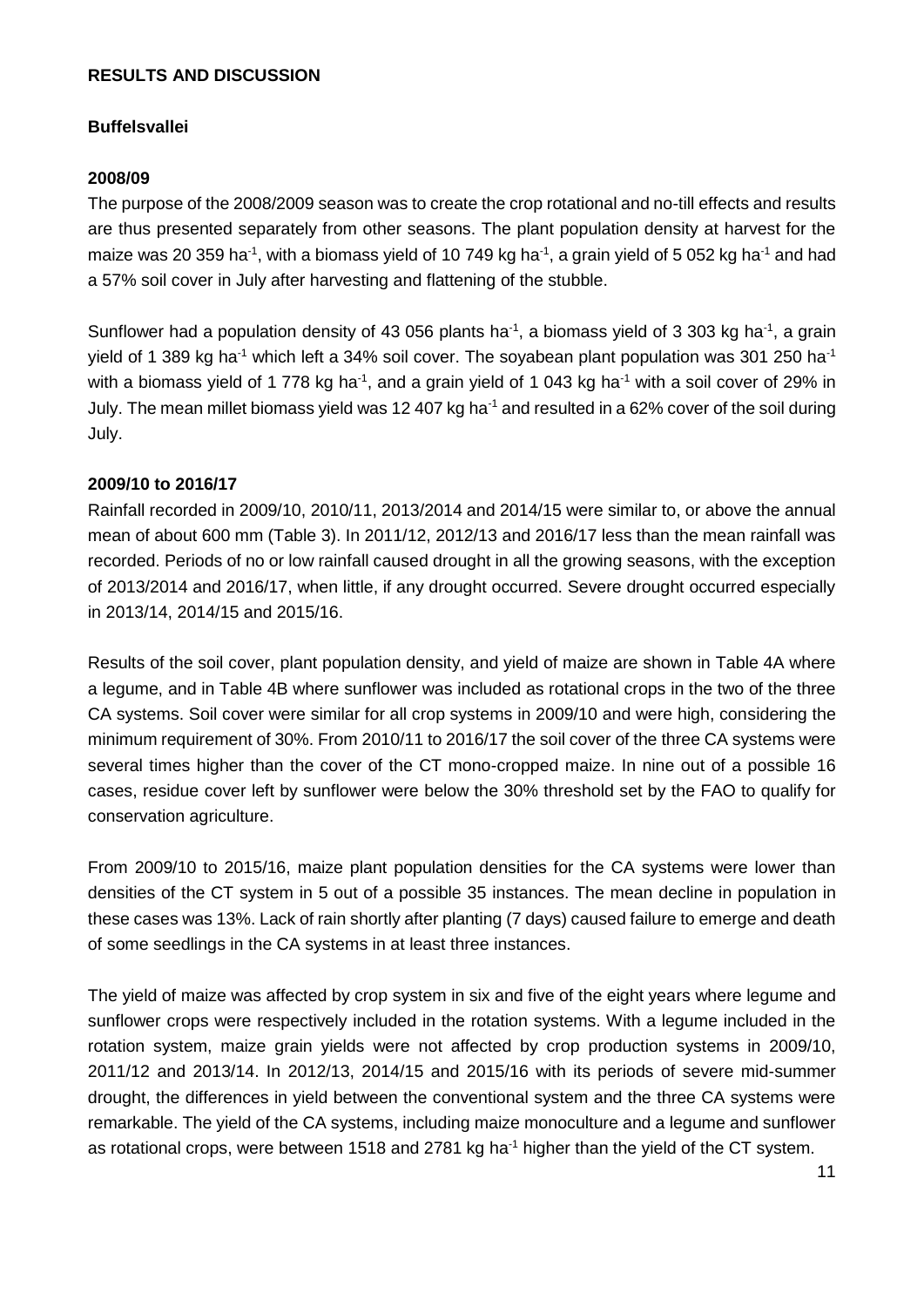## RESULTS AND DISCUSSION

### Buffelsvallei

#### 2008/09

The purpose of the 2008/2009 season was to create the crop rotational and no-till effects and results are thus presented separately from other seasons. The plant population density at harvest for the maize was 20 359 ha$^{-1}$, with a biomass yield of 10 749 kg ha$^{-1}$, a grain yield of 5 052 kg ha$^{-1}$ and had a 57% soil cover in July after harvesting and flattening of the stubble.

Sunflower had a population density of 43 056 plants ha$^{-1}$, a biomass yield of 3 303 kg ha$^{-1}$, a grain yield of 1 389 kg ha$^{-1}$ which left a 34% soil cover. The soyabean plant population was 301 250 ha$^{-1}$ with a biomass yield of 1 778 kg ha$^{-1}$, and a grain yield of 1 043 kg ha$^{-1}$ with a soil cover of 29% in July. The mean millet biomass yield was 12 407 kg ha$^{-1}$ and resulted in a 62% cover of the soil during July.

#### 2009/10 to 2016/17

Rainfall recorded in 2009/10, 2010/11, 2013/2014 and 2014/15 were similar to, or above the annual mean of about 600 mm (Table 3). In 2011/12, 2012/13 and 2016/17 less than the mean rainfall was recorded. Periods of no or low rainfall caused drought in all the growing seasons, with the exception of 2013/2014 and 2016/17, when little, if any drought occurred. Severe drought occurred especially in 2013/14, 2014/15 and 2015/16.

Results of the soil cover, plant population density, and yield of maize are shown in Table 4A where a legume, and in Table 4B where sunflower was included as rotational crops in the two of the three CA systems. Soil cover were similar for all crop systems in 2009/10 and were high, considering the minimum requirement of 30%. From 2010/11 to 2016/17 the soil cover of the three CA systems were several times higher than the cover of the CT mono-cropped maize. In nine out of a possible 16 cases, residue cover left by sunflower were below the 30% threshold set by the FAO to qualify for conservation agriculture.

From 2009/10 to 2015/16, maize plant population densities for the CA systems were lower than densities of the CT system in 5 out of a possible 35 instances. The mean decline in population in these cases was 13%. Lack of rain shortly after planting (7 days) caused failure to emerge and death of some seedlings in the CA systems in at least three instances.

The yield of maize was affected by crop system in six and five of the eight years where legume and sunflower crops were respectively included in the rotation systems. With a legume included in the rotation system, maize grain yields were not affected by crop production systems in 2009/10, 2011/12 and 2013/14. In 2012/13, 2014/15 and 2015/16 with its periods of severe mid-summer drought, the differences in yield between the conventional system and the three CA systems were remarkable. The yield of the CA systems, including maize monoculture and a legume and sunflower as rotational crops, were between 1518 and 2781 kg ha$^{-1}$ higher than the yield of the CT system.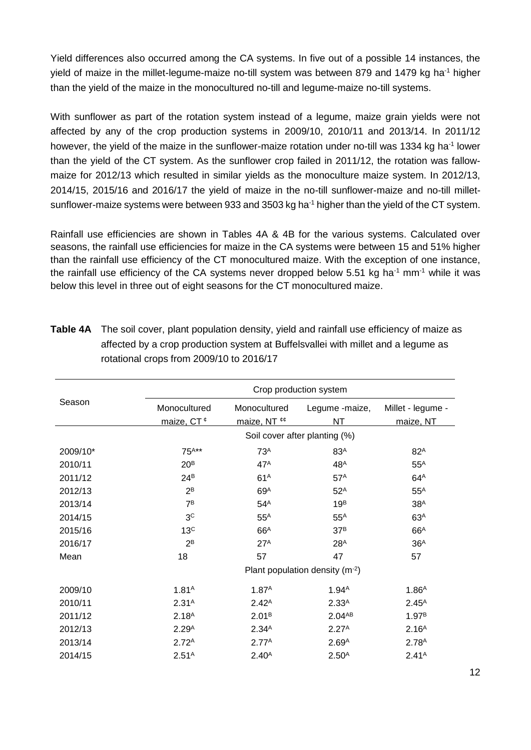Yield differences also occurred among the CA systems. In five out of a possible 14 instances, the yield of maize in the millet-legume-maize no-till system was between 879 and 1479 kg ha$^{-1}$ higher than the yield of the maize in the monocultured no-till and legume-maize no-till systems.

With sunflower as part of the rotation system instead of a legume, maize grain yields were not affected by any of the crop production systems in 2009/10, 2010/11 and 2013/14. In 2011/12 however, the yield of the maize in the sunflower-maize rotation under no-till was 1334 kg ha$^{-1}$ lower than the yield of the CT system. As the sunflower crop failed in 2011/12, the rotation was fallow-maize for 2012/13 which resulted in similar yields as the monoculture maize system. In 2012/13, 2014/15, 2015/16 and 2016/17 the yield of maize in the no-till sunflower-maize and no-till millet-sunflower-maize systems were between 933 and 3503 kg ha$^{-1}$ higher than the yield of the CT system.

Rainfall use efficiencies are shown in Tables 4A & 4B for the various systems. Calculated over seasons, the rainfall use efficiencies for maize in the CA systems were between 15 and 51% higher than the rainfall use efficiency of the CT monocultured maize. With the exception of one instance, the rainfall use efficiency of the CA systems never dropped below 5.51 kg ha$^{-1}$ mm$^{-1}$ while it was below this level in three out of eight seasons for the CT monocultured maize.

**Table 4A** The soil cover, plant population density, yield and rainfall use efficiency of maize as affected by a crop production system at Buffelsvallei with millet and a legume as rotational crops from 2009/10 to 2016/17

| Season | Crop production system | | | |
|---|---|---|---|---|
| | Monocultured maize, CT ¢ | Monocultured maize, NT ¢¢ | Legume -maize, NT | Millet - legume - maize, NT |
| | Soil cover after planting (%) | | | |
| 2009/10* | 75A** | 73A | 83A | 82A |
| 2010/11 | 20B | 47A | 48A | 55A |
| 2011/12 | 24B | 61A | 57A | 64A |
| 2012/13 | 2B | 69A | 52A | 55A |
| 2013/14 | 7B | 54A | 19B | 38A |
| 2014/15 | 3C | 55A | 55A | 63A |
| 2015/16 | 13C | 66A | 37B | 66A |
| 2016/17 | 2B | 27A | 28A | 36A |
| Mean | 18 | 57 | 47 | 57 |
| | Plant population density (m$^{-2}$) | | | |
| 2009/10 | 1.81A | 1.87A | 1.94A | 1.86A |
| 2010/11 | 2.31A | 2.42A | 2.33A | 2.45A |
| 2011/12 | 2.18A | 2.01B | 2.04AB | 1.97B |
| 2012/13 | 2.29A | 2.34A | 2.27A | 2.16A |
| 2013/14 | 2.72A | 2.77A | 2.69A | 2.78A |
| 2014/15 | 2.51A | 2.40A | 2.50A | 2.41A |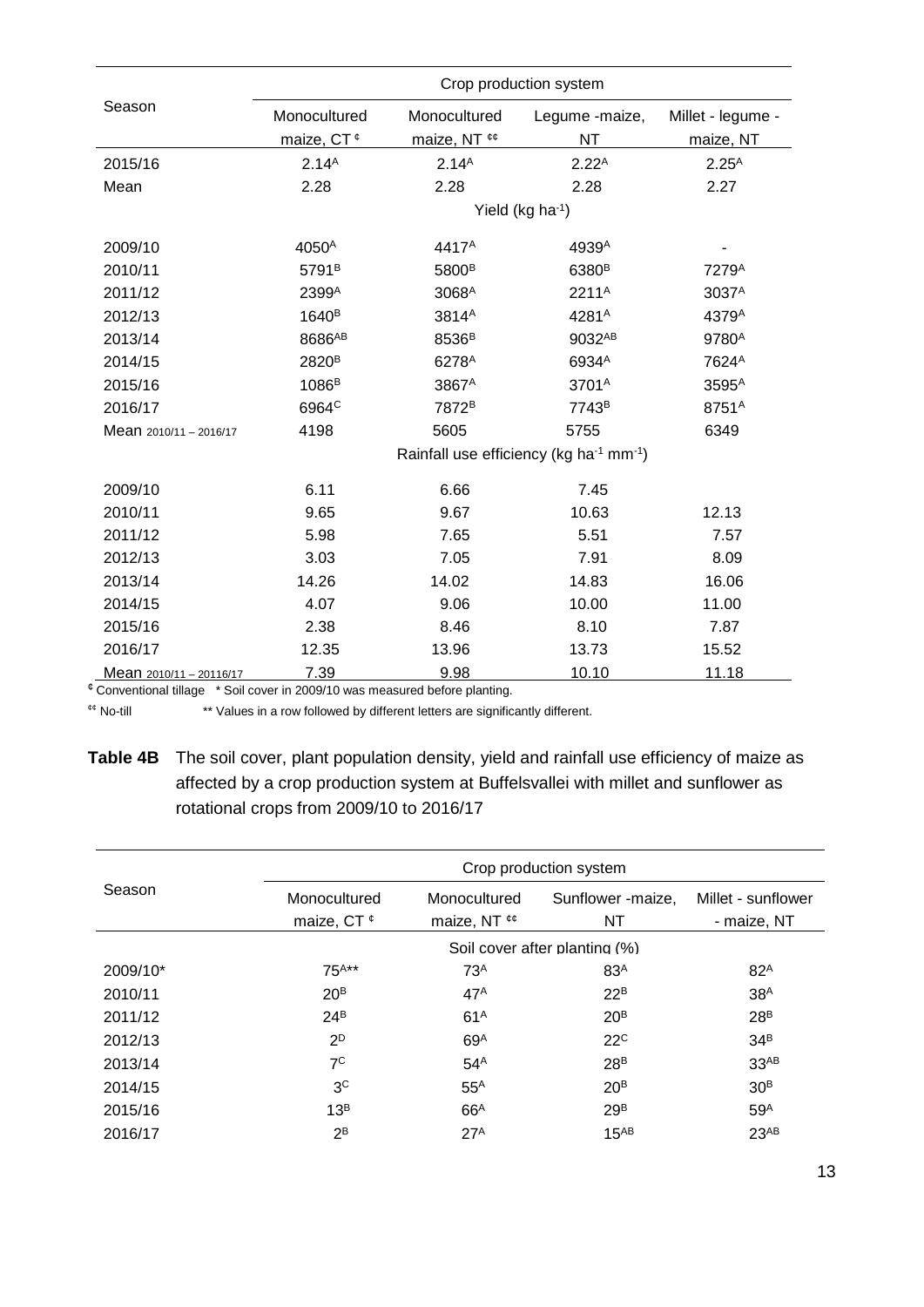| Season | Crop production system | | | |
|---|---|---|---|---|
| | Monocultured maize, CT ¢ | Monocultured maize, NT ¢¢ | Legume -maize, NT | Millet - legume - maize, NT |
| 2015/16 | 2.14[A] | 2.14[A] | 2.22[A] | 2.25[A] |
| Mean | 2.28 | 2.28 | 2.28 | 2.27 |
| | Yield (kg $ha^{-1}$) | | | |
| 2009/10 | 4050[A] | 4417[A] | 4939[A] | - |
| 2010/11 | 5791[B] | 5800[B] | 6380[B] | 7279[A] |
| 2011/12 | 2399[A] | 3068[A] | 2211[A] | 3037[A] |
| 2012/13 | 1640[B] | 3814[A] | 4281[A] | 4379[A] |
| 2013/14 | 8686[AB] | 8536[B] | 9032[AB] | 9780[A] |
| 2014/15 | 2820[B] | 6278[A] | 6934[A] | 7624[A] |
| 2015/16 | 1086[B] | 3867[A] | 3701[A] | 3595[A] |
| 2016/17 | 6964[C] | 7872[B] | 7743[B] | 8751[A] |
| Mean 2010/11 – 2016/17 | 4198 | 5605 | 5755 | 6349 |
| | Rainfall use efficiency (kg $ha^{-1}$ $mm^{-1}$) | | | |
| 2009/10 | 6.11 | 6.66 | 7.45 | |
| 2010/11 | 9.65 | 9.67 | 10.63 | 12.13 |
| 2011/12 | 5.98 | 7.65 | 5.51 | 7.57 |
| 2012/13 | 3.03 | 7.05 | 7.91 | 8.09 |
| 2013/14 | 14.26 | 14.02 | 14.83 | 16.06 |
| 2014/15 | 4.07 | 9.06 | 10.00 | 11.00 |
| 2015/16 | 2.38 | 8.46 | 8.10 | 7.87 |
| 2016/17 | 12.35 | 13.96 | 13.73 | 15.52 |
| Mean 2010/11 – 20116/17 | 7.39 | 9.98 | 10.10 | 11.18 |

¢ Conventional tillage * Soil cover in 2009/10 was measured before planting.

¢¢ No-till ** Values in a row followed by different letters are significantly different.

**Table 4B** The soil cover, plant population density, yield and rainfall use efficiency of maize as affected by a crop production system at Buffelsvallei with millet and sunflower as rotational crops from 2009/10 to 2016/17

| Season | Crop production system | | | |
|---|---|---|---|---|
| | Monocultured maize, CT ¢ | Monocultured maize, NT ¢¢ | Sunflower -maize, NT | Millet - sunflower - maize, NT |
| | Soil cover after planting (%) | | | |
| 2009/10* | 75[A]** | 73[A] | 83[A] | 82[A] |
| 2010/11 | 20[B] | 47[A] | 22[B] | 38[A] |
| 2011/12 | 24[B] | 61[A] | 20[B] | 28[B] |
| 2012/13 | 2[D] | 69[A] | 22[C] | 34[B] |
| 2013/14 | 7[C] | 54[A] | 28[B] | 33[AB] |
| 2014/15 | 3[C] | 55[A] | 20[B] | 30[B] |
| 2015/16 | 13[B] | 66[A] | 29[B] | 59[A] |
| 2016/17 | 2[B] | 27[A] | 15[AB] | 23[AB] |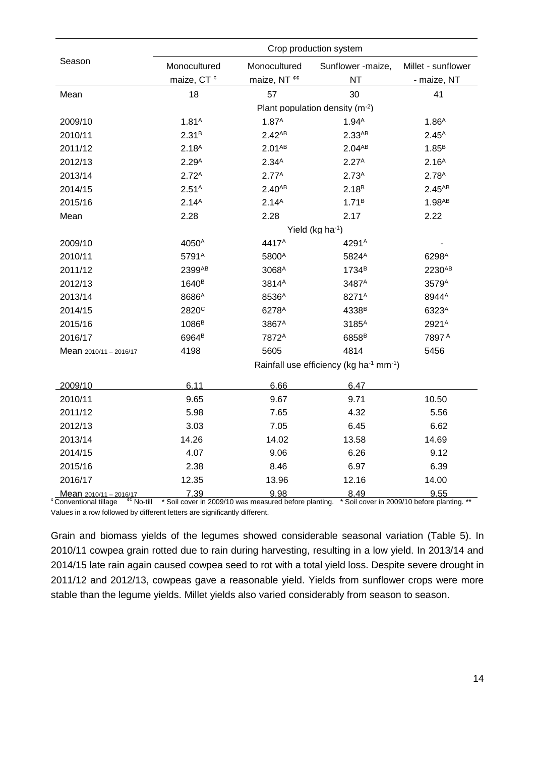| Season | Crop production system | | | |
|---|---|---|---|---|
| | Monocultured maize, CT [¢] | Monocultured maize, NT [¢¢] | Sunflower -maize, NT | Millet - sunflower - maize, NT |
| Mean | 18 | 57 | 30 | 41 |
| | Plant population density ($m^{-2}$) | | | |
| 2009/10 | 1.81[A] | 1.87[A] | 1.94[A] | 1.86[A] |
| 2010/11 | 2.31[B] | 2.42[AB] | 2.33[AB] | 2.45[A] |
| 2011/12 | 2.18[A] | 2.01[AB] | 2.04[AB] | 1.85[B] |
| 2012/13 | 2.29[A] | 2.34[A] | 2.27[A] | 2.16[A] |
| 2013/14 | 2.72[A] | 2.77[A] | 2.73[A] | 2.78[A] |
| 2014/15 | 2.51[A] | 2.40[AB] | 2.18[B] | 2.45[AB] |
| 2015/16 | 2.14[A] | 2.14[A] | 1.71[B] | 1.98[AB] |
| Mean | 2.28 | 2.28 | 2.17 | 2.22 |
| | Yield (kg $ha^{-1}$) | | | |
| 2009/10 | 4050[A] | 4417[A] | 4291[A] | - |
| 2010/11 | 5791[A] | 5800[A] | 5824[A] | 6298[A] |
| 2011/12 | 2399[AB] | 3068[A] | 1734[B] | 2230[AB] |
| 2012/13 | 1640[B] | 3814[A] | 3487[A] | 3579[A] |
| 2013/14 | 8686[A] | 8536[A] | 8271[A] | 8944[A] |
| 2014/15 | 2820[C] | 6278[A] | 4338[B] | 6323[A] |
| 2015/16 | 1086[B] | 3867[A] | 3185[A] | 2921[A] |
| 2016/17 | 6964[B] | 7872[A] | 6858[B] | 7897[A] |
| Mean 2010/11 – 2016/17 | 4198 | 5605 | 4814 | 5456 |
| | Rainfall use efficiency (kg $ha^{-1}$ $mm^{-1}$) | | | |
| 2009/10 | 6.11 | 6.66 | 6.47 | |
| 2010/11 | 9.65 | 9.67 | 9.71 | 10.50 |
| 2011/12 | 5.98 | 7.65 | 4.32 | 5.56 |
| 2012/13 | 3.03 | 7.05 | 6.45 | 6.62 |
| 2013/14 | 14.26 | 14.02 | 13.58 | 14.69 |
| 2014/15 | 4.07 | 9.06 | 6.26 | 9.12 |
| 2015/16 | 2.38 | 8.46 | 6.97 | 6.39 |
| 2016/17 | 12.35 | 13.96 | 12.16 | 14.00 |
| Mean 2010/11 – 2016/17 | 7.39 | 9.98 | 8.49 | 9.55 |

[¢] Conventional tillage [¢¢] No-till * Soil cover in 2009/10 was measured before planting. * Soil cover in 2009/10 before planting. ** Values in a row followed by different letters are significantly different.

Grain and biomass yields of the legumes showed considerable seasonal variation (Table 5). In 2010/11 cowpea grain rotted due to rain during harvesting, resulting in a low yield. In 2013/14 and 2014/15 late rain again caused cowpea seed to rot with a total yield loss. Despite severe drought in 2011/12 and 2012/13, cowpeas gave a reasonable yield. Yields from sunflower crops were more stable than the legume yields. Millet yields also varied considerably from season to season.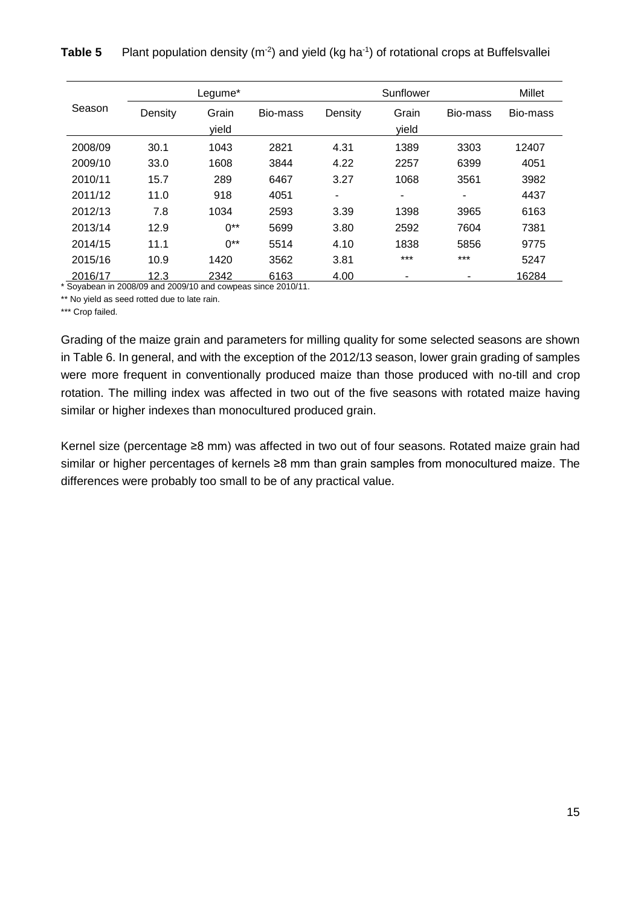**Table 5** Plant population density ($m^{-2}$) and yield ($kg\ ha^{-1}$) of rotational crops at Buffelsvallei

| Season | Legume* | | | Sunflower | | | Millet |
|---|---|---|---|---|---|---|---|
| | Density | Grain yield | Bio-mass | Density | Grain yield | Bio-mass | Bio-mass |
| 2008/09 | 30.1 | 1043 | 2821 | 4.31 | 1389 | 3303 | 12407 |
| 2009/10 | 33.0 | 1608 | 3844 | 4.22 | 2257 | 6399 | 4051 |
| 2010/11 | 15.7 | 289 | 6467 | 3.27 | 1068 | 3561 | 3982 |
| 2011/12 | 11.0 | 918 | 4051 | - | - | - | 4437 |
| 2012/13 | 7.8 | 1034 | 2593 | 3.39 | 1398 | 3965 | 6163 |
| 2013/14 | 12.9 | 0** | 5699 | 3.80 | 2592 | 7604 | 7381 |
| 2014/15 | 11.1 | 0** | 5514 | 4.10 | 1838 | 5856 | 9775 |
| 2015/16 | 10.9 | 1420 | 3562 | 3.81 | *** | *** | 5247 |
| 2016/17 | 12.3 | 2342 | 6163 | 4.00 | - | - | 16284 |

\* Soyabean in 2008/09 and 2009/10 and cowpeas since 2010/11.

** No yield as seed rotted due to late rain.

*** Crop failed.

Grading of the maize grain and parameters for milling quality for some selected seasons are shown in Table 6. In general, and with the exception of the 2012/13 season, lower grain grading of samples were more frequent in conventionally produced maize than those produced with no-till and crop rotation. The milling index was affected in two out of the five seasons with rotated maize having similar or higher indexes than monocultured produced grain.

Kernel size (percentage ≥8 mm) was affected in two out of four seasons. Rotated maize grain had similar or higher percentages of kernels ≥8 mm than grain samples from monocultured maize. The differences were probably too small to be of any practical value.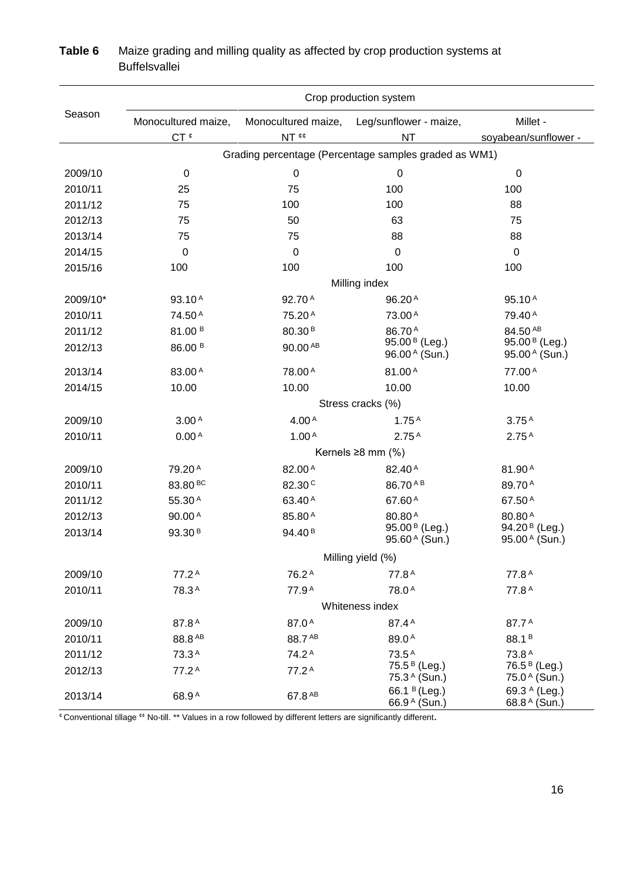**Table 6** Maize grading and milling quality as affected by crop production systems at Buffelsvallei

| Season | Crop production system | | | |
|---|---|---|---|---|
| | Monocultured maize, CT ¢ | Monocultured maize, NT ¢¢ | Leg/sunflower - maize, NT | Millet - soyabean/sunflower - |
| | Grading percentage (Percentage samples graded as WM1) | | | |
| 2009/10 | 0 | 0 | 0 | 0 |
| 2010/11 | 25 | 75 | 100 | 100 |
| 2011/12 | 75 | 100 | 100 | 88 |
| 2012/13 | 75 | 50 | 63 | 75 |
| 2013/14 | 75 | 75 | 88 | 88 |
| 2014/15 | 0 | 0 | 0 | 0 |
| 2015/16 | 100 | 100 | 100 | 100 |
| | Milling index | | | |
| 2009/10* | 93.10 A | 92.70 A | 96.20 A | 95.10 A |
| 2010/11 | 74.50 A | 75.20 A | 73.00 A | 79.40 A |
| 2011/12 | 81.00 B | 80.30 B | 86.70 A | 84.50 AB |
| 2012/13 | 86.00 B | 90.00 AB | 95.00 B (Leg.) 96.00 A (Sun.) | 95.00 B (Leg.) 95.00 A (Sun.) |
| 2013/14 | 83.00 A | 78.00 A | 81.00 A | 77.00 A |
| 2014/15 | 10.00 | 10.00 | 10.00 | 10.00 |
| | Stress cracks (%) | | | |
| 2009/10 | 3.00 A | 4.00 A | 1.75 A | 3.75 A |
| 2010/11 | 0.00 A | 1.00 A | 2.75 A | 2.75 A |
| | Kernels ≥8 mm (%) | | | |
| 2009/10 | 79.20 A | 82.00 A | 82.40 A | 81.90 A |
| 2010/11 | 83.80 BC | 82.30 C | 86.70 A B | 89.70 A |
| 2011/12 | 55.30 A | 63.40 A | 67.60 A | 67.50 A |
| 2012/13 | 90.00 A | 85.80 A | 80.80 A | 80.80 A |
| 2013/14 | 93.30 B | 94.40 B | 95.00 B (Leg.) 95.60 A (Sun.) | 94.20 B (Leg.) 95.00 A (Sun.) |
| | Milling yield (%) | | | |
| 2009/10 | 77.2 A | 76.2 A | 77.8 A | 77.8 A |
| 2010/11 | 78.3 A | 77.9 A | 78.0 A | 77.8 A |
| | Whiteness index | | | |
| 2009/10 | 87.8 A | 87.0 A | 87.4 A | 87.7 A |
| 2010/11 | 88.8 AB | 88.7 AB | 89.0 A | 88.1 B |
| 2011/12 | 73.3 A | 74.2 A | 73.5 A | 73.8 A |
| 2012/13 | 77.2 A | 77.2 A | 75.5 B (Leg.) 75.3 A (Sun.) | 76.5 B (Leg.) 75.0 A (Sun.) |
| 2013/14 | 68.9 A | 67.8 AB | 66.1 B (Leg.) 66.9 A (Sun.) | 69.3 A (Leg.) 68.8 A (Sun.) |

¢ Conventional tillage ¢¢ No-till. ** Values in a row followed by different letters are significantly different.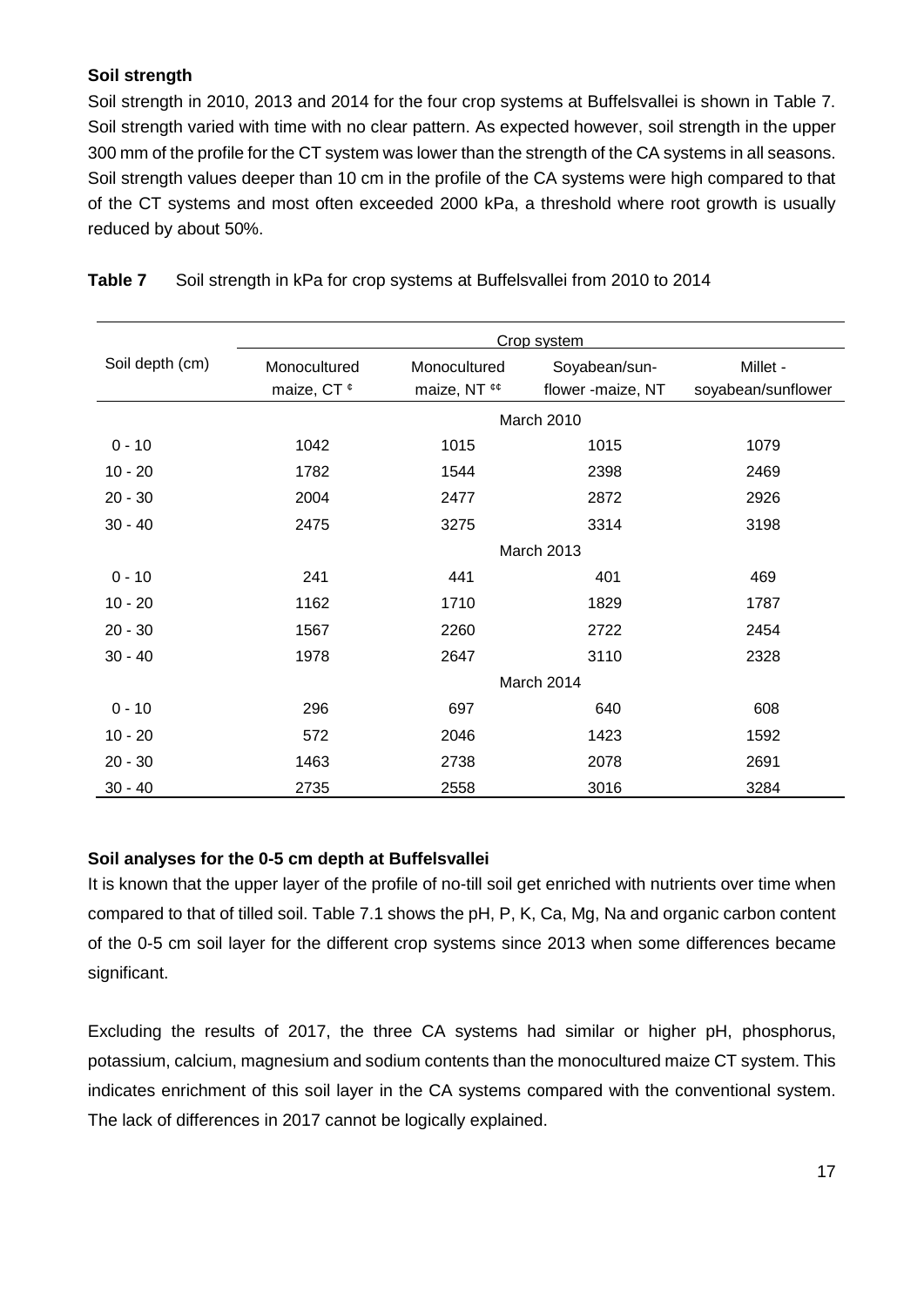**Soil strength**

Soil strength in 2010, 2013 and 2014 for the four crop systems at Buffelsvallei is shown in Table 7. Soil strength varied with time with no clear pattern. As expected however, soil strength in the upper 300 mm of the profile for the CT system was lower than the strength of the CA systems in all seasons. Soil strength values deeper than 10 cm in the profile of the CA systems were high compared to that of the CT systems and most often exceeded 2000 kPa, a threshold where root growth is usually reduced by about 50%.

**Table 7** Soil strength in kPa for crop systems at Buffelsvallei from 2010 to 2014

| Soil depth (cm) | Crop system | | | |
|---|---|---|---|---|
| | Monocultured maize, CT ¢ | Monocultured maize, NT ¢¢ | Soyabean/sun-flower -maize, NT | Millet - soyabean/sunflower |
| | March 2010 | | | |
| 0 - 10 | 1042 | 1015 | 1015 | 1079 |
| 10 - 20 | 1782 | 1544 | 2398 | 2469 |
| 20 - 30 | 2004 | 2477 | 2872 | 2926 |
| 30 - 40 | 2475 | 3275 | 3314 | 3198 |
| | March 2013 | | | |
| 0 - 10 | 241 | 441 | 401 | 469 |
| 10 - 20 | 1162 | 1710 | 1829 | 1787 |
| 20 - 30 | 1567 | 2260 | 2722 | 2454 |
| 30 - 40 | 1978 | 2647 | 3110 | 2328 |
| | March 2014 | | | |
| 0 - 10 | 296 | 697 | 640 | 608 |
| 10 - 20 | 572 | 2046 | 1423 | 1592 |
| 20 - 30 | 1463 | 2738 | 2078 | 2691 |
| 30 - 40 | 2735 | 2558 | 3016 | 3284 |

**Soil analyses for the 0-5 cm depth at Buffelsvallei**

It is known that the upper layer of the profile of no-till soil get enriched with nutrients over time when compared to that of tilled soil. Table 7.1 shows the pH, P, K, Ca, Mg, Na and organic carbon content of the 0-5 cm soil layer for the different crop systems since 2013 when some differences became significant.

Excluding the results of 2017, the three CA systems had similar or higher pH, phosphorus, potassium, calcium, magnesium and sodium contents than the monocultured maize CT system. This indicates enrichment of this soil layer in the CA systems compared with the conventional system. The lack of differences in 2017 cannot be logically explained.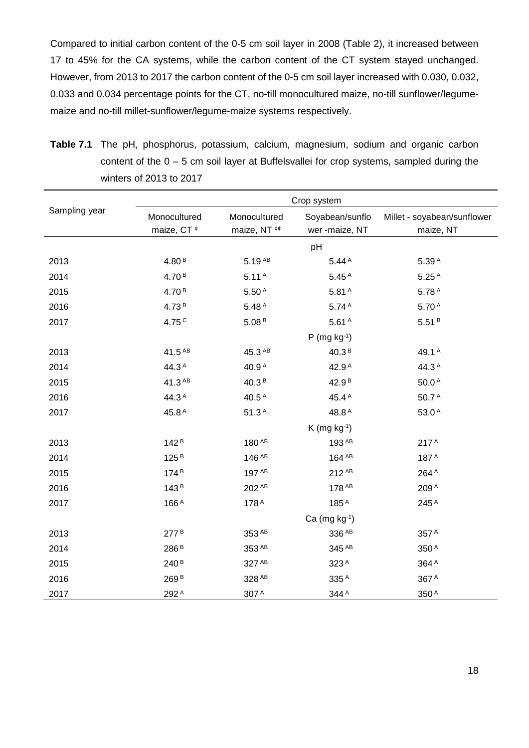Compared to initial carbon content of the 0-5 cm soil layer in 2008 (Table 2), it increased between 17 to 45% for the CA systems, while the carbon content of the CT system stayed unchanged. However, from 2013 to 2017 the carbon content of the 0-5 cm soil layer increased with 0.030, 0.032, 0.033 and 0.034 percentage points for the CT, no-till monocultured maize, no-till sunflower/legume-maize and no-till millet-sunflower/legume-maize systems respectively.

**Table 7.1** The pH, phosphorus, potassium, calcium, magnesium, sodium and organic carbon content of the 0 – 5 cm soil layer at Buffelsvallei for crop systems, sampled during the winters of 2013 to 2017

| Sampling year | Crop system | | | |
|---|---|---|---|---|
| | Monocultured maize, CT ¢ | Monocultured maize, NT ¢¢ | Soyabean/sunflower -maize, NT | Millet - soyabean/sunflower maize, NT |
| | | | pH | |
| 2013 | 4.80 B | 5.19 AB | 5.44 A | 5.39 A |
| 2014 | 4.70 B | 5.11 A | 5.45 A | 5.25 A |
| 2015 | 4.70 B | 5.50 A | 5.81 A | 5.78 A |
| 2016 | 4.73 B | 5.48 A | 5.74 A | 5.70 A |
| 2017 | 4.75 C | 5.08 B | 5.61 A | 5.51 B |
| | | | P (mg kg$^{-1}$) | |
| 2013 | 41.5 AB | 45.3 AB | 40.3 B | 49.1 A |
| 2014 | 44.3 A | 40.9 A | 42.9 A | 44.3 A |
| 2015 | 41.3 AB | 40.3 B | 42.9 B | 50.0 A |
| 2016 | 44.3 A | 40.5 A | 45.4 A | 50.7 A |
| 2017 | 45.8 A | 51.3 A | 48.8 A | 53.0 A |
| | | | K (mg kg$^{-1}$) | |
| 2013 | 142 B | 180 AB | 193 AB | 217 A |
| 2014 | 125 B | 146 AB | 164 AB | 187 A |
| 2015 | 174 B | 197 AB | 212 AB | 264 A |
| 2016 | 143 B | 202 AB | 178 AB | 209 A |
| 2017 | 166 A | 178 A | 185 A | 245 A |
| | | | Ca (mg kg$^{-1}$) | |
| 2013 | 277 B | 353 AB | 336 AB | 357 A |
| 2014 | 286 B | 353 AB | 345 AB | 350 A |
| 2015 | 240 B | 327 AB | 323 A | 364 A |
| 2016 | 269 B | 328 AB | 335 A | 367 A |
| 2017 | 292 A | 307 A | 344 A | 350 A |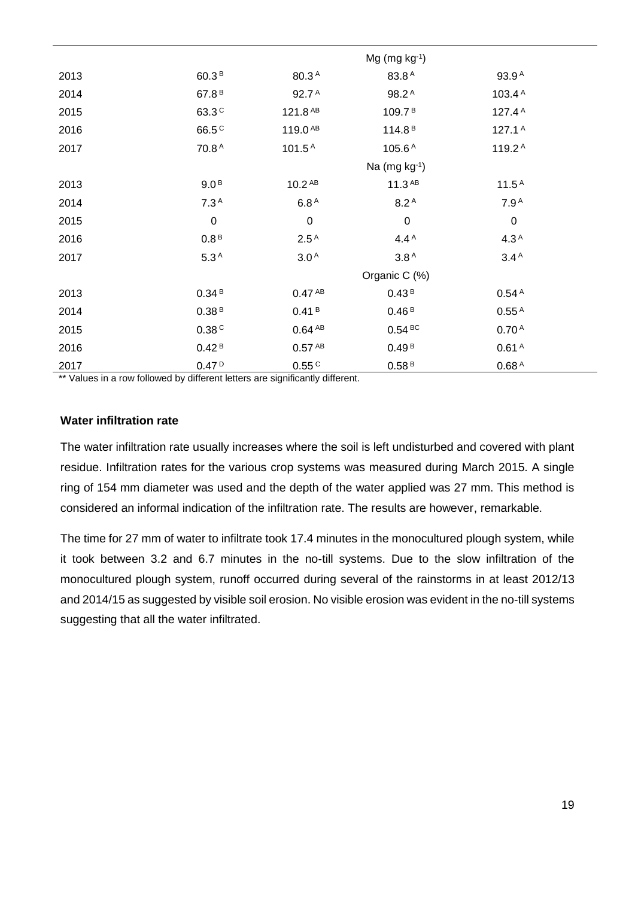| | | | | |
|---|---|---|---|---|
| | | | Mg (mg kg$^{-1}$) | |
| 2013 | 60.3 $^{B}$ | 80.3 $^{A}$ | 83.8 $^{A}$ | 93.9 $^{A}$ |
| 2014 | 67.8 $^{B}$ | 92.7 $^{A}$ | 98.2 $^{A}$ | 103.4 $^{A}$ |
| 2015 | 63.3 $^{C}$ | 121.8 $^{AB}$ | 109.7 $^{B}$ | 127.4 $^{A}$ |
| 2016 | 66.5 $^{C}$ | 119.0 $^{AB}$ | 114.8 $^{B}$ | 127.1 $^{A}$ |
| 2017 | 70.8 $^{A}$ | 101.5 $^{A}$ | 105.6 $^{A}$ | 119.2 $^{A}$ |
| | | | Na (mg kg$^{-1}$) | |
| 2013 | 9.0 $^{B}$ | 10.2 $^{AB}$ | 11.3 $^{AB}$ | 11.5 $^{A}$ |
| 2014 | 7.3 $^{A}$ | 6.8 $^{A}$ | 8.2 $^{A}$ | 7.9 $^{A}$ |
| 2015 | 0 | 0 | 0 | 0 |
| 2016 | 0.8 $^{B}$ | 2.5 $^{A}$ | 4.4 $^{A}$ | 4.3 $^{A}$ |
| 2017 | 5.3 $^{A}$ | 3.0 $^{A}$ | 3.8 $^{A}$ | 3.4 $^{A}$ |
| | | | Organic C (%) | |
| 2013 | 0.34 $^{B}$ | 0.47 $^{AB}$ | 0.43 $^{B}$ | 0.54 $^{A}$ |
| 2014 | 0.38 $^{B}$ | 0.41 $^{B}$ | 0.46 $^{B}$ | 0.55 $^{A}$ |
| 2015 | 0.38 $^{C}$ | 0.64 $^{AB}$ | 0.54 $^{BC}$ | 0.70 $^{A}$ |
| 2016 | 0.42 $^{B}$ | 0.57 $^{AB}$ | 0.49 $^{B}$ | 0.61 $^{A}$ |
| 2017 | 0.47 $^{D}$ | 0.55 $^{C}$ | 0.58 $^{B}$ | 0.68 $^{A}$ |

** Values in a row followed by different letters are significantly different.

**Water infiltration rate**

The water infiltration rate usually increases where the soil is left undisturbed and covered with plant residue. Infiltration rates for the various crop systems was measured during March 2015. A single ring of 154 mm diameter was used and the depth of the water applied was 27 mm. This method is considered an informal indication of the infiltration rate. The results are however, remarkable.

The time for 27 mm of water to infiltrate took 17.4 minutes in the monocultured plough system, while it took between 3.2 and 6.7 minutes in the no-till systems. Due to the slow infiltration of the monocultured plough system, runoff occurred during several of the rainstorms in at least 2012/13 and 2014/15 as suggested by visible soil erosion. No visible erosion was evident in the no-till systems suggesting that all the water infiltrated.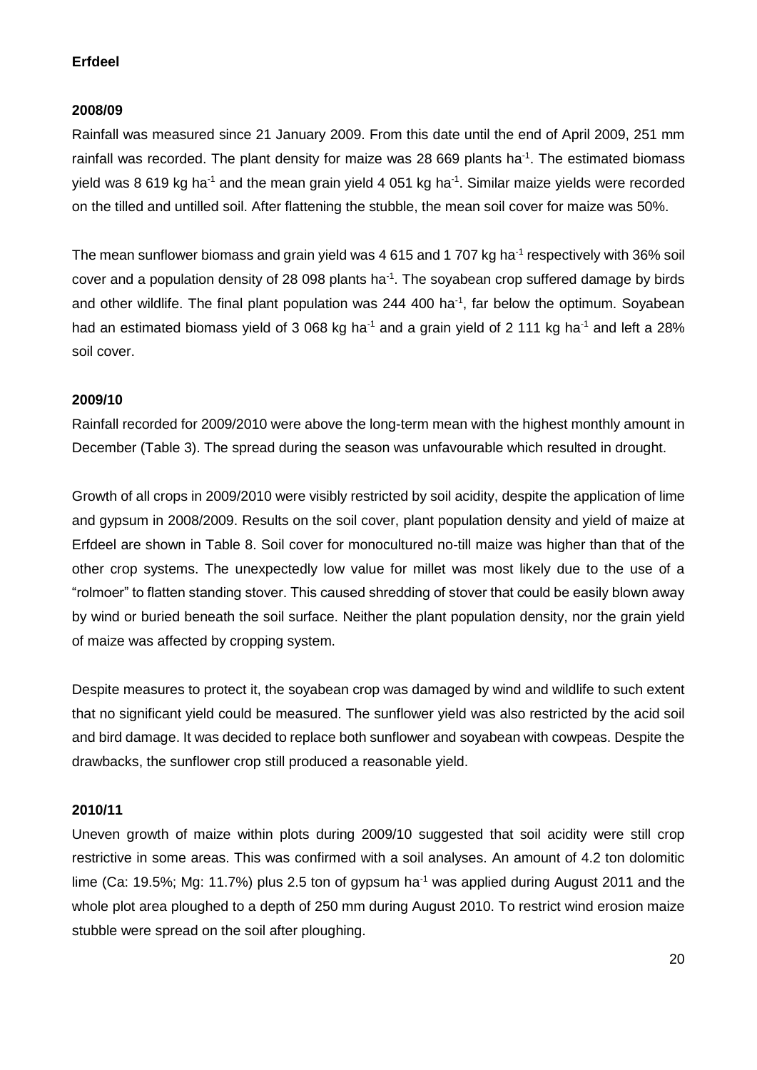**Erfdeel**

**2008/09**

Rainfall was measured since 21 January 2009. From this date until the end of April 2009, 251 mm rainfall was recorded. The plant density for maize was 28 669 plants ha$^{-1}$. The estimated biomass yield was 8 619 kg ha$^{-1}$ and the mean grain yield 4 051 kg ha$^{-1}$. Similar maize yields were recorded on the tilled and untilled soil. After flattening the stubble, the mean soil cover for maize was 50%.

The mean sunflower biomass and grain yield was 4 615 and 1 707 kg ha$^{-1}$ respectively with 36% soil cover and a population density of 28 098 plants ha$^{-1}$. The soyabean crop suffered damage by birds and other wildlife. The final plant population was 244 400 ha$^{-1}$, far below the optimum. Soyabean had an estimated biomass yield of 3 068 kg ha$^{-1}$ and a grain yield of 2 111 kg ha$^{-1}$ and left a 28% soil cover.

**2009/10**

Rainfall recorded for 2009/2010 were above the long-term mean with the highest monthly amount in December (Table 3). The spread during the season was unfavourable which resulted in drought.

Growth of all crops in 2009/2010 were visibly restricted by soil acidity, despite the application of lime and gypsum in 2008/2009. Results on the soil cover, plant population density and yield of maize at Erfdeel are shown in Table 8. Soil cover for monocultured no-till maize was higher than that of the other crop systems. The unexpectedly low value for millet was most likely due to the use of a "rolmoer" to flatten standing stover. This caused shredding of stover that could be easily blown away by wind or buried beneath the soil surface. Neither the plant population density, nor the grain yield of maize was affected by cropping system.

Despite measures to protect it, the soyabean crop was damaged by wind and wildlife to such extent that no significant yield could be measured. The sunflower yield was also restricted by the acid soil and bird damage. It was decided to replace both sunflower and soyabean with cowpeas. Despite the drawbacks, the sunflower crop still produced a reasonable yield.

**2010/11**

Uneven growth of maize within plots during 2009/10 suggested that soil acidity were still crop restrictive in some areas. This was confirmed with a soil analyses. An amount of 4.2 ton dolomitic lime (Ca: 19.5%; Mg: 11.7%) plus 2.5 ton of gypsum ha$^{-1}$ was applied during August 2011 and the whole plot area ploughed to a depth of 250 mm during August 2010. To restrict wind erosion maize stubble were spread on the soil after ploughing.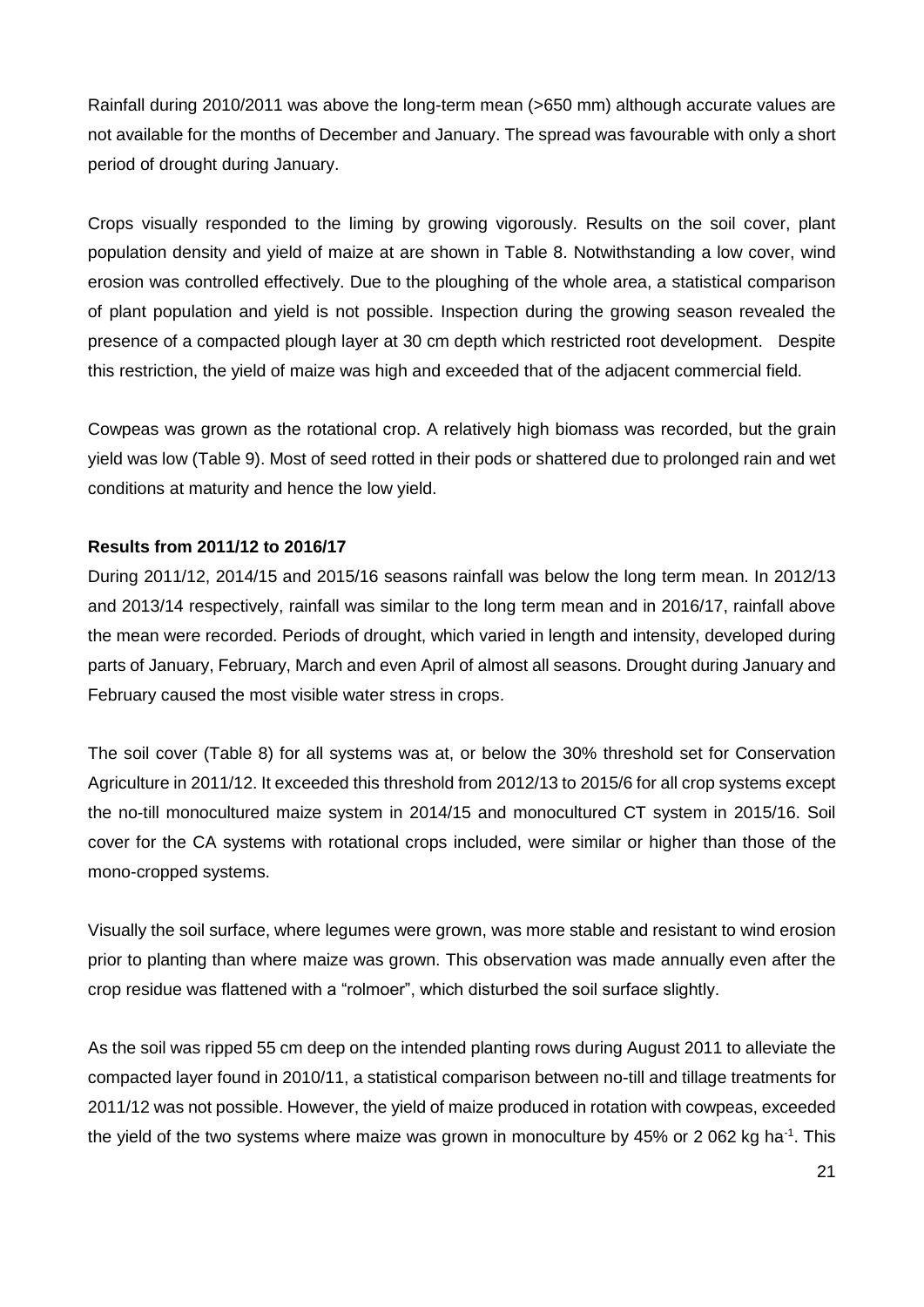Rainfall during 2010/2011 was above the long-term mean (>650 mm) although accurate values are not available for the months of December and January. The spread was favourable with only a short period of drought during January.

Crops visually responded to the liming by growing vigorously. Results on the soil cover, plant population density and yield of maize at are shown in Table 8. Notwithstanding a low cover, wind erosion was controlled effectively. Due to the ploughing of the whole area, a statistical comparison of plant population and yield is not possible. Inspection during the growing season revealed the presence of a compacted plough layer at 30 cm depth which restricted root development. Despite this restriction, the yield of maize was high and exceeded that of the adjacent commercial field.

Cowpeas was grown as the rotational crop. A relatively high biomass was recorded, but the grain yield was low (Table 9). Most of seed rotted in their pods or shattered due to prolonged rain and wet conditions at maturity and hence the low yield.

**Results from 2011/12 to 2016/17**

During 2011/12, 2014/15 and 2015/16 seasons rainfall was below the long term mean. In 2012/13 and 2013/14 respectively, rainfall was similar to the long term mean and in 2016/17, rainfall above the mean were recorded. Periods of drought, which varied in length and intensity, developed during parts of January, February, March and even April of almost all seasons. Drought during January and February caused the most visible water stress in crops.

The soil cover (Table 8) for all systems was at, or below the 30% threshold set for Conservation Agriculture in 2011/12. It exceeded this threshold from 2012/13 to 2015/6 for all crop systems except the no-till monocultured maize system in 2014/15 and monocultured CT system in 2015/16. Soil cover for the CA systems with rotational crops included, were similar or higher than those of the mono-cropped systems.

Visually the soil surface, where legumes were grown, was more stable and resistant to wind erosion prior to planting than where maize was grown. This observation was made annually even after the crop residue was flattened with a "rolmoer", which disturbed the soil surface slightly.

As the soil was ripped 55 cm deep on the intended planting rows during August 2011 to alleviate the compacted layer found in 2010/11, a statistical comparison between no-till and tillage treatments for 2011/12 was not possible. However, the yield of maize produced in rotation with cowpeas, exceeded the yield of the two systems where maize was grown in monoculture by 45% or 2 062 kg $ha^{-1}$. This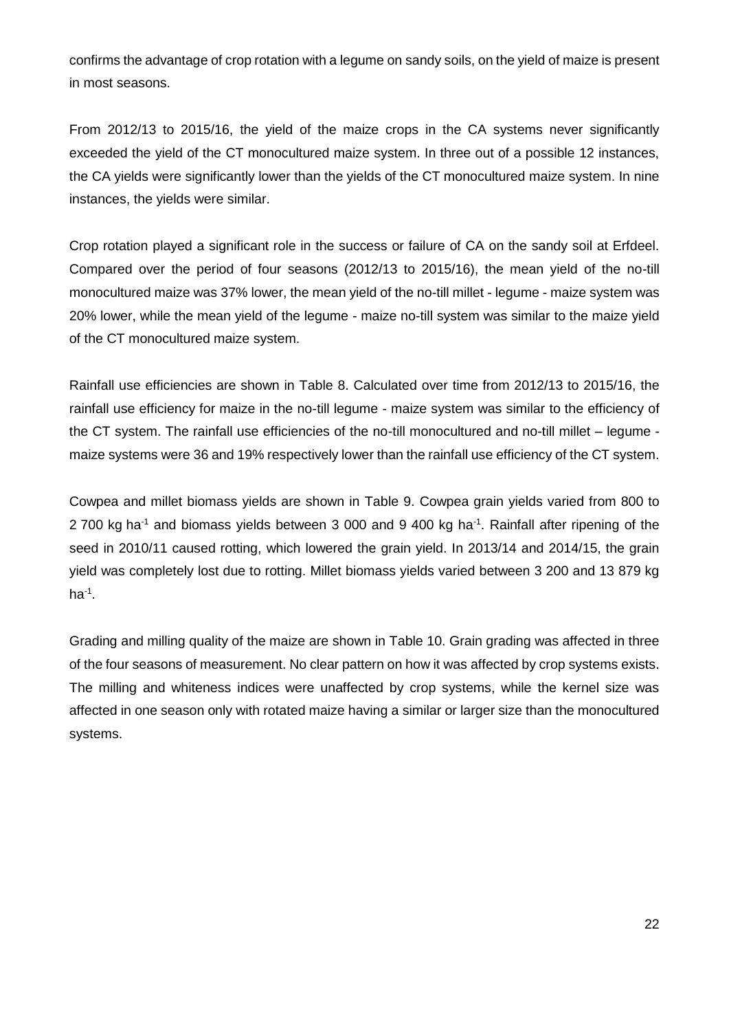confirms the advantage of crop rotation with a legume on sandy soils, on the yield of maize is present in most seasons.

From 2012/13 to 2015/16, the yield of the maize crops in the CA systems never significantly exceeded the yield of the CT monocultured maize system. In three out of a possible 12 instances, the CA yields were significantly lower than the yields of the CT monocultured maize system. In nine instances, the yields were similar.

Crop rotation played a significant role in the success or failure of CA on the sandy soil at Erfdeel. Compared over the period of four seasons (2012/13 to 2015/16), the mean yield of the no-till monocultured maize was 37% lower, the mean yield of the no-till millet - legume - maize system was 20% lower, while the mean yield of the legume - maize no-till system was similar to the maize yield of the CT monocultured maize system.

Rainfall use efficiencies are shown in Table 8. Calculated over time from 2012/13 to 2015/16, the rainfall use efficiency for maize in the no-till legume - maize system was similar to the efficiency of the CT system. The rainfall use efficiencies of the no-till monocultured and no-till millet – legume - maize systems were 36 and 19% respectively lower than the rainfall use efficiency of the CT system.

Cowpea and millet biomass yields are shown in Table 9. Cowpea grain yields varied from 800 to 2 700 kg $ha^{-1}$ and biomass yields between 3 000 and 9 400 kg $ha^{-1}$. Rainfall after ripening of the seed in 2010/11 caused rotting, which lowered the grain yield. In 2013/14 and 2014/15, the grain yield was completely lost due to rotting. Millet biomass yields varied between 3 200 and 13 879 kg $ha^{-1}$.

Grading and milling quality of the maize are shown in Table 10. Grain grading was affected in three of the four seasons of measurement. No clear pattern on how it was affected by crop systems exists. The milling and whiteness indices were unaffected by crop systems, while the kernel size was affected in one season only with rotated maize having a similar or larger size than the monocultured systems.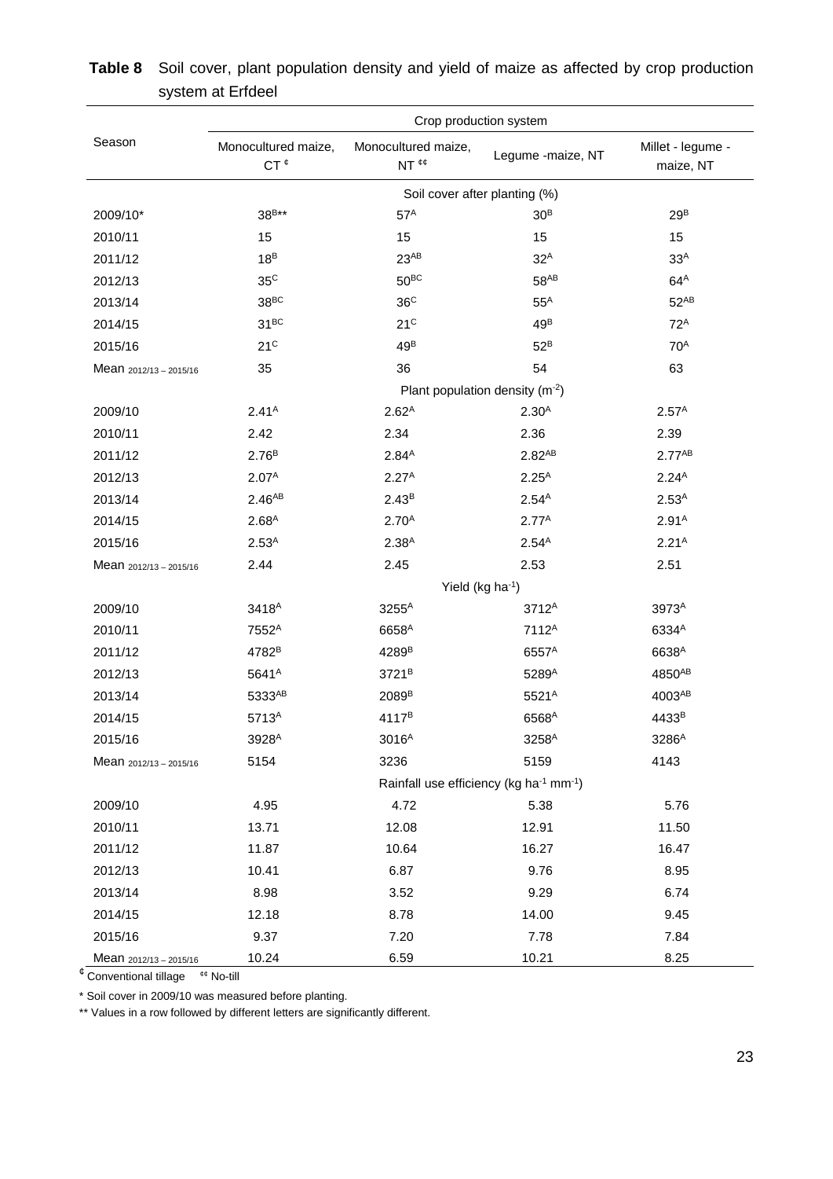**Table 8** Soil cover, plant population density and yield of maize as affected by crop production system at Erfdeel

| Season | Crop production system | | | |
|---|---|---|---|---|
| | Monocultured maize, CT [¢] | Monocultured maize, NT [¢¢] | Legume -maize, NT | Millet - legume - maize, NT |
| | Soil cover after planting (%) | | | |
| 2009/10* | 38[B**] | 57[A] | 30[B] | 29[B] |
| 2010/11 | 15 | 15 | 15 | 15 |
| 2011/12 | 18[B] | 23[AB] | 32[A] | 33[A] |
| 2012/13 | 35[C] | 50[BC] | 58[AB] | 64[A] |
| 2013/14 | 38[BC] | 36[C] | 55[A] | 52[AB] |
| 2014/15 | 31[BC] | 21[C] | 49[B] | 72[A] |
| 2015/16 | 21[C] | 49[B] | 52[B] | 70[A] |
| Mean $_{2012/13-2015/16}$ | 35 | 36 | 54 | 63 |
| | Plant population density ($m^{-2}$) | | | |
| 2009/10 | 2.41[A] | 2.62[A] | 2.30[A] | 2.57[A] |
| 2010/11 | 2.42 | 2.34 | 2.36 | 2.39 |
| 2011/12 | 2.76[B] | 2.84[A] | 2.82[AB] | 2.77[AB] |
| 2012/13 | 2.07[A] | 2.27[A] | 2.25[A] | 2.24[A] |
| 2013/14 | 2.46[AB] | 2.43[B] | 2.54[A] | 2.53[A] |
| 2014/15 | 2.68[A] | 2.70[A] | 2.77[A] | 2.91[A] |
| 2015/16 | 2.53[A] | 2.38[A] | 2.54[A] | 2.21[A] |
| Mean $_{2012/13-2015/16}$ | 2.44 | 2.45 | 2.53 | 2.51 |
| | Yield (kg $ha^{-1}$) | | | |
| 2009/10 | 3418[A] | 3255[A] | 3712[A] | 3973[A] |
| 2010/11 | 7552[A] | 6658[A] | 7112[A] | 6334[A] |
| 2011/12 | 4782[B] | 4289[B] | 6557[A] | 6638[A] |
| 2012/13 | 5641[A] | 3721[B] | 5289[A] | 4850[AB] |
| 2013/14 | 5333[AB] | 2089[B] | 5521[A] | 4003[AB] |
| 2014/15 | 5713[A] | 4117[B] | 6568[A] | 4433[B] |
| 2015/16 | 3928[A] | 3016[A] | 3258[A] | 3286[A] |
| Mean $_{2012/13-2015/16}$ | 5154 | 3236 | 5159 | 4143 |
| | Rainfall use efficiency (kg $ha^{-1}$ $mm^{-1}$) | | | |
| 2009/10 | 4.95 | 4.72 | 5.38 | 5.76 |
| 2010/11 | 13.71 | 12.08 | 12.91 | 11.50 |
| 2011/12 | 11.87 | 10.64 | 16.27 | 16.47 |
| 2012/13 | 10.41 | 6.87 | 9.76 | 8.95 |
| 2013/14 | 8.98 | 3.52 | 9.29 | 6.74 |
| 2014/15 | 12.18 | 8.78 | 14.00 | 9.45 |
| 2015/16 | 9.37 | 7.20 | 7.78 | 7.84 |
| Mean $_{2012/13-2015/16}$ | 10.24 | 6.59 | 10.21 | 8.25 |

[¢] Conventional tillage [¢¢] No-till

\* Soil cover in 2009/10 was measured before planting.

\*\* Values in a row followed by different letters are significantly different.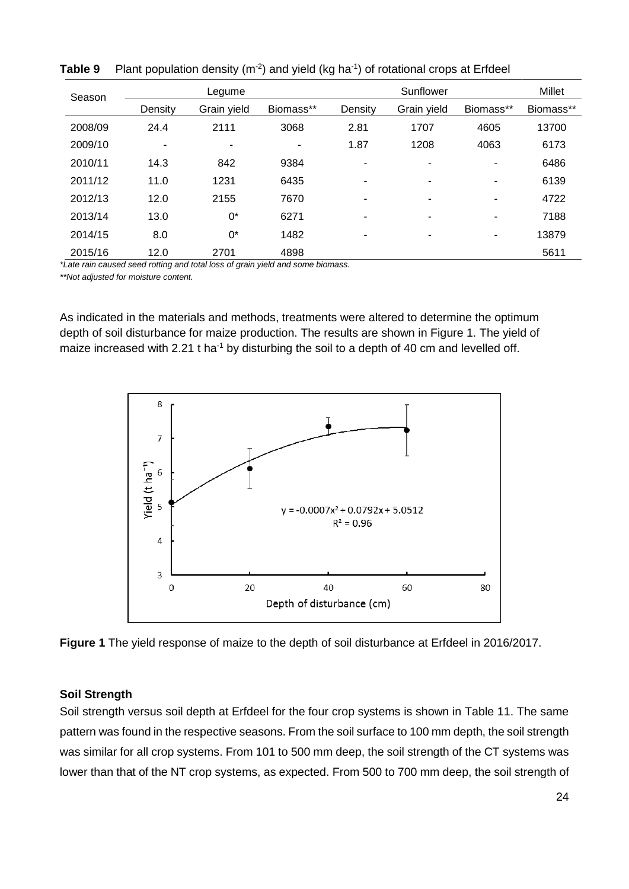**Table 9** Plant population density ($m^{-2}$) and yield ($kg\ ha^{-1}$) of rotational crops at Erfdeel

| Season | Legume | | | Sunflower | | | Millet |
|---|---|---|---|---|---|---|---|
| | Density | Grain yield | Biomass** | Density | Grain yield | Biomass** | Biomass** |
| 2008/09 | 24.4 | 2111 | 3068 | 2.81 | 1707 | 4605 | 13700 |
| 2009/10 | - | - | - | 1.87 | 1208 | 4063 | 6173 |
| 2010/11 | 14.3 | 842 | 9384 | - | - | - | 6486 |
| 2011/12 | 11.0 | 1231 | 6435 | - | - | - | 6139 |
| 2012/13 | 12.0 | 2155 | 7670 | - | - | - | 4722 |
| 2013/14 | 13.0 | 0* | 6271 | - | - | - | 7188 |
| 2014/15 | 8.0 | 0* | 1482 | - | - | - | 13879 |
| 2015/16 | 12.0 | 2701 | 4898 | | | | 5611 |

*Late rain caused seed rotting and total loss of grain yield and some biomass.

**Not adjusted for moisture content.

As indicated in the materials and methods, treatments were altered to determine the optimum depth of soil disturbance for maize production. The results are shown in Figure 1. The yield of maize increased with 2.21 t $ha^{-1}$ by disturbing the soil to a depth of 40 cm and levelled off.

**Figure 1** The yield response of maize to the depth of soil disturbance at Erfdeel in 2016/2017.

### Soil Strength

Soil strength versus soil depth at Erfdeel for the four crop systems is shown in Table 11. The same pattern was found in the respective seasons. From the soil surface to 100 mm depth, the soil strength was similar for all crop systems. From 101 to 500 mm deep, the soil strength of the CT systems was lower than that of the NT crop systems, as expected. From 500 to 700 mm deep, the soil strength of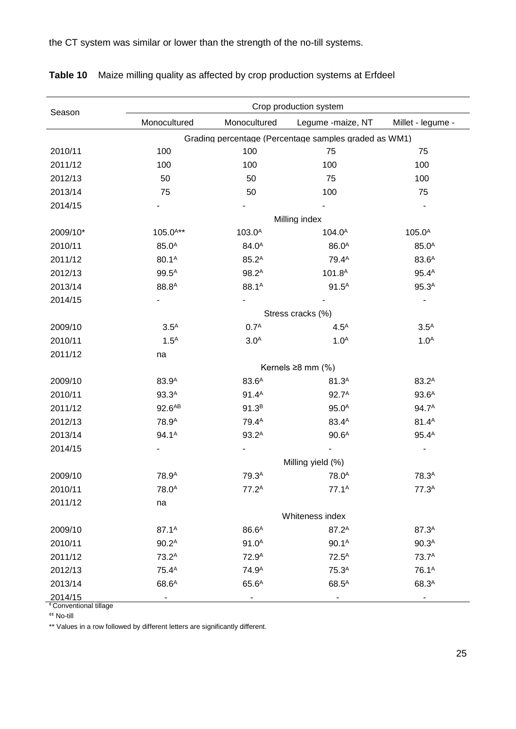the CT system was similar or lower than the strength of the no-till systems.

**Table 10** Maize milling quality as affected by crop production systems at Erfdeel

| Season | Crop production system | | | |
|---|---|---|---|---|
| | Monocultured | Monocultured | Legume -maize, NT | Millet - legume - |
| | Grading percentage (Percentage samples graded as WM1) | | | |
| 2010/11 | 100 | 100 | 75 | 75 |
| 2011/12 | 100 | 100 | 100 | 100 |
| 2012/13 | 50 | 50 | 75 | 100 |
| 2013/14 | 75 | 50 | 100 | 75 |
| 2014/15 | - | - | - | - |
| | Milling index | | | |
| 2009/10* | 105.0$^{A}$** | 103.0$^{A}$ | 104.0$^{A}$ | 105.0$^{A}$ |
| 2010/11 | 85.0$^{A}$ | 84.0$^{A}$ | 86.0$^{A}$ | 85.0$^{A}$ |
| 2011/12 | 80.1$^{A}$ | 85.2$^{A}$ | 79.4$^{A}$ | 83.6$^{A}$ |
| 2012/13 | 99.5$^{A}$ | 98.2$^{A}$ | 101.8$^{A}$ | 95.4$^{A}$ |
| 2013/14 | 88.8$^{A}$ | 88.1$^{A}$ | 91.5$^{A}$ | 95.3$^{A}$ |
| 2014/15 | - | - | - | - |
| | Stress cracks (%) | | | |
| 2009/10 | 3.5$^{A}$ | 0.7$^{A}$ | 4.5$^{A}$ | 3.5$^{A}$ |
| 2010/11 | 1.5$^{A}$ | 3.0$^{A}$ | 1.0$^{A}$ | 1.0$^{A}$ |
| 2011/12 | na | | | |
| | Kernels ≥8 mm (%) | | | |
| 2009/10 | 83.9$^{A}$ | 83.6$^{A}$ | 81.3$^{A}$ | 83.2$^{A}$ |
| 2010/11 | 93.3$^{A}$ | 91.4$^{A}$ | 92.7$^{A}$ | 93.6$^{A}$ |
| 2011/12 | 92.6$^{AB}$ | 91.3$^{B}$ | 95.0$^{A}$ | 94.7$^{A}$ |
| 2012/13 | 78.9$^{A}$ | 79.4$^{A}$ | 83.4$^{A}$ | 81.4$^{A}$ |
| 2013/14 | 94.1$^{A}$ | 93.2$^{A}$ | 90.6$^{A}$ | 95.4$^{A}$ |
| 2014/15 | - | - | - | - |
| | Milling yield (%) | | | |
| 2009/10 | 78.9$^{A}$ | 79.3$^{A}$ | 78.0$^{A}$ | 78.3$^{A}$ |
| 2010/11 | 78.0$^{A}$ | 77.2$^{A}$ | 77.1$^{A}$ | 77.3$^{A}$ |
| 2011/12 | na | | | |
| | Whiteness index | | | |
| 2009/10 | 87.1$^{A}$ | 86.6$^{A}$ | 87.2$^{A}$ | 87.3$^{A}$ |
| 2010/11 | 90.2$^{A}$ | 91.0$^{A}$ | 90.1$^{A}$ | 90.3$^{A}$ |
| 2011/12 | 73.2$^{A}$ | 72.9$^{A}$ | 72.5$^{A}$ | 73.7$^{A}$ |
| 2012/13 | 75.4$^{A}$ | 74.9$^{A}$ | 75.3$^{A}$ | 76.1$^{A}$ |
| 2013/14 | 68.6$^{A}$ | 65.6$^{A}$ | 68.5$^{A}$ | 68.3$^{A}$ |
| 2014/15 | - | - | - | - |

¢ Conventional tillage

¢¢ No-till

** Values in a row followed by different letters are significantly different.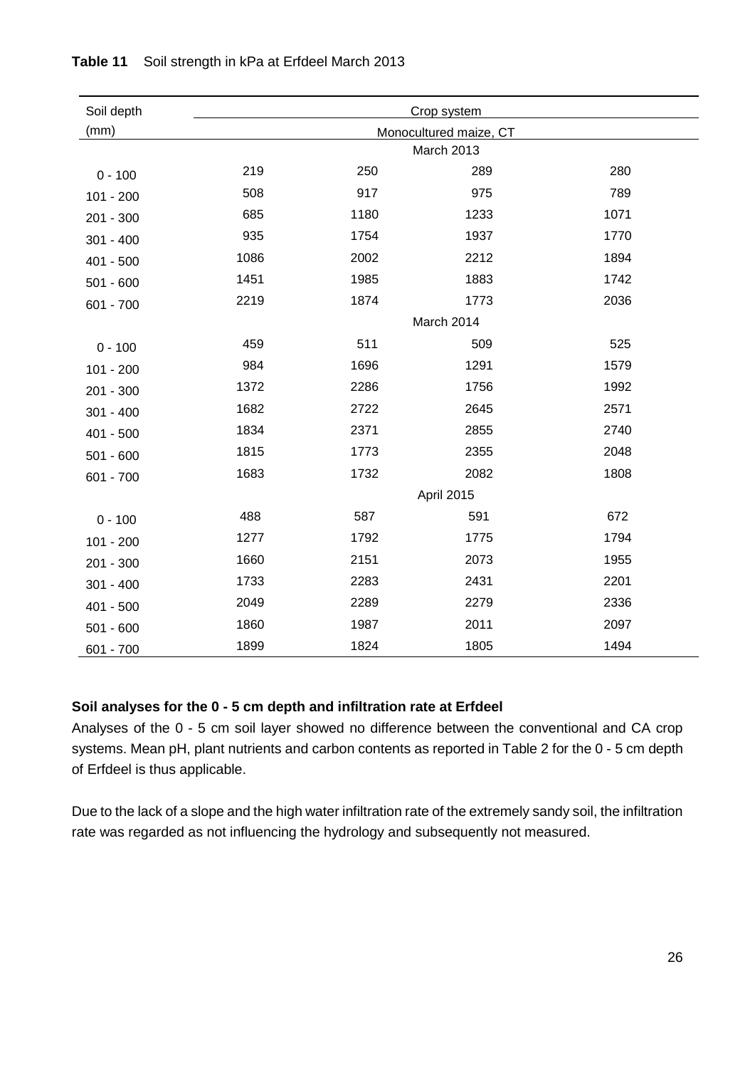**Table 11** Soil strength in kPa at Erfdeel March 2013

| Soil depth (mm) | Crop system | | | |
|---|---|---|---|---|
| | Monocultured maize, CT | | | |
| | March 2013 | | | |
| 0 - 100 | 219 | 250 | 289 | 280 |
| 101 - 200 | 508 | 917 | 975 | 789 |
| 201 - 300 | 685 | 1180 | 1233 | 1071 |
| 301 - 400 | 935 | 1754 | 1937 | 1770 |
| 401 - 500 | 1086 | 2002 | 2212 | 1894 |
| 501 - 600 | 1451 | 1985 | 1883 | 1742 |
| 601 - 700 | 2219 | 1874 | 1773 | 2036 |
| | March 2014 | | | |
| 0 - 100 | 459 | 511 | 509 | 525 |
| 101 - 200 | 984 | 1696 | 1291 | 1579 |
| 201 - 300 | 1372 | 2286 | 1756 | 1992 |
| 301 - 400 | 1682 | 2722 | 2645 | 2571 |
| 401 - 500 | 1834 | 2371 | 2855 | 2740 |
| 501 - 600 | 1815 | 1773 | 2355 | 2048 |
| 601 - 700 | 1683 | 1732 | 2082 | 1808 |
| | April 2015 | | | |
| 0 - 100 | 488 | 587 | 591 | 672 |
| 101 - 200 | 1277 | 1792 | 1775 | 1794 |
| 201 - 300 | 1660 | 2151 | 2073 | 1955 |
| 301 - 400 | 1733 | 2283 | 2431 | 2201 |
| 401 - 500 | 2049 | 2289 | 2279 | 2336 |
| 501 - 600 | 1860 | 1987 | 2011 | 2097 |
| 601 - 700 | 1899 | 1824 | 1805 | 1494 |

**Soil analyses for the 0 - 5 cm depth and infiltration rate at Erfdeel**

Analyses of the 0 - 5 cm soil layer showed no difference between the conventional and CA crop systems. Mean pH, plant nutrients and carbon contents as reported in Table 2 for the 0 - 5 cm depth of Erfdeel is thus applicable.

Due to the lack of a slope and the high water infiltration rate of the extremely sandy soil, the infiltration rate was regarded as not influencing the hydrology and subsequently not measured.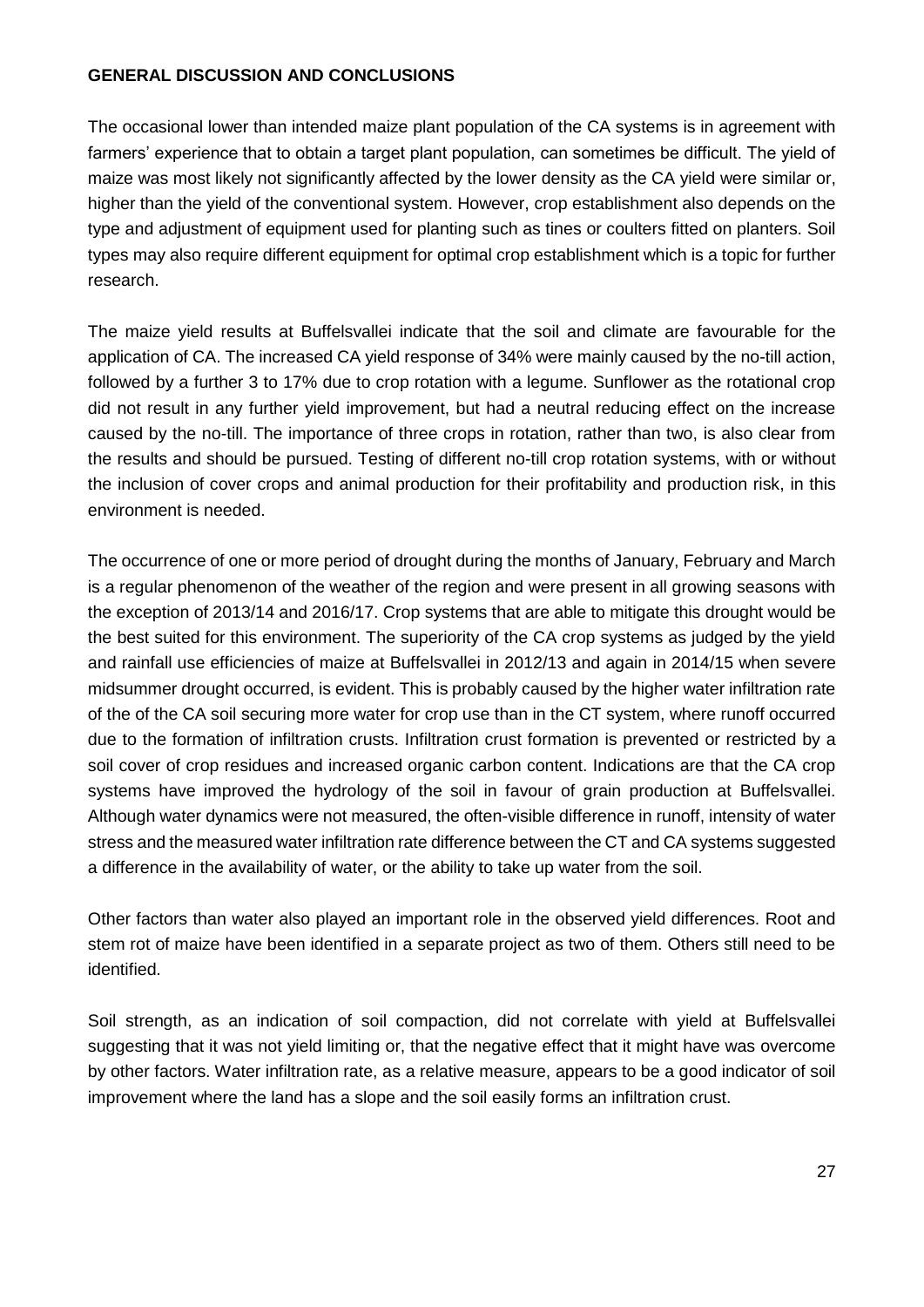## GENERAL DISCUSSION AND CONCLUSIONS

The occasional lower than intended maize plant population of the CA systems is in agreement with farmers' experience that to obtain a target plant population, can sometimes be difficult. The yield of maize was most likely not significantly affected by the lower density as the CA yield were similar or, higher than the yield of the conventional system. However, crop establishment also depends on the type and adjustment of equipment used for planting such as tines or coulters fitted on planters. Soil types may also require different equipment for optimal crop establishment which is a topic for further research.

The maize yield results at Buffelsvallei indicate that the soil and climate are favourable for the application of CA. The increased CA yield response of 34% were mainly caused by the no-till action, followed by a further 3 to 17% due to crop rotation with a legume. Sunflower as the rotational crop did not result in any further yield improvement, but had a neutral reducing effect on the increase caused by the no-till. The importance of three crops in rotation, rather than two, is also clear from the results and should be pursued. Testing of different no-till crop rotation systems, with or without the inclusion of cover crops and animal production for their profitability and production risk, in this environment is needed.

The occurrence of one or more period of drought during the months of January, February and March is a regular phenomenon of the weather of the region and were present in all growing seasons with the exception of 2013/14 and 2016/17. Crop systems that are able to mitigate this drought would be the best suited for this environment. The superiority of the CA crop systems as judged by the yield and rainfall use efficiencies of maize at Buffelsvallei in 2012/13 and again in 2014/15 when severe midsummer drought occurred, is evident. This is probably caused by the higher water infiltration rate of the of the CA soil securing more water for crop use than in the CT system, where runoff occurred due to the formation of infiltration crusts. Infiltration crust formation is prevented or restricted by a soil cover of crop residues and increased organic carbon content. Indications are that the CA crop systems have improved the hydrology of the soil in favour of grain production at Buffelsvallei. Although water dynamics were not measured, the often-visible difference in runoff, intensity of water stress and the measured water infiltration rate difference between the CT and CA systems suggested a difference in the availability of water, or the ability to take up water from the soil.

Other factors than water also played an important role in the observed yield differences. Root and stem rot of maize have been identified in a separate project as two of them. Others still need to be identified.

Soil strength, as an indication of soil compaction, did not correlate with yield at Buffelsvallei suggesting that it was not yield limiting or, that the negative effect that it might have was overcome by other factors. Water infiltration rate, as a relative measure, appears to be a good indicator of soil improvement where the land has a slope and the soil easily forms an infiltration crust.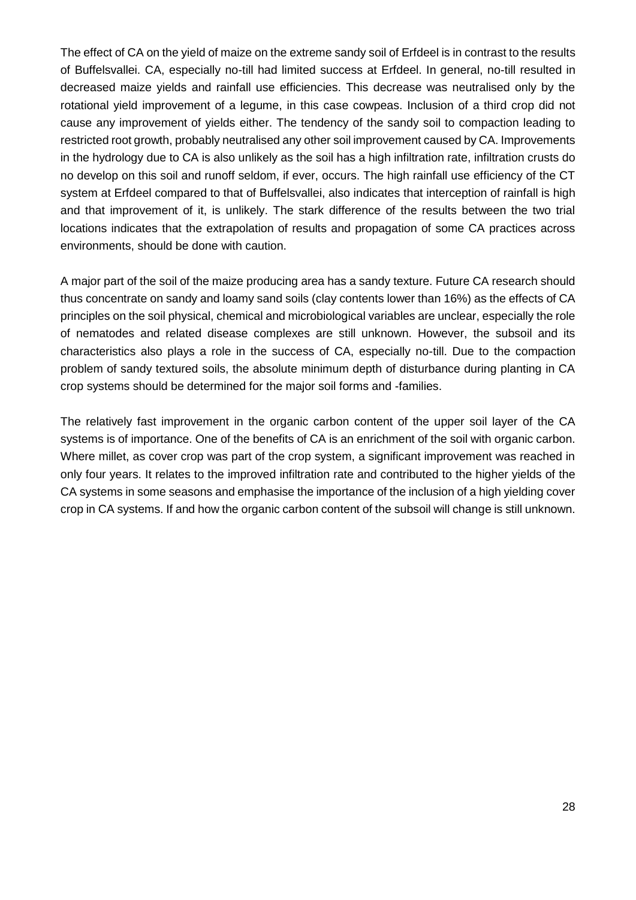The effect of CA on the yield of maize on the extreme sandy soil of Erfdeel is in contrast to the results of Buffelsvallei. CA, especially no-till had limited success at Erfdeel. In general, no-till resulted in decreased maize yields and rainfall use efficiencies. This decrease was neutralised only by the rotational yield improvement of a legume, in this case cowpeas. Inclusion of a third crop did not cause any improvement of yields either. The tendency of the sandy soil to compaction leading to restricted root growth, probably neutralised any other soil improvement caused by CA. Improvements in the hydrology due to CA is also unlikely as the soil has a high infiltration rate, infiltration crusts do no develop on this soil and runoff seldom, if ever, occurs. The high rainfall use efficiency of the CT system at Erfdeel compared to that of Buffelsvallei, also indicates that interception of rainfall is high and that improvement of it, is unlikely. The stark difference of the results between the two trial locations indicates that the extrapolation of results and propagation of some CA practices across environments, should be done with caution.

A major part of the soil of the maize producing area has a sandy texture. Future CA research should thus concentrate on sandy and loamy sand soils (clay contents lower than 16%) as the effects of CA principles on the soil physical, chemical and microbiological variables are unclear, especially the role of nematodes and related disease complexes are still unknown. However, the subsoil and its characteristics also plays a role in the success of CA, especially no-till. Due to the compaction problem of sandy textured soils, the absolute minimum depth of disturbance during planting in CA crop systems should be determined for the major soil forms and -families.

The relatively fast improvement in the organic carbon content of the upper soil layer of the CA systems is of importance. One of the benefits of CA is an enrichment of the soil with organic carbon. Where millet, as cover crop was part of the crop system, a significant improvement was reached in only four years. It relates to the improved infiltration rate and contributed to the higher yields of the CA systems in some seasons and emphasise the importance of the inclusion of a high yielding cover crop in CA systems. If and how the organic carbon content of the subsoil will change is still unknown.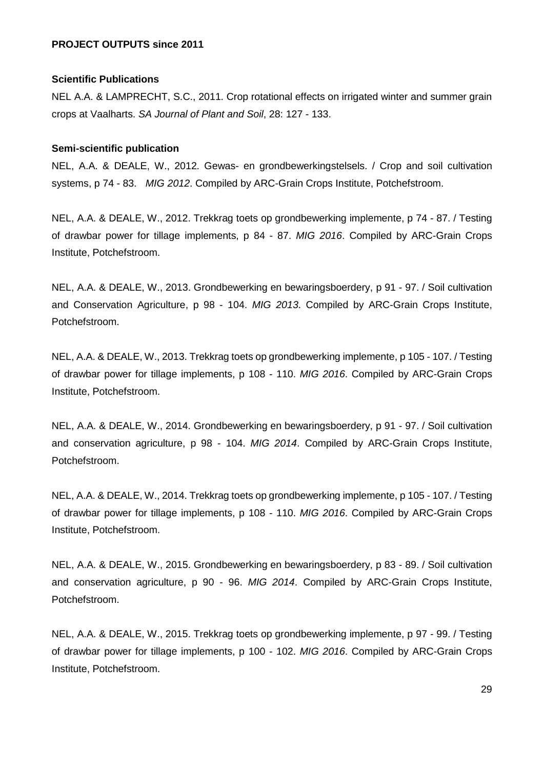**PROJECT OUTPUTS since 2011**

**Scientific Publications**

NEL A.A. & LAMPRECHT, S.C., 2011. Crop rotational effects on irrigated winter and summer grain crops at Vaalharts. *SA Journal of Plant and Soil*, 28: 127 - 133.

**Semi-scientific publication**

NEL, A.A. & DEALE, W., 2012. Gewas- en grondbewerkingstelsels. / Crop and soil cultivation systems, p 74 - 83. *MIG 2012*. Compiled by ARC-Grain Crops Institute, Potchefstroom.

NEL, A.A. & DEALE, W., 2012. Trekkrag toets op grondbewerking implemente, p 74 - 87. / Testing of drawbar power for tillage implements, p 84 - 87. *MIG 2016*. Compiled by ARC-Grain Crops Institute, Potchefstroom.

NEL, A.A. & DEALE, W., 2013. Grondbewerking en bewaringsboerdery, p 91 - 97. / Soil cultivation and Conservation Agriculture, p 98 - 104. *MIG 2013*. Compiled by ARC-Grain Crops Institute, Potchefstroom.

NEL, A.A. & DEALE, W., 2013. Trekkrag toets op grondbewerking implemente, p 105 - 107. / Testing of drawbar power for tillage implements, p 108 - 110. *MIG 2016*. Compiled by ARC-Grain Crops Institute, Potchefstroom.

NEL, A.A. & DEALE, W., 2014. Grondbewerking en bewaringsboerdery, p 91 - 97. / Soil cultivation and conservation agriculture, p 98 - 104. *MIG 2014*. Compiled by ARC-Grain Crops Institute, Potchefstroom.

NEL, A.A. & DEALE, W., 2014. Trekkrag toets op grondbewerking implemente, p 105 - 107. / Testing of drawbar power for tillage implements, p 108 - 110. *MIG 2016*. Compiled by ARC-Grain Crops Institute, Potchefstroom.

NEL, A.A. & DEALE, W., 2015. Grondbewerking en bewaringsboerdery, p 83 - 89. / Soil cultivation and conservation agriculture, p 90 - 96. *MIG 2014*. Compiled by ARC-Grain Crops Institute, Potchefstroom.

NEL, A.A. & DEALE, W., 2015. Trekkrag toets op grondbewerking implemente, p 97 - 99. / Testing of drawbar power for tillage implements, p 100 - 102. *MIG 2016*. Compiled by ARC-Grain Crops Institute, Potchefstroom.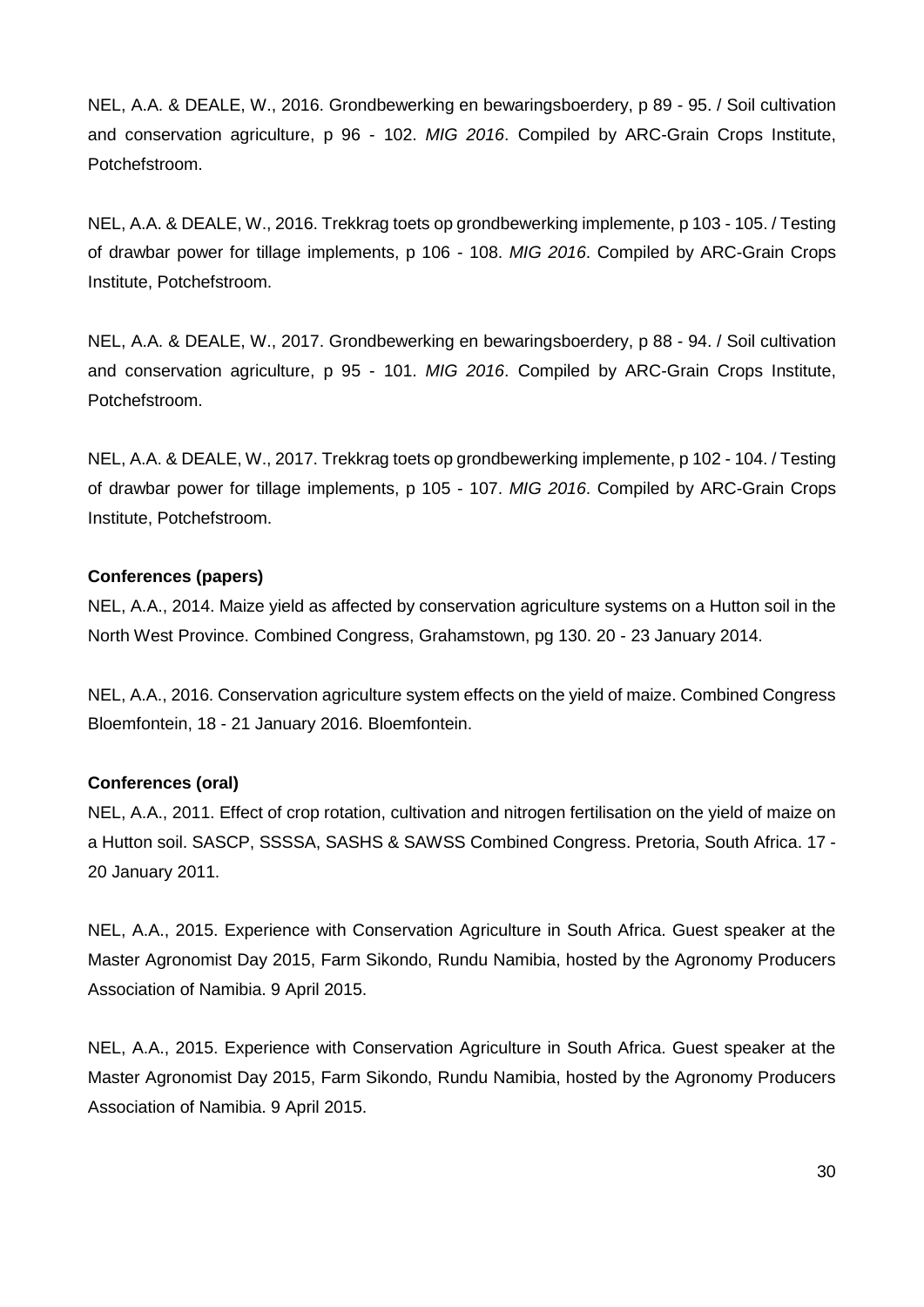NEL, A.A. & DEALE, W., 2016. Grondbewerking en bewaringsboerdery, p 89 - 95. / Soil cultivation and conservation agriculture, p 96 - 102. *MIG 2016*. Compiled by ARC-Grain Crops Institute, Potchefstroom.

NEL, A.A. & DEALE, W., 2016. Trekkrag toets op grondbewerking implemente, p 103 - 105. / Testing of drawbar power for tillage implements, p 106 - 108. *MIG 2016*. Compiled by ARC-Grain Crops Institute, Potchefstroom.

NEL, A.A. & DEALE, W., 2017. Grondbewerking en bewaringsboerdery, p 88 - 94. / Soil cultivation and conservation agriculture, p 95 - 101. *MIG 2016*. Compiled by ARC-Grain Crops Institute, Potchefstroom.

NEL, A.A. & DEALE, W., 2017. Trekkrag toets op grondbewerking implemente, p 102 - 104. / Testing of drawbar power for tillage implements, p 105 - 107. *MIG 2016*. Compiled by ARC-Grain Crops Institute, Potchefstroom.

**Conferences (papers)**

NEL, A.A., 2014. Maize yield as affected by conservation agriculture systems on a Hutton soil in the North West Province. Combined Congress, Grahamstown, pg 130. 20 - 23 January 2014.

NEL, A.A., 2016. Conservation agriculture system effects on the yield of maize. Combined Congress Bloemfontein, 18 - 21 January 2016. Bloemfontein.

**Conferences (oral)**

NEL, A.A., 2011. Effect of crop rotation, cultivation and nitrogen fertilisation on the yield of maize on a Hutton soil. SASCP, SSSSA, SASHS & SAWSS Combined Congress. Pretoria, South Africa. 17 - 20 January 2011.

NEL, A.A., 2015. Experience with Conservation Agriculture in South Africa. Guest speaker at the Master Agronomist Day 2015, Farm Sikondo, Rundu Namibia, hosted by the Agronomy Producers Association of Namibia. 9 April 2015.

NEL, A.A., 2015. Experience with Conservation Agriculture in South Africa. Guest speaker at the Master Agronomist Day 2015, Farm Sikondo, Rundu Namibia, hosted by the Agronomy Producers Association of Namibia. 9 April 2015.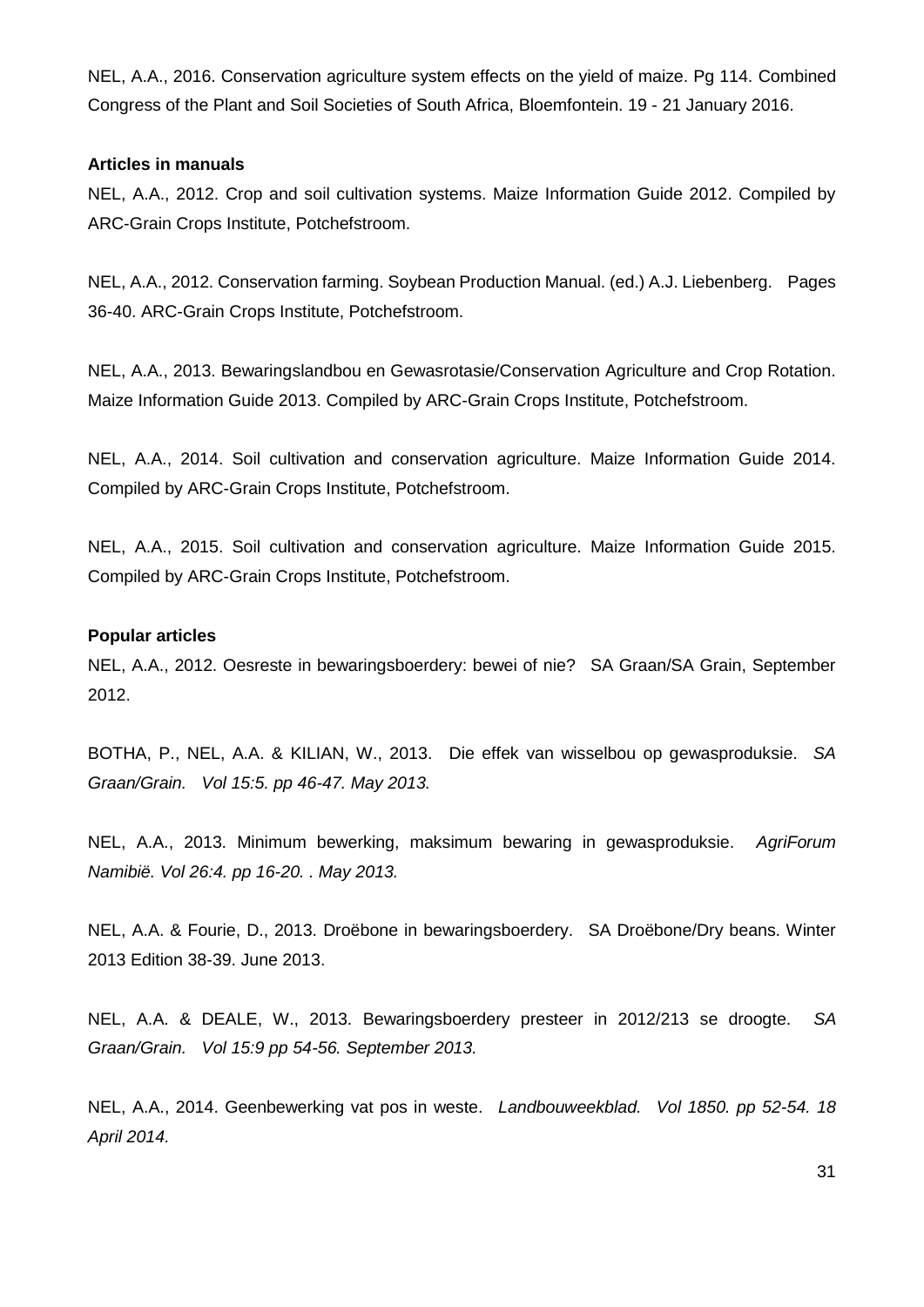NEL, A.A., 2016. Conservation agriculture system effects on the yield of maize. Pg 114. Combined Congress of the Plant and Soil Societies of South Africa, Bloemfontein. 19 - 21 January 2016.

**Articles in manuals**

NEL, A.A., 2012. Crop and soil cultivation systems. Maize Information Guide 2012. Compiled by ARC-Grain Crops Institute, Potchefstroom.

NEL, A.A., 2012. Conservation farming. Soybean Production Manual. (ed.) A.J. Liebenberg. Pages 36-40. ARC-Grain Crops Institute, Potchefstroom.

NEL, A.A., 2013. Bewaringslandbou en Gewasrotasie/Conservation Agriculture and Crop Rotation. Maize Information Guide 2013. Compiled by ARC-Grain Crops Institute, Potchefstroom.

NEL, A.A., 2014. Soil cultivation and conservation agriculture. Maize Information Guide 2014. Compiled by ARC-Grain Crops Institute, Potchefstroom.

NEL, A.A., 2015. Soil cultivation and conservation agriculture. Maize Information Guide 2015. Compiled by ARC-Grain Crops Institute, Potchefstroom.

**Popular articles**

NEL, A.A., 2012. Oesreste in bewaringsboerdery: bewei of nie? SA Graan/SA Grain, September 2012.

BOTHA, P., NEL, A.A. & KILIAN, W., 2013. Die effek van wisselbou op gewasproduksie. *SA Graan/Grain. Vol 15:5. pp 46-47. May 2013.*

NEL, A.A., 2013. Minimum bewerking, maksimum bewaring in gewasproduksie. *AgriForum Namibië. Vol 26:4. pp 16-20. . May 2013.*

NEL, A.A. & Fourie, D., 2013. Droëbone in bewaringsboerdery. SA Droëbone/Dry beans. Winter 2013 Edition 38-39. June 2013.

NEL, A.A. & DEALE, W., 2013. Bewaringsboerdery presteer in 2012/213 se droogte. *SA Graan/Grain. Vol 15:9 pp 54-56. September 2013.*

NEL, A.A., 2014. Geenbewerking vat pos in weste. *Landbouweekblad. Vol 1850. pp 52-54. 18 April 2014.*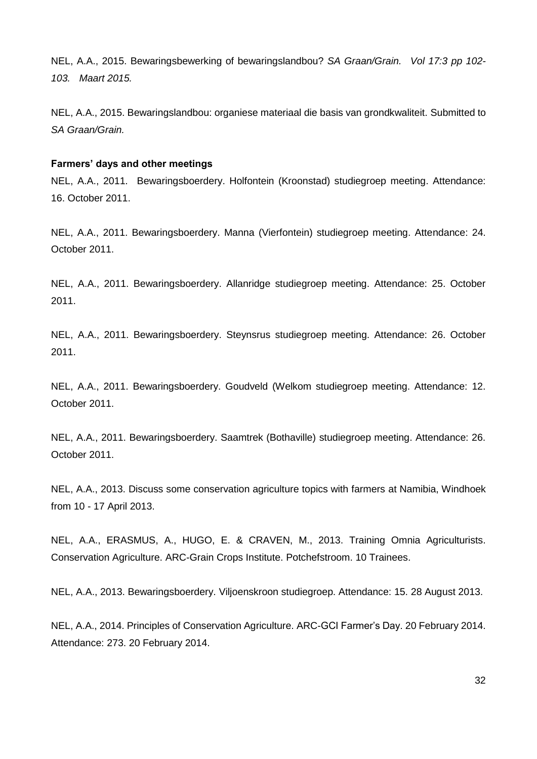NEL, A.A., 2015. Bewaringsbewerking of bewaringslandbou? *SA Graan/Grain. Vol 17:3 pp 102-103. Maart 2015.*

NEL, A.A., 2015. Bewaringslandbou: organiese materiaal die basis van grondkwaliteit. Submitted to *SA Graan/Grain.*

**Farmers' days and other meetings**

NEL, A.A., 2011. Bewaringsboerdery. Holfontein (Kroonstad) studiegroep meeting. Attendance: 16. October 2011.

NEL, A.A., 2011. Bewaringsboerdery. Manna (Vierfontein) studiegroep meeting. Attendance: 24. October 2011.

NEL, A.A., 2011. Bewaringsboerdery. Allanridge studiegroep meeting. Attendance: 25. October 2011.

NEL, A.A., 2011. Bewaringsboerdery. Steynsrus studiegroep meeting. Attendance: 26. October 2011.

NEL, A.A., 2011. Bewaringsboerdery. Goudveld (Welkom studiegroep meeting. Attendance: 12. October 2011.

NEL, A.A., 2011. Bewaringsboerdery. Saamtrek (Bothaville) studiegroep meeting. Attendance: 26. October 2011.

NEL, A.A., 2013. Discuss some conservation agriculture topics with farmers at Namibia, Windhoek from 10 - 17 April 2013.

NEL, A.A., ERASMUS, A., HUGO, E. & CRAVEN, M., 2013. Training Omnia Agriculturists. Conservation Agriculture. ARC-Grain Crops Institute. Potchefstroom. 10 Trainees.

NEL, A.A., 2013. Bewaringsboerdery. Viljoenskroon studiegroep. Attendance: 15. 28 August 2013.

NEL, A.A., 2014. Principles of Conservation Agriculture. ARC-GCI Farmer's Day. 20 February 2014. Attendance: 273. 20 February 2014.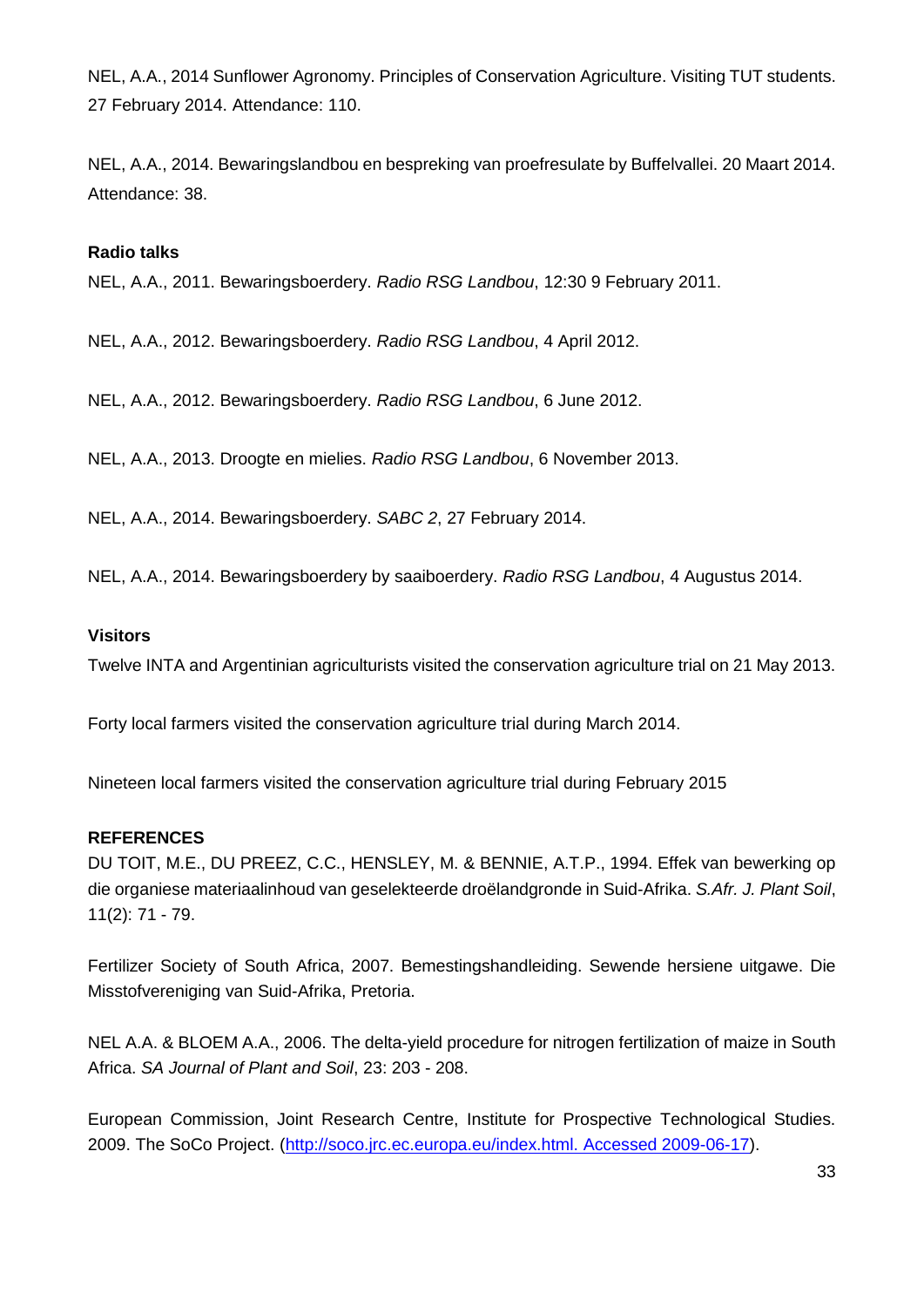NEL, A.A., 2014 Sunflower Agronomy. Principles of Conservation Agriculture. Visiting TUT students. 27 February 2014. Attendance: 110.

NEL, A.A., 2014. Bewaringslandbou en bespreking van proefresulate by Buffelvallei. 20 Maart 2014. Attendance: 38.

**Radio talks**

NEL, A.A., 2011. Bewaringsboerdery. *Radio RSG Landbou*, 12:30 9 February 2011.

NEL, A.A., 2012. Bewaringsboerdery. *Radio RSG Landbou*, 4 April 2012.

NEL, A.A., 2012. Bewaringsboerdery. *Radio RSG Landbou*, 6 June 2012.

NEL, A.A., 2013. Droogte en mielies. *Radio RSG Landbou*, 6 November 2013.

NEL, A.A., 2014. Bewaringsboerdery. *SABC 2*, 27 February 2014.

NEL, A.A., 2014. Bewaringsboerdery by saaiboerdery. *Radio RSG Landbou*, 4 Augustus 2014.

**Visitors**

Twelve INTA and Argentinian agriculturists visited the conservation agriculture trial on 21 May 2013.

Forty local farmers visited the conservation agriculture trial during March 2014.

Nineteen local farmers visited the conservation agriculture trial during February 2015

**REFERENCES**

DU TOIT, M.E., DU PREEZ, C.C., HENSLEY, M. & BENNIE, A.T.P., 1994. Effek van bewerking op die organiese materiaalinhoud van geselekteerde droëlandgronde in Suid-Afrika. *S.Afr. J. Plant Soil*, 11(2): 71 - 79.

Fertilizer Society of South Africa, 2007. Bemestingshandleiding. Sewende hersiene uitgawe. Die Misstofvereniging van Suid-Afrika, Pretoria.

NEL A.A. & BLOEM A.A., 2006. The delta-yield procedure for nitrogen fertilization of maize in South Africa. *SA Journal of Plant and Soil*, 23: 203 - 208.

European Commission, Joint Research Centre, Institute for Prospective Technological Studies. 2009. The SoCo Project. (http://soco.jrc.ec.europa.eu/index.html. Accessed 2009-06-17).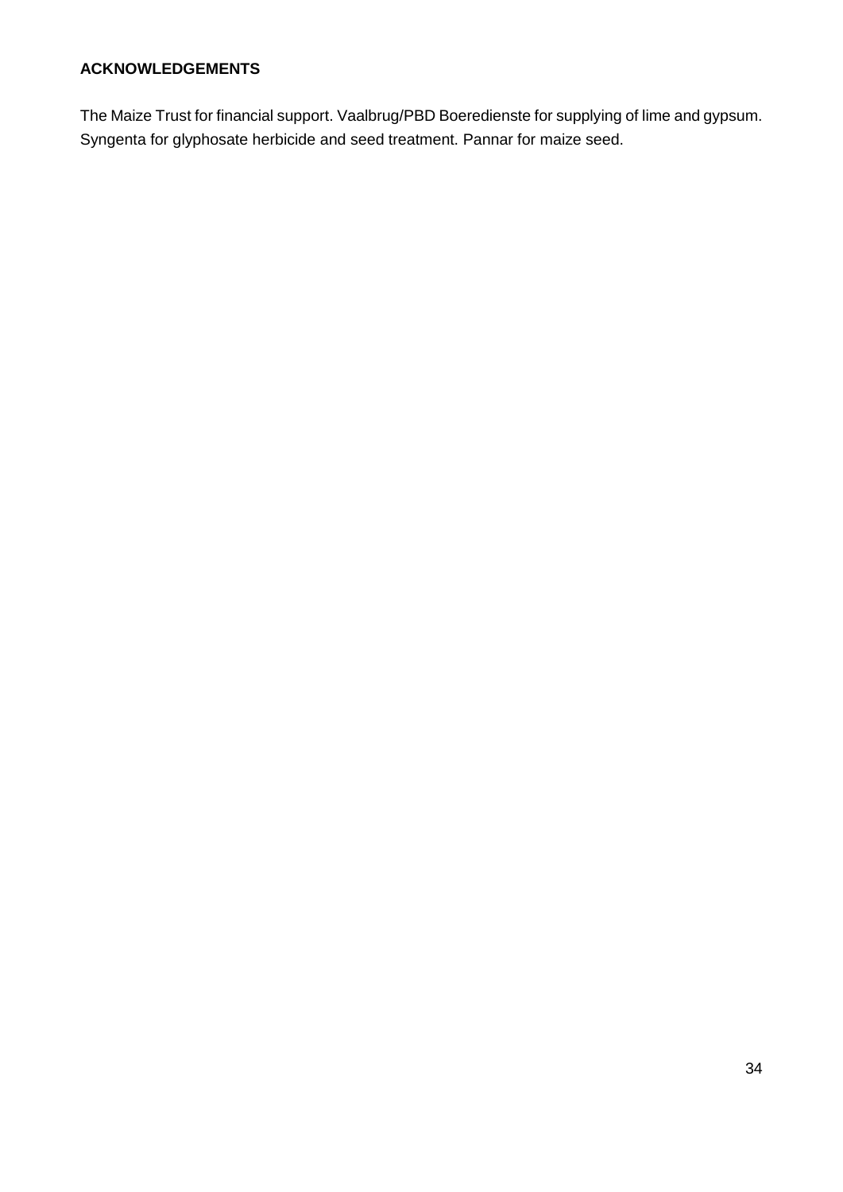## ACKNOWLEDGEMENTS

The Maize Trust for financial support. Vaalbrug/PBD Boeredienste for supplying of lime and gypsum. Syngenta for glyphosate herbicide and seed treatment. Pannar for maize seed.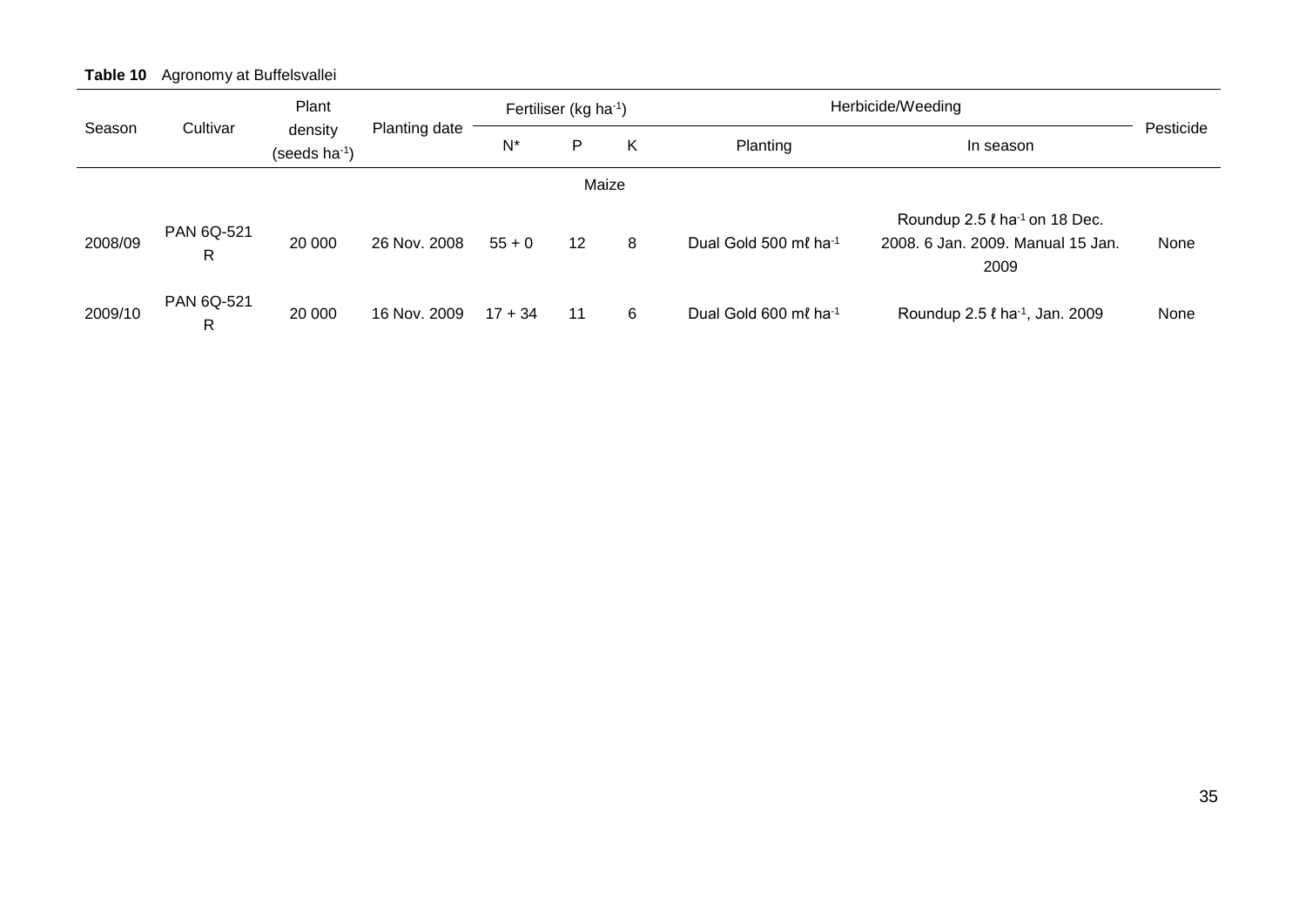**Table 10** Agronomy at Buffelsvallei

| Season | Cultivar | Plant density (seeds $ha^{-1}$) | Planting date | Fertiliser (kg $ha^{-1}$) | | | Herbicide/Weeding | | Pesticide |
|---|---|---|---|---|---|---|---|---|---|
| | | | | N* | P | K | Planting | In season | |
| | | | | Maize | | | | | |
| 2008/09 | PAN 6Q-521 R | 20 000 | 26 Nov. 2008 | 55 + 0 | 12 | 8 | Dual Gold 500 mℓ $ha^{-1}$ | Roundup 2.5 ℓ $ha^{-1}$ on 18 Dec. 2008. 6 Jan. 2009. Manual 15 Jan. 2009 | None |
| 2009/10 | PAN 6Q-521 R | 20 000 | 16 Nov. 2009 | 17 + 34 | 11 | 6 | Dual Gold 600 mℓ $ha^{-1}$ | Roundup 2.5 ℓ $ha^{-1}$, Jan. 2009 | None |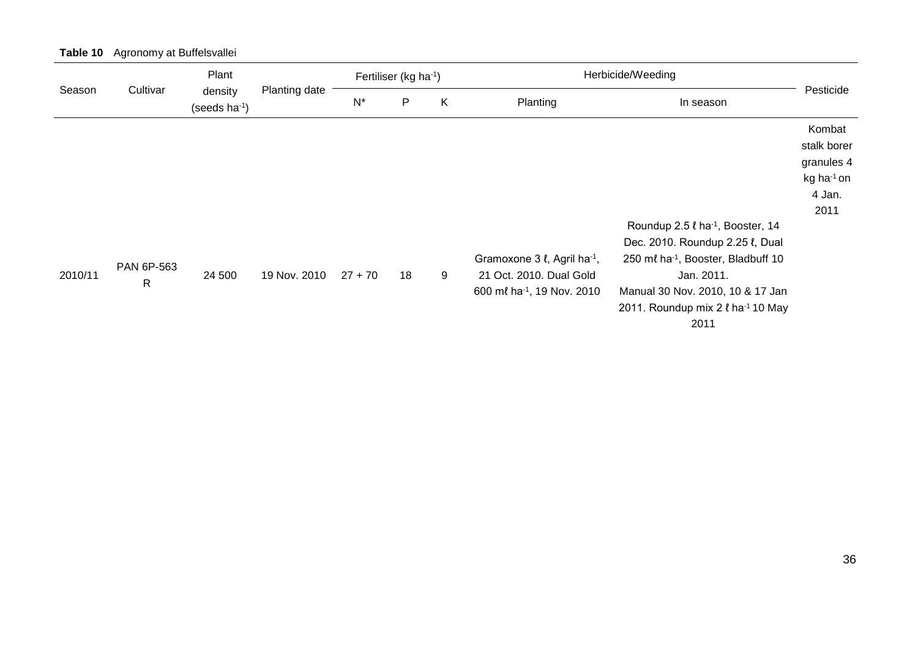**Table 10** Agronomy at Buffelsvallei

| Season | Cultivar | Plant density (seeds ha$^{-1}$) | Planting date | Fertiliser (kg ha$^{-1}$) | | | Herbicide/Weeding | | Pesticide |
|---|---|---|---|---|---|---|---|---|---|
| | | | | N* | P | K | Planting | In season | |
| 2010/11 | PAN 6P-563 R | 24 500 | 19 Nov. 2010 | 27 + 70 | 18 | 9 | Gramoxone 3 ℓ, Agril ha$^{-1}$, 21 Oct. 2010. Dual Gold 600 mℓ ha$^{-1}$, 19 Nov. 2010 | Roundup 2.5 ℓ ha$^{-1}$, Booster, 14 Dec. 2010. Roundup 2.25 ℓ, Dual 250 mℓ ha$^{-1}$, Booster, Bladbuff 10 Jan. 2011. Manual 30 Nov. 2010, 10 & 17 Jan 2011. Roundup mix 2 ℓ ha$^{-1}$ 10 May 2011 | Kombat stalk borer granules 4 kg ha$^{-1}$ on 4 Jan. 2011 |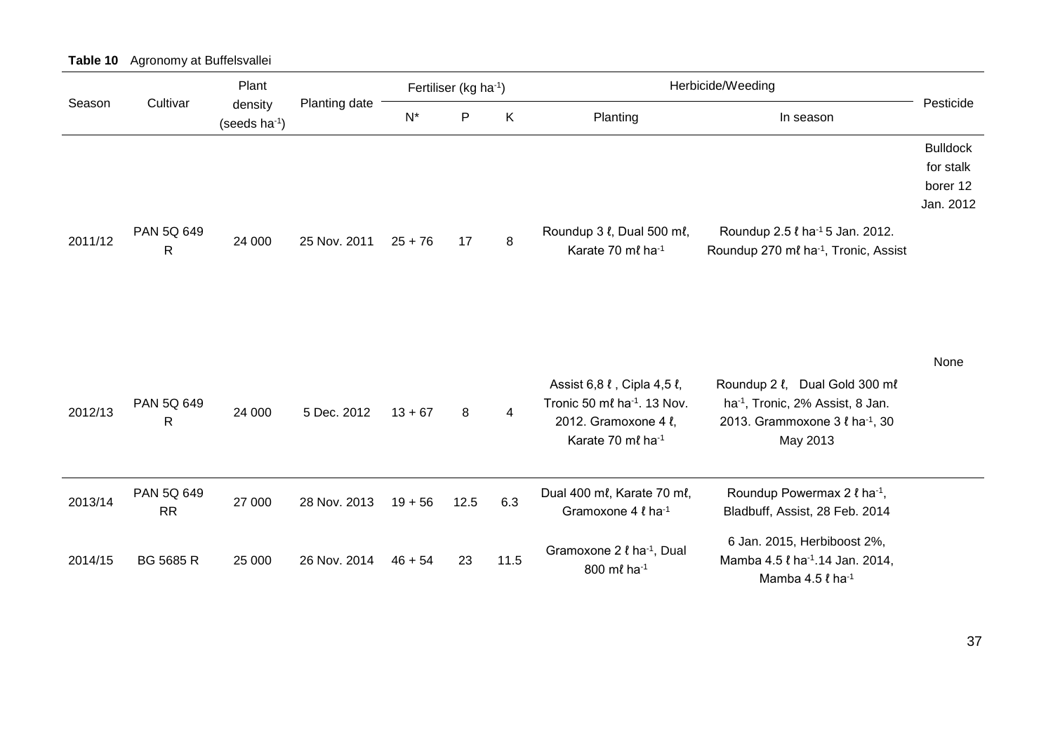**Table 10** Agronomy at Buffelsvallei

| Season | Cultivar | Plant density (seeds $ha^{-1}$) | Planting date | Fertiliser (kg $ha^{-1}$) | | | Herbicide/Weeding | | Pesticide |
|---|---|---|---|---|---|---|---|---|---|
| | | | | N* | P | K | Planting | In season | |
| 2011/12 | PAN 5Q 649 R | 24 000 | 25 Nov. 2011 | 25 + 76 | 17 | 8 | Roundup 3 ℓ, Dual 500 mℓ, Karate 70 mℓ $ha^{-1}$ | Roundup 2.5 ℓ $ha^{-1}$ 5 Jan. 2012. Roundup 270 mℓ $ha^{-1}$, Tronic, Assist | Bulldock for stalk borer 12 Jan. 2012 |
| 2012/13 | PAN 5Q 649 R | 24 000 | 5 Dec. 2012 | 13 + 67 | 8 | 4 | Assist 6,8 ℓ , Cipla 4,5 ℓ, Tronic 50 mℓ $ha^{-1}$. 13 Nov. 2012. Gramoxone 4 ℓ, Karate 70 mℓ $ha^{-1}$ | Roundup 2 ℓ, Dual Gold 300 mℓ $ha^{-1}$, Tronic, 2% Assist, 8 Jan. 2013. Grammoxone 3 ℓ $ha^{-1}$, 30 May 2013 | None |
| 2013/14 | PAN 5Q 649 RR | 27 000 | 28 Nov. 2013 | 19 + 56 | 12.5 | 6.3 | Dual 400 mℓ, Karate 70 mℓ, Gramoxone 4 ℓ $ha^{-1}$ | Roundup Powermax 2 ℓ $ha^{-1}$, Bladbuff, Assist, 28 Feb. 2014 | |
| 2014/15 | BG 5685 R | 25 000 | 26 Nov. 2014 | 46 + 54 | 23 | 11.5 | Gramoxone 2 ℓ $ha^{-1}$, Dual 800 mℓ $ha^{-1}$ | 6 Jan. 2015, Herbiboost 2%, Mamba 4.5 ℓ $ha^{-1}$.14 Jan. 2014, Mamba 4.5 ℓ $ha^{-1}$ | |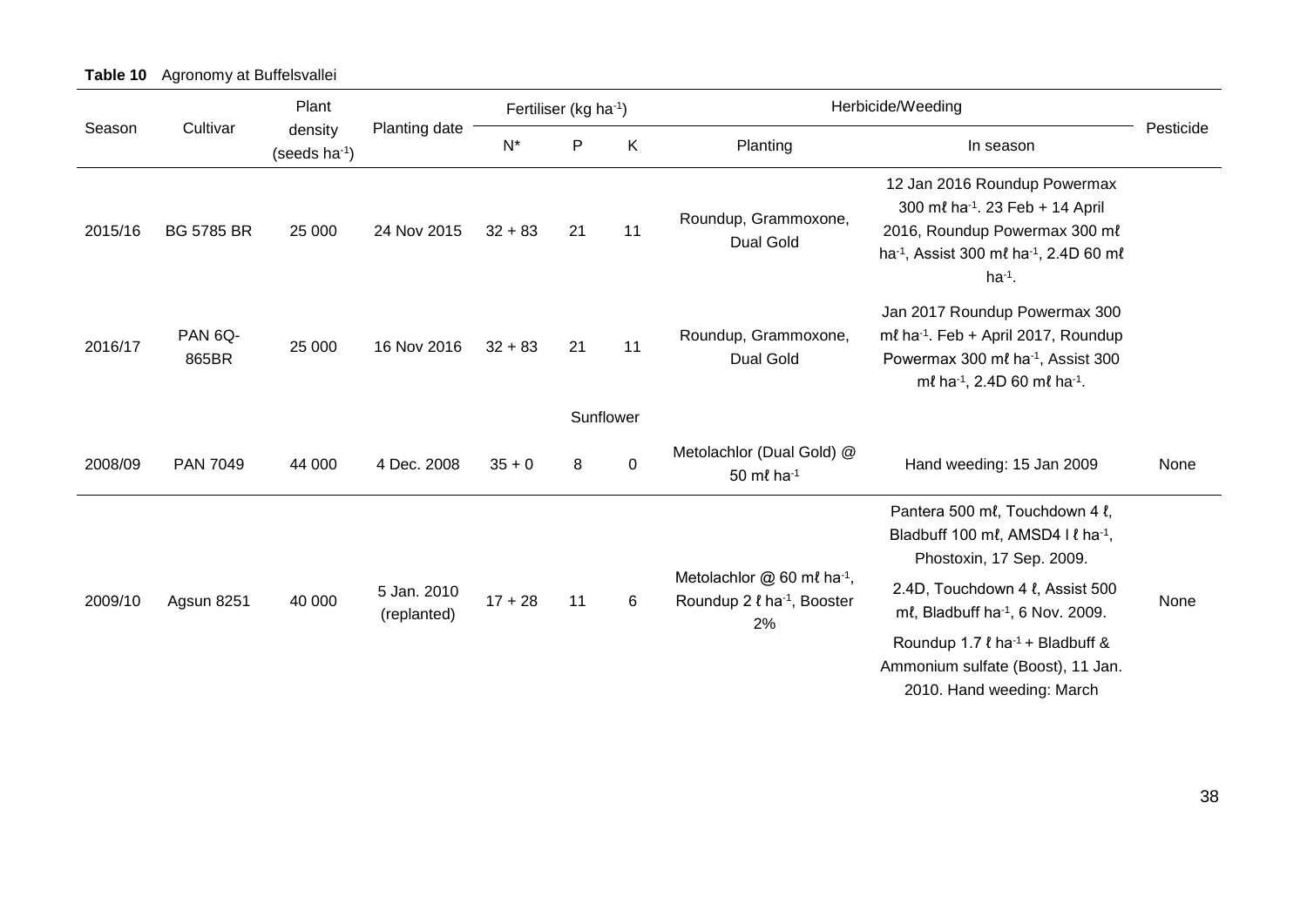**Table 10** Agronomy at Buffelsvallei

| Season | Cultivar | Plant density (seeds ha$^{-1}$) | Planting date | Fertiliser (kg ha$^{-1}$) | | | Herbicide/Weeding | | Pesticide |
|---|---|---|---|---|---|---|---|---|---|
| | | | | N* | P | K | Planting | In season | |
| 2015/16 | BG 5785 BR | 25 000 | 24 Nov 2015 | 32 + 83 | 21 | 11 | Roundup, Grammoxone, Dual Gold | 12 Jan 2016 Roundup Powermax 300 mℓ ha$^{-1}$. 23 Feb + 14 April 2016, Roundup Powermax 300 mℓ ha$^{-1}$, Assist 300 mℓ ha$^{-1}$, 2.4D 60 mℓ ha$^{-1}$. | |
| 2016/17 | PAN 6Q-865BR | 25 000 | 16 Nov 2016 | 32 + 83 | 21 | 11 | Roundup, Grammoxone, Dual Gold | Jan 2017 Roundup Powermax 300 mℓ ha$^{-1}$. Feb + April 2017, Roundup Powermax 300 mℓ ha$^{-1}$, Assist 300 mℓ ha$^{-1}$, 2.4D 60 mℓ ha$^{-1}$. | |
| | | | | | Sunflower | | | | |
| 2008/09 | PAN 7049 | 44 000 | 4 Dec. 2008 | 35 + 0 | 8 | 0 | Metolachlor (Dual Gold) @ 50 mℓ ha$^{-1}$ | Hand weeding: 15 Jan 2009 | None |
| 2009/10 | Agsun 8251 | 40 000 | 5 Jan. 2010 (replanted) | 17 + 28 | 11 | 6 | Metolachlor @ 60 mℓ ha$^{-1}$, Roundup 2 ℓ ha$^{-1}$, Booster 2% | Pantera 500 mℓ, Touchdown 4 ℓ, Bladbuff 100 mℓ, AMSD4 l ℓ ha$^{-1}$, Phostoxin, 17 Sep. 2009. 2.4D, Touchdown 4 ℓ, Assist 500 mℓ, Bladbuff ha$^{-1}$, 6 Nov. 2009. Roundup 1.7 ℓ ha$^{-1}$ + Bladbuff & Ammonium sulfate (Boost), 11 Jan. 2010. Hand weeding: March | None |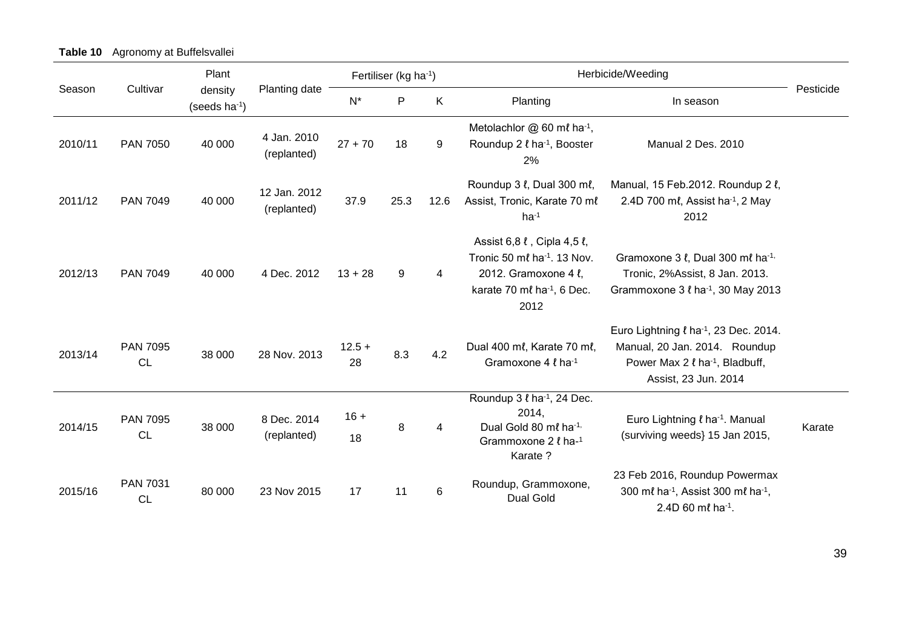**Table 10** Agronomy at Buffelsvallei

| Season | Cultivar | Plant density (seeds $ha^{-1}$) | Planting date | Fertiliser (kg $ha^{-1}$) | | | Herbicide/Weeding | | Pesticide |
|---|---|---|---|---|---|---|---|---|---|
| | | | | N* | P | K | Planting | In season | |
| 2010/11 | PAN 7050 | 40 000 | 4 Jan. 2010 (replanted) | 27 + 70 | 18 | 9 | Metolachlor @ 60 mℓ $ha^{-1}$, Roundup 2 ℓ $ha^{-1}$, Booster 2% | Manual 2 Des. 2010 | |
| 2011/12 | PAN 7049 | 40 000 | 12 Jan. 2012 (replanted) | 37.9 | 25.3 | 12.6 | Roundup 3 ℓ, Dual 300 mℓ, Assist, Tronic, Karate 70 mℓ $ha^{-1}$ | Manual, 15 Feb.2012. Roundup 2 ℓ, 2.4D 700 mℓ, Assist $ha^{-1}$, 2 May 2012 | |
| 2012/13 | PAN 7049 | 40 000 | 4 Dec. 2012 | 13 + 28 | 9 | 4 | Assist 6,8 ℓ , Cipla 4,5 ℓ, Tronic 50 mℓ $ha^{-1}$. 13 Nov. 2012. Gramoxone 4 ℓ, karate 70 mℓ $ha^{-1}$, 6 Dec. 2012 | Gramoxone 3 ℓ, Dual 300 mℓ $ha^{-1,}$ Tronic, 2%Assist, 8 Jan. 2013. Grammoxone 3 ℓ $ha^{-1}$, 30 May 2013 | |
| 2013/14 | PAN 7095 CL | 38 000 | 28 Nov. 2013 | 12.5 + 28 | 8.3 | 4.2 | Dual 400 mℓ, Karate 70 mℓ, Gramoxone 4 ℓ $ha^{-1}$ | Euro Lightning ℓ $ha^{-1}$, 23 Dec. 2014. Manual, 20 Jan. 2014. Roundup Power Max 2 ℓ $ha^{-1}$, Bladbuff, Assist, 23 Jun. 2014 | |
| 2014/15 | PAN 7095 CL | 38 000 | 8 Dec. 2014 (replanted) | 16 + 18 | 8 | 4 | Roundup 3 ℓ $ha^{-1}$, 24 Dec. 2014, Dual Gold 80 mℓ $ha^{-1,}$ Grammoxone 2 ℓ ha-1 Karate ? | Euro Lightning ℓ $ha^{-1}$. Manual (surviving weeds} 15 Jan 2015, | Karate |
| 2015/16 | PAN 7031 CL | 80 000 | 23 Nov 2015 | 17 | 11 | 6 | Roundup, Grammoxone, Dual Gold | 23 Feb 2016, Roundup Powermax 300 mℓ $ha^{-1}$, Assist 300 mℓ $ha^{-1}$, 2.4D 60 mℓ $ha^{-1}$. | |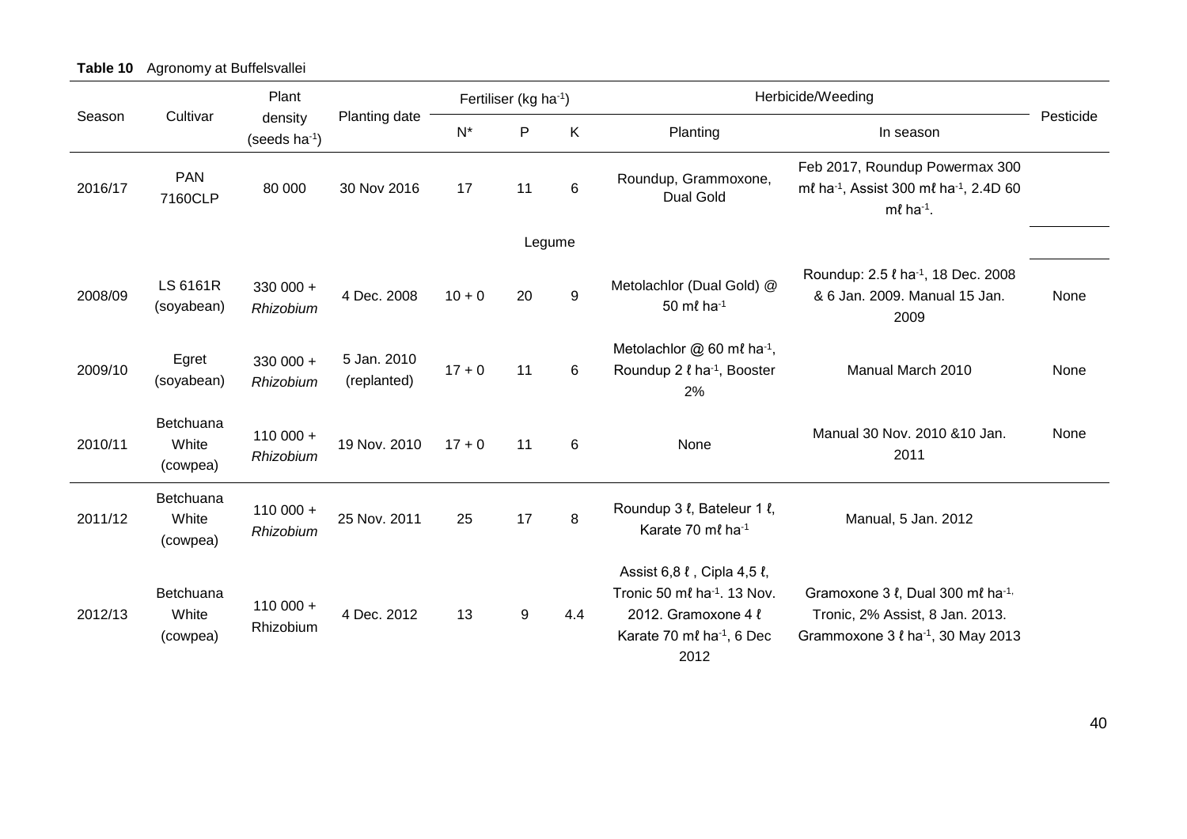**Table 10** Agronomy at Buffelsvallei

| Season | Cultivar | Plant density (seeds ha$^{-1}$) | Planting date | Fertiliser (kg ha$^{-1}$) | | | Herbicide/Weeding | | Pesticide |
|---|---|---|---|---|---|---|---|---|---|
| | | | | N* | P | K | Planting | In season | |
| 2016/17 | PAN 7160CLP | 80 000 | 30 Nov 2016 | 17 | 11 | 6 | Roundup, Grammoxone, Dual Gold | Feb 2017, Roundup Powermax 300 mℓ ha$^{-1}$, Assist 300 mℓ ha$^{-1}$, 2.4D 60 mℓ ha$^{-1}$. | |
| | | | | | Legume | | | | |
| 2008/09 | LS 6161R (soyabean) | 330 000 + *Rhizobium* | 4 Dec. 2008 | 10 + 0 | 20 | 9 | Metolachlor (Dual Gold) @ 50 mℓ ha$^{-1}$ | Roundup: 2.5 ℓ ha$^{-1}$, 18 Dec. 2008 & 6 Jan. 2009. Manual 15 Jan. 2009 | None |
| 2009/10 | Egret (soyabean) | 330 000 + *Rhizobium* | 5 Jan. 2010 (replanted) | 17 + 0 | 11 | 6 | Metolachlor @ 60 mℓ ha$^{-1}$, Roundup 2 ℓ ha$^{-1}$, Booster 2% | Manual March 2010 | None |
| 2010/11 | Betchuana White (cowpea) | 110 000 + *Rhizobium* | 19 Nov. 2010 | 17 + 0 | 11 | 6 | None | Manual 30 Nov. 2010 &10 Jan. 2011 | None |
| 2011/12 | Betchuana White (cowpea) | 110 000 + *Rhizobium* | 25 Nov. 2011 | 25 | 17 | 8 | Roundup 3 ℓ, Bateleur 1 ℓ, Karate 70 mℓ ha$^{-1}$ | Manual, 5 Jan. 2012 | |
| 2012/13 | Betchuana White (cowpea) | 110 000 + Rhizobium | 4 Dec. 2012 | 13 | 9 | 4.4 | Assist 6,8 ℓ , Cipla 4,5 ℓ, Tronic 50 mℓ ha$^{-1}$. 13 Nov. 2012. Gramoxone 4 ℓ Karate 70 mℓ ha$^{-1}$, 6 Dec 2012 | Gramoxone 3 ℓ, Dual 300 mℓ ha$^{-1}$, Tronic, 2% Assist, 8 Jan. 2013. Grammoxone 3 ℓ ha$^{-1}$, 30 May 2013 | |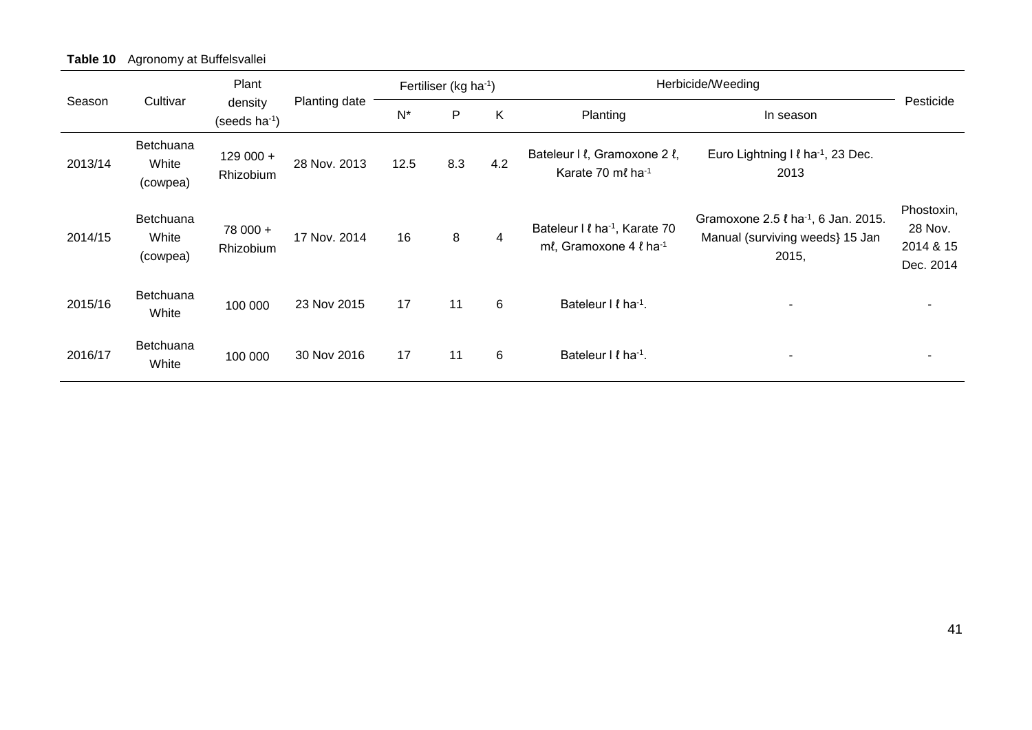**Table 10** Agronomy at Buffelsvallei

| Season | Cultivar | Plant density (seeds ha$^{-1}$) | Planting date | Fertiliser (kg ha$^{-1}$) | | | Herbicide/Weeding | | Pesticide |
|---|---|---|---|---|---|---|---|---|---|
| | | | | N* | P | K | Planting | In season | |
| 2013/14 | Betchuana White (cowpea) | 129 000 + Rhizobium | 28 Nov. 2013 | 12.5 | 8.3 | 4.2 | Bateleur l ℓ, Gramoxone 2 ℓ, Karate 70 mℓ ha$^{-1}$ | Euro Lightning l ℓ ha$^{-1}$, 23 Dec. 2013 | |
| 2014/15 | Betchuana White (cowpea) | 78 000 + Rhizobium | 17 Nov. 2014 | 16 | 8 | 4 | Bateleur l ℓ ha$^{-1}$, Karate 70 mℓ, Gramoxone 4 ℓ ha$^{-1}$ | Gramoxone 2.5 ℓ ha$^{-1}$, 6 Jan. 2015. Manual (surviving weeds} 15 Jan 2015, | Phostoxin, 28 Nov. 2014 & 15 Dec. 2014 |
| 2015/16 | Betchuana White | 100 000 | 23 Nov 2015 | 17 | 11 | 6 | Bateleur l ℓ ha$^{-1}$. | - | - |
| 2016/17 | Betchuana White | 100 000 | 30 Nov 2016 | 17 | 11 | 6 | Bateleur l ℓ ha$^{-1}$. | - | - |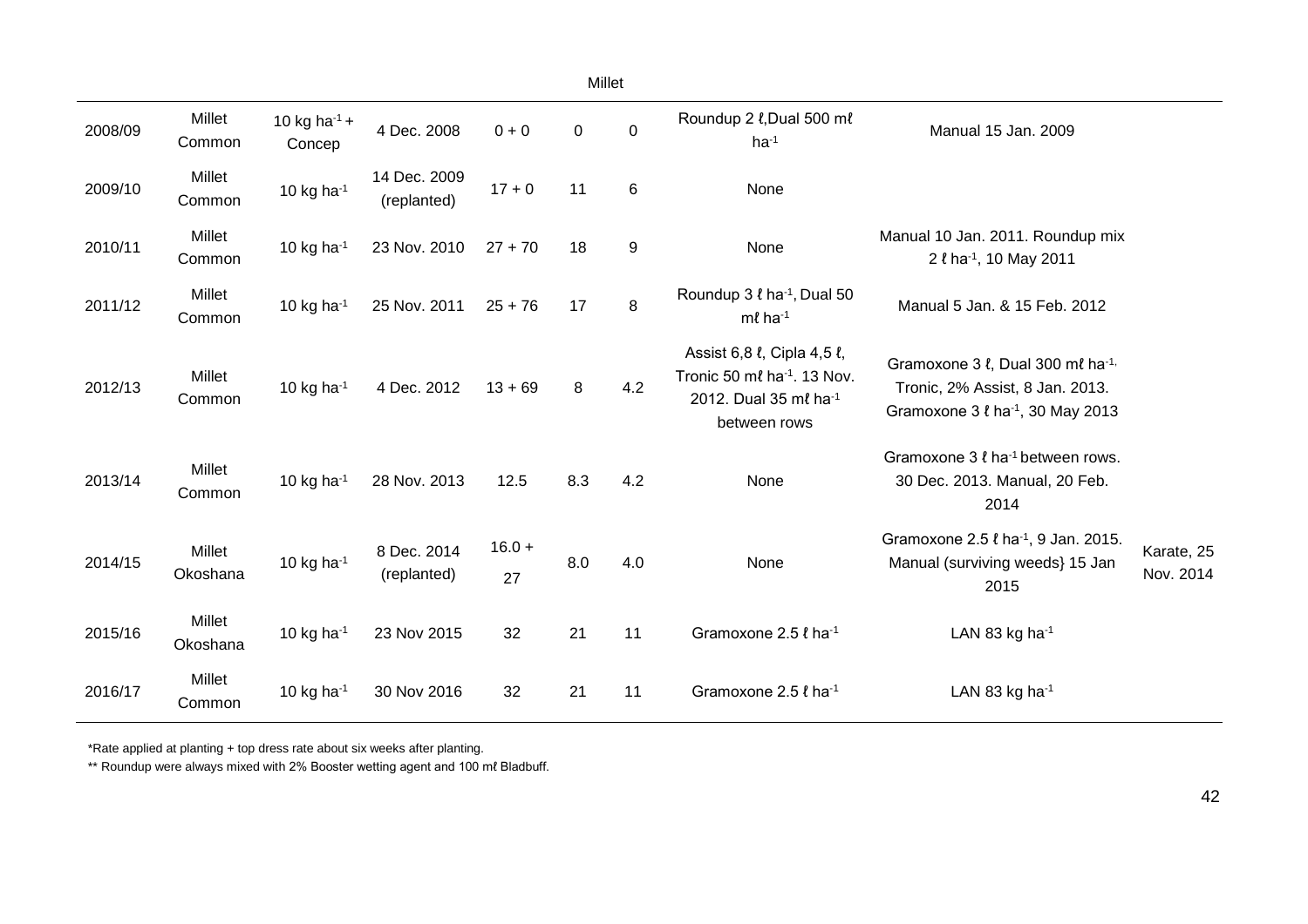| | | | | Millet | | | | | |
|---|---|---|---|---|---|---|---|---|---|
| 2008/09 | Millet Common | 10 kg ha$^{-1}$ + Concep | 4 Dec. 2008 | 0 + 0 | 0 | 0 | Roundup 2 ℓ,Dual 500 mℓ ha$^{-1}$ | Manual 15 Jan. 2009 | |
| 2009/10 | Millet Common | 10 kg ha$^{-1}$ | 14 Dec. 2009 (replanted) | 17 + 0 | 11 | 6 | None | | |
| 2010/11 | Millet Common | 10 kg ha$^{-1}$ | 23 Nov. 2010 | 27 + 70 | 18 | 9 | None | Manual 10 Jan. 2011. Roundup mix 2 ℓ ha$^{-1}$, 10 May 2011 | |
| 2011/12 | Millet Common | 10 kg ha$^{-1}$ | 25 Nov. 2011 | 25 + 76 | 17 | 8 | Roundup 3 ℓ ha$^{-1}$, Dual 50 mℓ ha$^{-1}$ | Manual 5 Jan. & 15 Feb. 2012 | |
| 2012/13 | Millet Common | 10 kg ha$^{-1}$ | 4 Dec. 2012 | 13 + 69 | 8 | 4.2 | Assist 6,8 ℓ, Cipla 4,5 ℓ, Tronic 50 mℓ ha$^{-1}$. 13 Nov. 2012. Dual 35 mℓ ha$^{-1}$ between rows | Gramoxone 3 ℓ, Dual 300 mℓ ha$^{-1,}$ Tronic, 2% Assist, 8 Jan. 2013. Gramoxone 3 ℓ ha$^{-1}$, 30 May 2013 | |
| 2013/14 | Millet Common | 10 kg ha$^{-1}$ | 28 Nov. 2013 | 12.5 | 8.3 | 4.2 | None | Gramoxone 3 ℓ ha$^{-1}$ between rows. 30 Dec. 2013. Manual, 20 Feb. 2014 | |
| 2014/15 | Millet Okoshana | 10 kg ha$^{-1}$ | 8 Dec. 2014 (replanted) | 16.0 + 27 | 8.0 | 4.0 | None | Gramoxone 2.5 ℓ ha$^{-1}$, 9 Jan. 2015. Manual (surviving weeds} 15 Jan 2015 | Karate, 25 Nov. 2014 |
| 2015/16 | Millet Okoshana | 10 kg ha$^{-1}$ | 23 Nov 2015 | 32 | 21 | 11 | Gramoxone 2.5 ℓ ha$^{-1}$ | LAN 83 kg ha$^{-1}$ | |
| 2016/17 | Millet Common | 10 kg ha$^{-1}$ | 30 Nov 2016 | 32 | 21 | 11 | Gramoxone 2.5 ℓ ha$^{-1}$ | LAN 83 kg ha$^{-1}$ | |

*Rate applied at planting + top dress rate about six weeks after planting.

** Roundup were always mixed with 2% Booster wetting agent and 100 mℓ Bladbuff.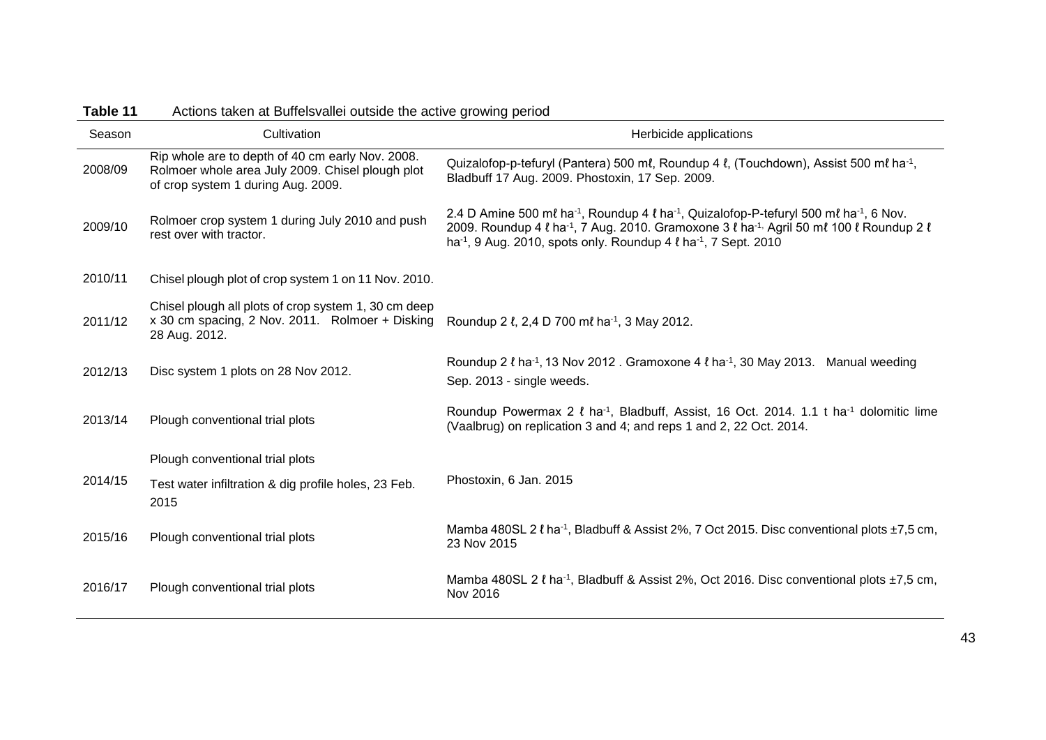**Table 11** Actions taken at Buffelsvallei outside the active growing period

| Season | Cultivation | Herbicide applications |
|---|---|---|
| 2008/09 | Rip whole are to depth of 40 cm early Nov. 2008. Rolmoer whole area July 2009. Chisel plough plot of crop system 1 during Aug. 2009. | Quizalofop-p-tefuryl (Pantera) 500 mℓ, Roundup 4 ℓ, (Touchdown), Assist 500 mℓ ha$^{-1}$, Bladbuff 17 Aug. 2009. Phostoxin, 17 Sep. 2009. |
| 2009/10 | Rolmoer crop system 1 during July 2010 and push rest over with tractor. | 2.4 D Amine 500 mℓ ha$^{-1}$, Roundup 4 ℓ ha$^{-1}$, Quizalofop-P-tefuryl 500 mℓ ha$^{-1}$, 6 Nov. 2009. Roundup 4 ℓ ha$^{-1}$, 7 Aug. 2010. Gramoxone 3 ℓ ha$^{-1}$, Agril 50 mℓ 100 ℓ Roundup 2 ℓ ha$^{-1}$, 9 Aug. 2010, spots only. Roundup 4 ℓ ha$^{-1}$, 7 Sept. 2010 |
| 2010/11 | Chisel plough plot of crop system 1 on 11 Nov. 2010. | |
| 2011/12 | Chisel plough all plots of crop system 1, 30 cm deep x 30 cm spacing, 2 Nov. 2011. Rolmoer + Disking 28 Aug. 2012. | Roundup 2 ℓ, 2,4 D 700 mℓ ha$^{-1}$, 3 May 2012. |
| 2012/13 | Disc system 1 plots on 28 Nov 2012. | Roundup 2 ℓ ha$^{-1}$, 13 Nov 2012 . Gramoxone 4 ℓ ha$^{-1}$, 30 May 2013. Manual weeding Sep. 2013 - single weeds. |
| 2013/14 | Plough conventional trial plots | Roundup Powermax 2 ℓ ha$^{-1}$, Bladbuff, Assist, 16 Oct. 2014. 1.1 t ha$^{-1}$ dolomitic lime (Vaalbrug) on replication 3 and 4; and reps 1 and 2, 22 Oct. 2014. |
| 2014/15 | Plough conventional trial plots<br>Test water infiltration & dig profile holes, 23 Feb. 2015 | Phostoxin, 6 Jan. 2015 |
| 2015/16 | Plough conventional trial plots | Mamba 480SL 2 ℓ ha$^{-1}$, Bladbuff & Assist 2%, 7 Oct 2015. Disc conventional plots ±7,5 cm, 23 Nov 2015 |
| 2016/17 | Plough conventional trial plots | Mamba 480SL 2 ℓ ha$^{-1}$, Bladbuff & Assist 2%, Oct 2016. Disc conventional plots ±7,5 cm, Nov 2016 |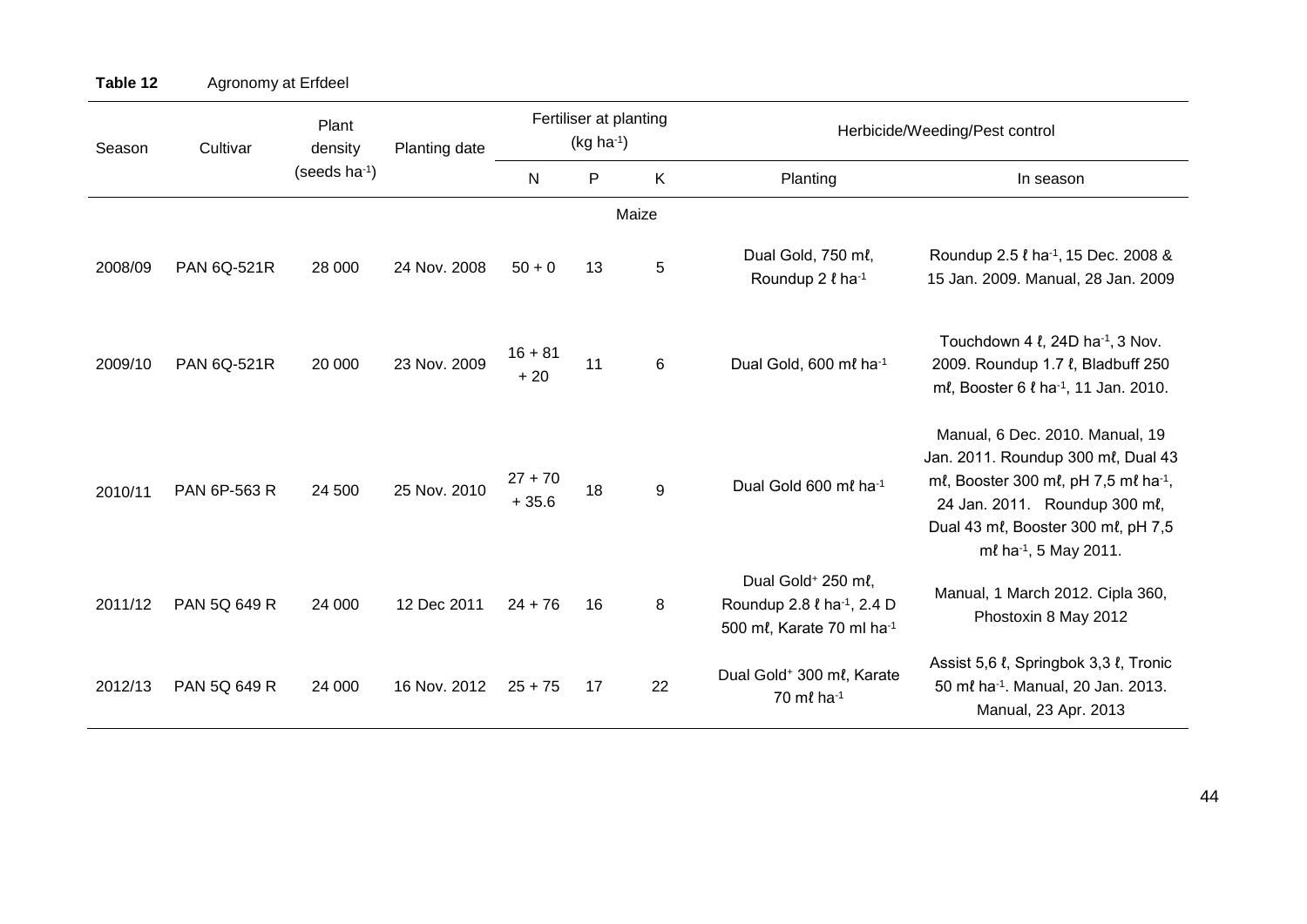**Table 12** Agronomy at Erfdeel

| Season | Cultivar | Plant density (seeds ha$^{-1}$) | Planting date | Fertiliser at planting (kg ha$^{-1}$) | | | Herbicide/Weeding/Pest control | |
|---|---|---|---|---|---|---|---|---|
| | | | | N | P | K | Planting | In season |
| | | | | | Maize | | | |
| 2008/09 | PAN 6Q-521R | 28 000 | 24 Nov. 2008 | 50 + 0 | 13 | 5 | Dual Gold, 750 mℓ, Roundup 2 ℓ ha$^{-1}$ | Roundup 2.5 ℓ ha$^{-1}$, 15 Dec. 2008 & 15 Jan. 2009. Manual, 28 Jan. 2009 |
| 2009/10 | PAN 6Q-521R | 20 000 | 23 Nov. 2009 | 16 + 81 + 20 | 11 | 6 | Dual Gold, 600 mℓ ha$^{-1}$ | Touchdown 4 ℓ, 24D ha$^{-1}$, 3 Nov. 2009. Roundup 1.7 ℓ, Bladbuff 250 mℓ, Booster 6 ℓ ha$^{-1}$, 11 Jan. 2010. |
| 2010/11 | PAN 6P-563 R | 24 500 | 25 Nov. 2010 | 27 + 70 + 35.6 | 18 | 9 | Dual Gold 600 mℓ ha$^{-1}$ | Manual, 6 Dec. 2010. Manual, 19 Jan. 2011. Roundup 300 mℓ, Dual 43 mℓ, Booster 300 mℓ, pH 7,5 mℓ ha$^{-1}$, 24 Jan. 2011. Roundup 300 mℓ, Dual 43 mℓ, Booster 300 mℓ, pH 7,5 mℓ ha$^{-1}$, 5 May 2011. |
| 2011/12 | PAN 5Q 649 R | 24 000 | 12 Dec 2011 | 24 + 76 | 16 | 8 | Dual Gold$^{+}$ 250 mℓ, Roundup 2.8 ℓ ha$^{-1}$, 2.4 D 500 mℓ, Karate 70 ml ha$^{-1}$ | Manual, 1 March 2012. Cipla 360, Phostoxin 8 May 2012 |
| 2012/13 | PAN 5Q 649 R | 24 000 | 16 Nov. 2012 | 25 + 75 | 17 | 22 | Dual Gold$^{+}$ 300 mℓ, Karate 70 mℓ ha$^{-1}$ | Assist 5,6 ℓ, Springbok 3,3 ℓ, Tronic 50 mℓ ha$^{-1}$. Manual, 20 Jan. 2013. Manual, 23 Apr. 2013 |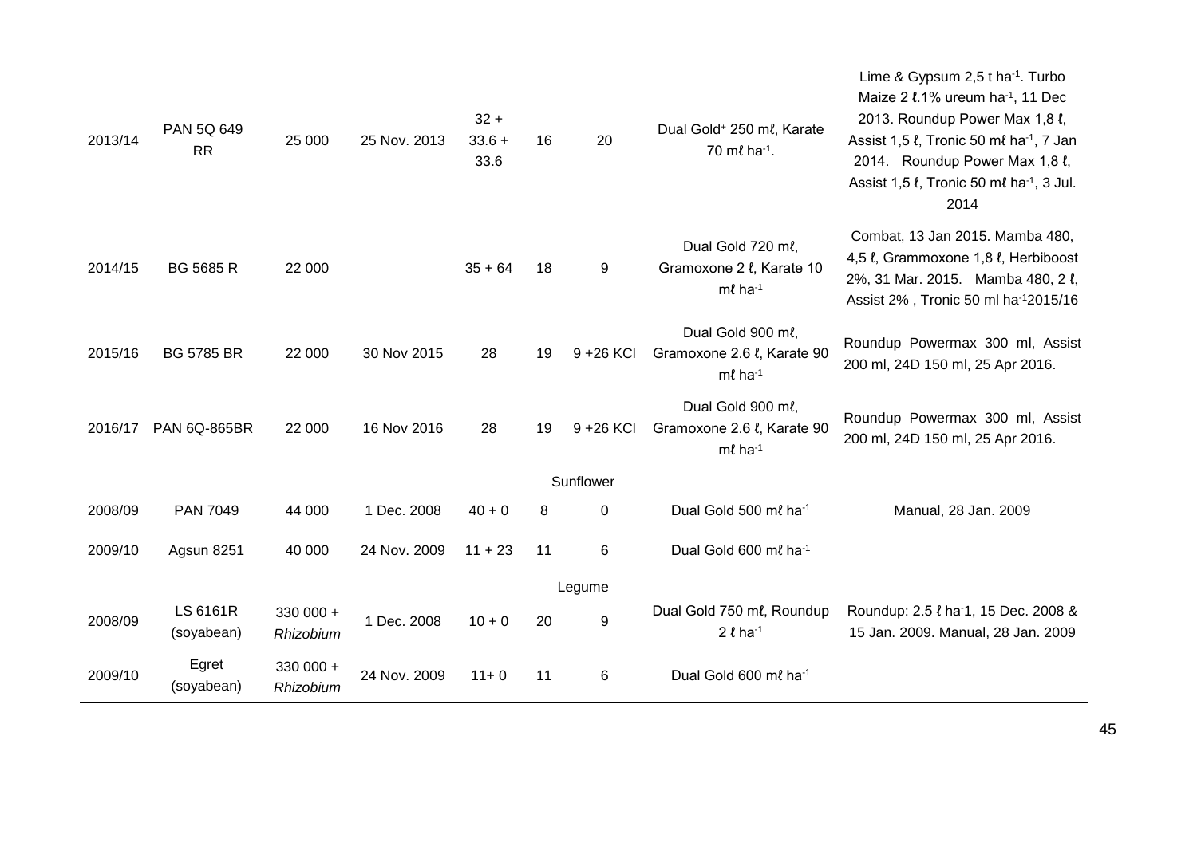| | | | | | | | | |
|---|---|---|---|---|---|---|---|---|
| 2013/14 | PAN 5Q 649 RR | 25 000 | 25 Nov. 2013 | 32 + 33.6 + 33.6 | 16 | 20 | Dual Gold+ 250 mℓ, Karate 70 mℓ ha$^{-1}$. | Lime & Gypsum 2,5 t ha$^{-1}$. Turbo Maize 2 ℓ.1% ureum ha$^{-1}$, 11 Dec 2013. Roundup Power Max 1,8 ℓ, Assist 1,5 ℓ, Tronic 50 mℓ ha$^{-1}$, 7 Jan 2014. Roundup Power Max 1,8 ℓ, Assist 1,5 ℓ, Tronic 50 mℓ ha$^{-1}$, 3 Jul. 2014 |
| 2014/15 | BG 5685 R | 22 000 | | 35 + 64 | 18 | 9 | Dual Gold 720 mℓ, Gramoxone 2 ℓ, Karate 10 mℓ ha$^{-1}$ | Combat, 13 Jan 2015. Mamba 480, 4,5 ℓ, Grammoxone 1,8 ℓ, Herbiboost 2%, 31 Mar. 2015. Mamba 480, 2 ℓ, Assist 2% , Tronic 50 ml ha$^{-1}$2015/16 |
| 2015/16 | BG 5785 BR | 22 000 | 30 Nov 2015 | 28 | 19 | 9 +26 KCl | Dual Gold 900 mℓ, Gramoxone 2.6 ℓ, Karate 90 mℓ ha$^{-1}$ | Roundup Powermax 300 ml, Assist 200 ml, 24D 150 ml, 25 Apr 2016. |
| 2016/17 | PAN 6Q-865BR | 22 000 | 16 Nov 2016 | 28 | 19 | 9 +26 KCl | Dual Gold 900 mℓ, Gramoxone 2.6 ℓ, Karate 90 mℓ ha$^{-1}$ | Roundup Powermax 300 ml, Assist 200 ml, 24D 150 ml, 25 Apr 2016. |
| | | | | | Sunflower | | | |
| 2008/09 | PAN 7049 | 44 000 | 1 Dec. 2008 | 40 + 0 | 8 | 0 | Dual Gold 500 mℓ ha$^{-1}$ | Manual, 28 Jan. 2009 |
| 2009/10 | Agsun 8251 | 40 000 | 24 Nov. 2009 | 11 + 23 | 11 | 6 | Dual Gold 600 mℓ ha$^{-1}$ | |
| | | | | | Legume | | | |
| 2008/09 | LS 6161R (soyabean) | 330 000 + *Rhizobium* | 1 Dec. 2008 | 10 + 0 | 20 | 9 | Dual Gold 750 mℓ, Roundup 2 ℓ ha$^{-1}$ | Roundup: 2.5 ℓ ha$^{-1}$, 15 Dec. 2008 & 15 Jan. 2009. Manual, 28 Jan. 2009 |
| 2009/10 | Egret (soyabean) | 330 000 + *Rhizobium* | 24 Nov. 2009 | 11+ 0 | 11 | 6 | Dual Gold 600 mℓ ha$^{-1}$ | |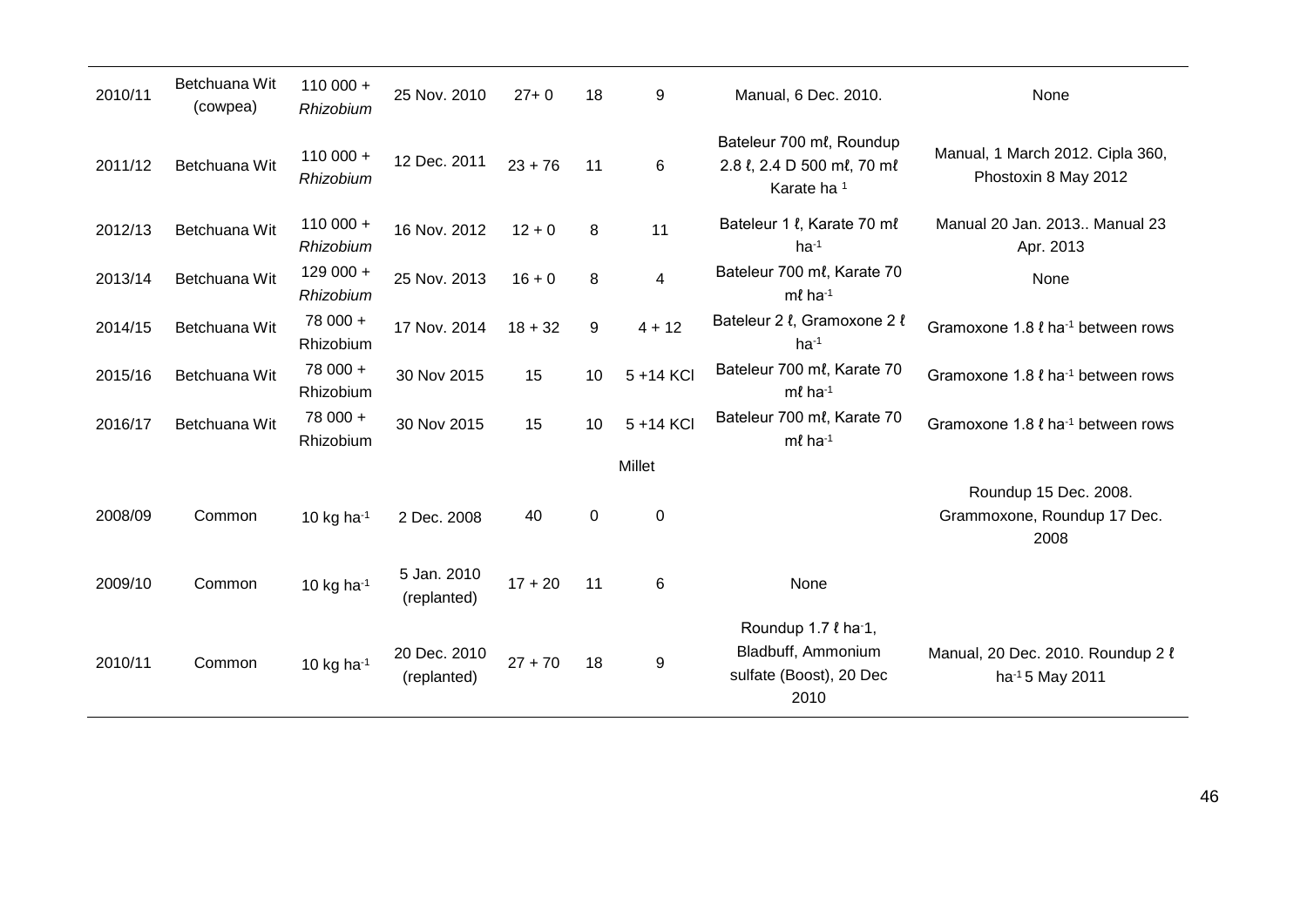| | | | | | | | | |
|---|---|---|---|---|---|---|---|---|
| 2010/11 | Betchuana Wit (cowpea) | 110 000 + *Rhizobium* | 25 Nov. 2010 | 27+ 0 | 18 | 9 | Manual, 6 Dec. 2010. | None |
| 2011/12 | Betchuana Wit | 110 000 + *Rhizobium* | 12 Dec. 2011 | 23 + 76 | 11 | 6 | Bateleur 700 mℓ, Roundup 2.8 ℓ, 2.4 D 500 mℓ, 70 mℓ Karate ha [1] | Manual, 1 March 2012. Cipla 360, Phostoxin 8 May 2012 |
| 2012/13 | Betchuana Wit | 110 000 + *Rhizobium* | 16 Nov. 2012 | 12 + 0 | 8 | 11 | Bateleur 1 ℓ, Karate 70 mℓ $ha^{-1}$ | Manual 20 Jan. 2013.. Manual 23 Apr. 2013 |
| 2013/14 | Betchuana Wit | 129 000 + *Rhizobium* | 25 Nov. 2013 | 16 + 0 | 8 | 4 | Bateleur 700 mℓ, Karate 70 mℓ $ha^{-1}$ | None |
| 2014/15 | Betchuana Wit | 78 000 + Rhizobium | 17 Nov. 2014 | 18 + 32 | 9 | 4 + 12 | Bateleur 2 ℓ, Gramoxone 2 ℓ $ha^{-1}$ | Gramoxone 1.8 ℓ $ha^{-1}$ between rows |
| 2015/16 | Betchuana Wit | 78 000 + Rhizobium | 30 Nov 2015 | 15 | 10 | 5 +14 KCl | Bateleur 700 mℓ, Karate 70 mℓ $ha^{-1}$ | Gramoxone 1.8 ℓ $ha^{-1}$ between rows |
| 2016/17 | Betchuana Wit | 78 000 + Rhizobium | 30 Nov 2015 | 15 | 10 | 5 +14 KCl | Bateleur 700 mℓ, Karate 70 mℓ $ha^{-1}$ | Gramoxone 1.8 ℓ $ha^{-1}$ between rows |
| | | | | | | Millet | | |
| 2008/09 | Common | 10 kg $ha^{-1}$ | 2 Dec. 2008 | 40 | 0 | 0 | | Roundup 15 Dec. 2008. Grammoxone, Roundup 17 Dec. 2008 |
| 2009/10 | Common | 10 kg $ha^{-1}$ | 5 Jan. 2010 (replanted) | 17 + 20 | 11 | 6 | None | |
| 2010/11 | Common | 10 kg $ha^{-1}$ | 20 Dec. 2010 (replanted) | 27 + 70 | 18 | 9 | Roundup 1.7 ℓ $ha^{-1}$, Bladbuff, Ammonium sulfate (Boost), 20 Dec 2010 | Manual, 20 Dec. 2010. Roundup 2 ℓ $ha^{-1}$ 5 May 2011 |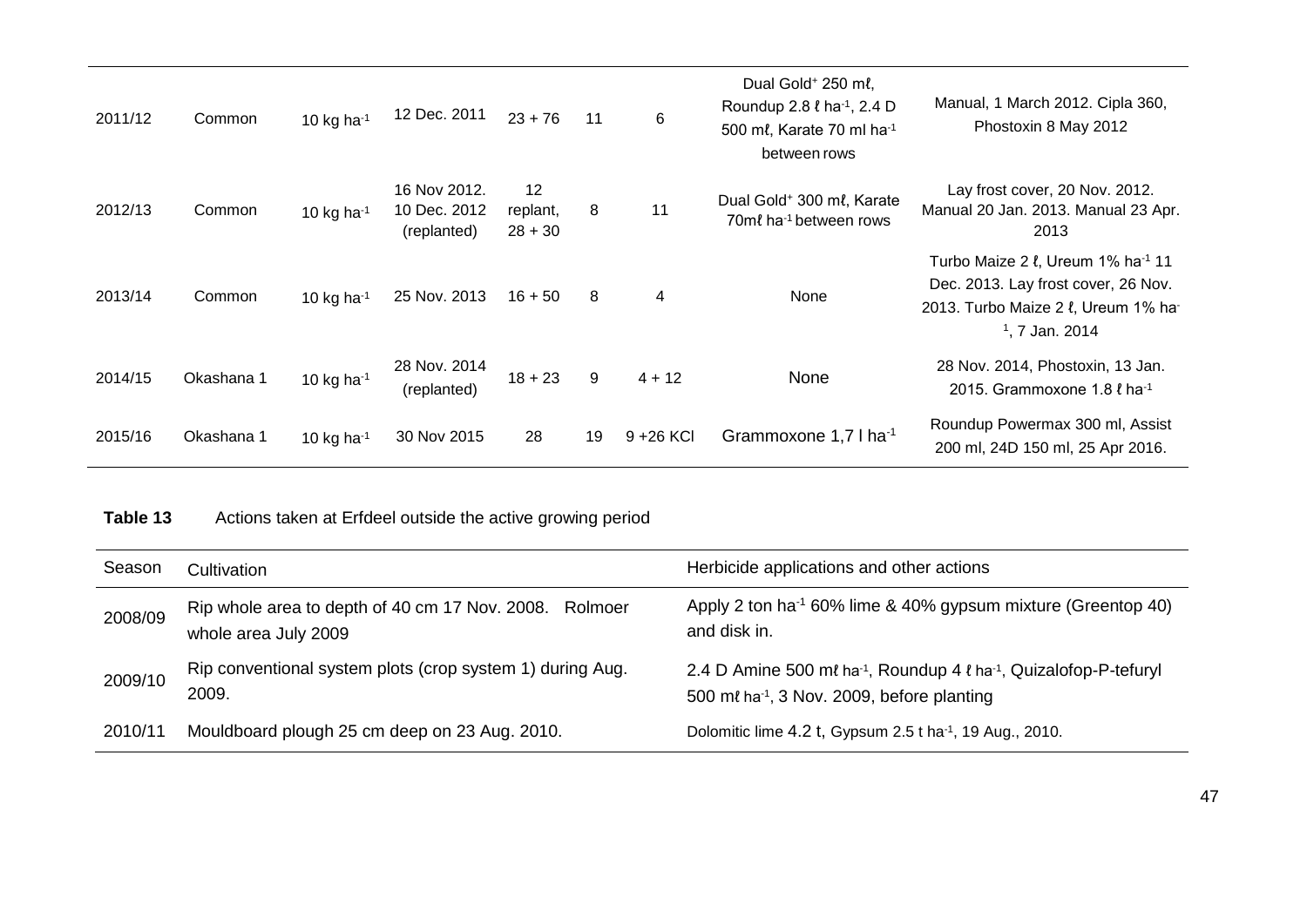| | | | | | | | | |
|---|---|---|---|---|---|---|---|---|
| 2011/12 | Common | 10 kg ha$^{-1}$ | 12 Dec. 2011 | 23 + 76 | 11 | 6 | Dual Gold$^{+}$ 250 mℓ, Roundup 2.8 ℓ ha$^{-1}$, 2.4 D 500 mℓ, Karate 70 ml ha$^{-1}$ between rows | Manual, 1 March 2012. Cipla 360, Phostoxin 8 May 2012 |
| 2012/13 | Common | 10 kg ha$^{-1}$ | 16 Nov 2012. 10 Dec. 2012 (replanted) | 12 replant, 28 + 30 | 8 | 11 | Dual Gold$^{+}$ 300 mℓ, Karate 70mℓ ha$^{-1}$ between rows | Lay frost cover, 20 Nov. 2012. Manual 20 Jan. 2013. Manual 23 Apr. 2013 |
| 2013/14 | Common | 10 kg ha$^{-1}$ | 25 Nov. 2013 | 16 + 50 | 8 | 4 | None | Turbo Maize 2 ℓ, Ureum 1% ha$^{-1}$ 11 Dec. 2013. Lay frost cover, 26 Nov. 2013. Turbo Maize 2 ℓ, Ureum 1% ha$^{-1}$, 7 Jan. 2014 |
| 2014/15 | Okashana 1 | 10 kg ha$^{-1}$ | 28 Nov. 2014 (replanted) | 18 + 23 | 9 | 4 + 12 | None | 28 Nov. 2014, Phostoxin, 13 Jan. 2015. Grammoxone 1.8 ℓ ha$^{-1}$ |
| 2015/16 | Okashana 1 | 10 kg ha$^{-1}$ | 30 Nov 2015 | 28 | 19 | 9 +26 KCl | Grammoxone 1,7 l ha$^{-1}$ | Roundup Powermax 300 ml, Assist 200 ml, 24D 150 ml, 25 Apr 2016. |

**Table 13** Actions taken at Erfdeel outside the active growing period

| Season | Cultivation | Herbicide applications and other actions |
|---|---|---|
| 2008/09 | Rip whole area to depth of 40 cm 17 Nov. 2008. Rolmoer whole area July 2009 | Apply 2 ton ha$^{-1}$ 60% lime & 40% gypsum mixture (Greentop 40) and disk in. |
| 2009/10 | Rip conventional system plots (crop system 1) during Aug. 2009. | 2.4 D Amine 500 mℓ ha$^{-1}$, Roundup 4 ℓ ha$^{-1}$, Quizalofop-P-tefuryl 500 mℓ ha$^{-1}$, 3 Nov. 2009, before planting |
| 2010/11 | Mouldboard plough 25 cm deep on 23 Aug. 2010. | Dolomitic lime 4.2 t, Gypsum 2.5 t ha$^{-1}$, 19 Aug., 2010. |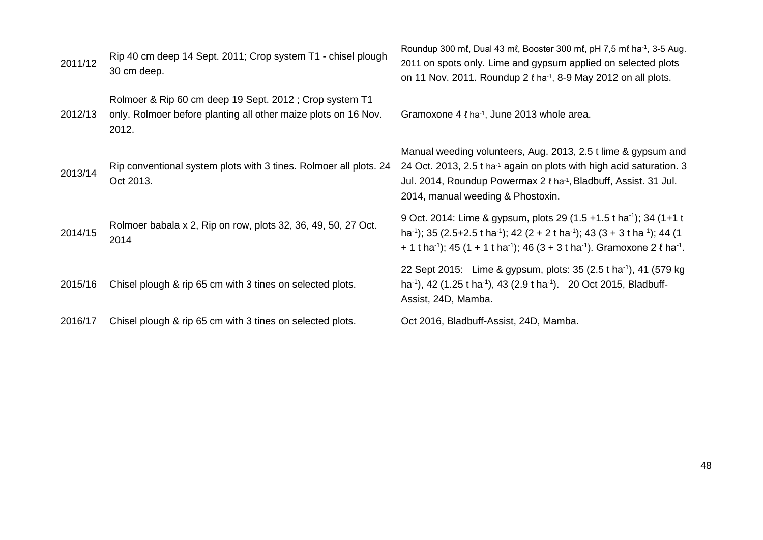| | | |
|---|---|---|
| 2011/12 | Rip 40 cm deep 14 Sept. 2011; Crop system T1 - chisel plough 30 cm deep. | Roundup 300 mℓ, Dual 43 mℓ, Booster 300 mℓ, pH 7,5 mℓ ha$^{-1}$, 3-5 Aug. 2011 on spots only. Lime and gypsum applied on selected plots on 11 Nov. 2011. Roundup 2 ℓ ha$^{-1}$, 8-9 May 2012 on all plots. |
| 2012/13 | Rolmoer & Rip 60 cm deep 19 Sept. 2012 ; Crop system T1 only. Rolmoer before planting all other maize plots on 16 Nov. 2012. | Gramoxone 4 ℓ ha$^{-1}$, June 2013 whole area. |
| 2013/14 | Rip conventional system plots with 3 tines. Rolmoer all plots. 24 Oct 2013. | Manual weeding volunteers, Aug. 2013, 2.5 t lime & gypsum and 24 Oct. 2013, 2.5 t ha$^{-1}$ again on plots with high acid saturation. 3 Jul. 2014, Roundup Powermax 2 ℓ ha$^{-1}$, Bladbuff, Assist. 31 Jul. 2014, manual weeding & Phostoxin. |
| 2014/15 | Rolmoer babala x 2, Rip on row, plots 32, 36, 49, 50, 27 Oct. 2014 | 9 Oct. 2014: Lime & gypsum, plots 29 (1.5 +1.5 t ha$^{-1}$); 34 (1+1 t ha$^{-1}$); 35 (2.5+2.5 t ha$^{-1}$); 42 (2 + 2 t ha$^{-1}$); 43 (3 + 3 t ha $^{1}$); 44 (1 + 1 t ha$^{-1}$); 45 (1 + 1 t ha$^{-1}$); 46 (3 + 3 t ha$^{-1}$). Gramoxone 2 ℓ ha$^{-1}$. |
| 2015/16 | Chisel plough & rip 65 cm with 3 tines on selected plots. | 22 Sept 2015: Lime & gypsum, plots: 35 (2.5 t ha$^{-1}$), 41 (579 kg ha$^{-1}$), 42 (1.25 t ha$^{-1}$), 43 (2.9 t ha$^{-1}$). 20 Oct 2015, Bladbuff-Assist, 24D, Mamba. |
| 2016/17 | Chisel plough & rip 65 cm with 3 tines on selected plots. | Oct 2016, Bladbuff-Assist, 24D, Mamba. |